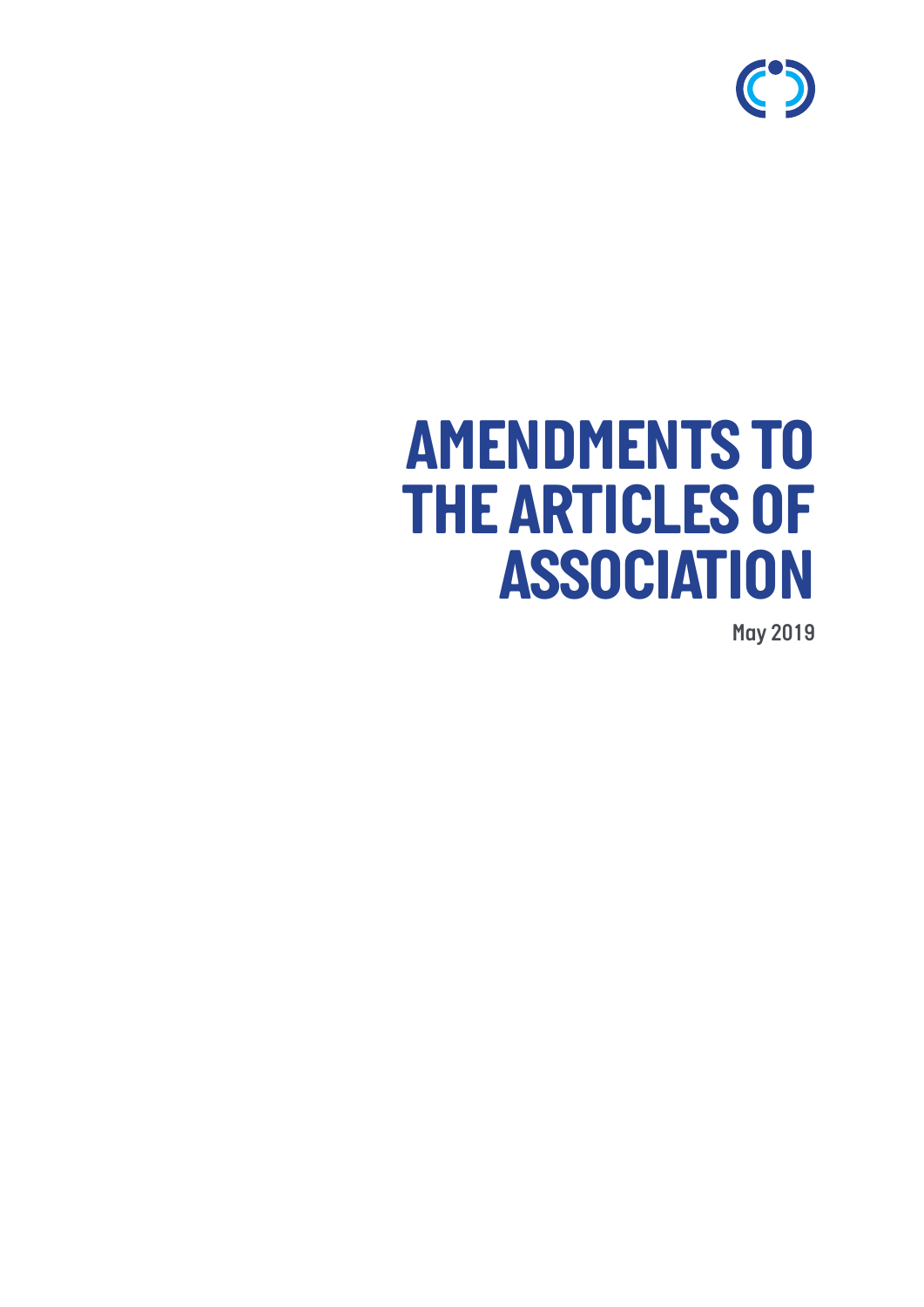# AMENDMENTS TO THE ARTICLES OF ASSOCIATION

May 2019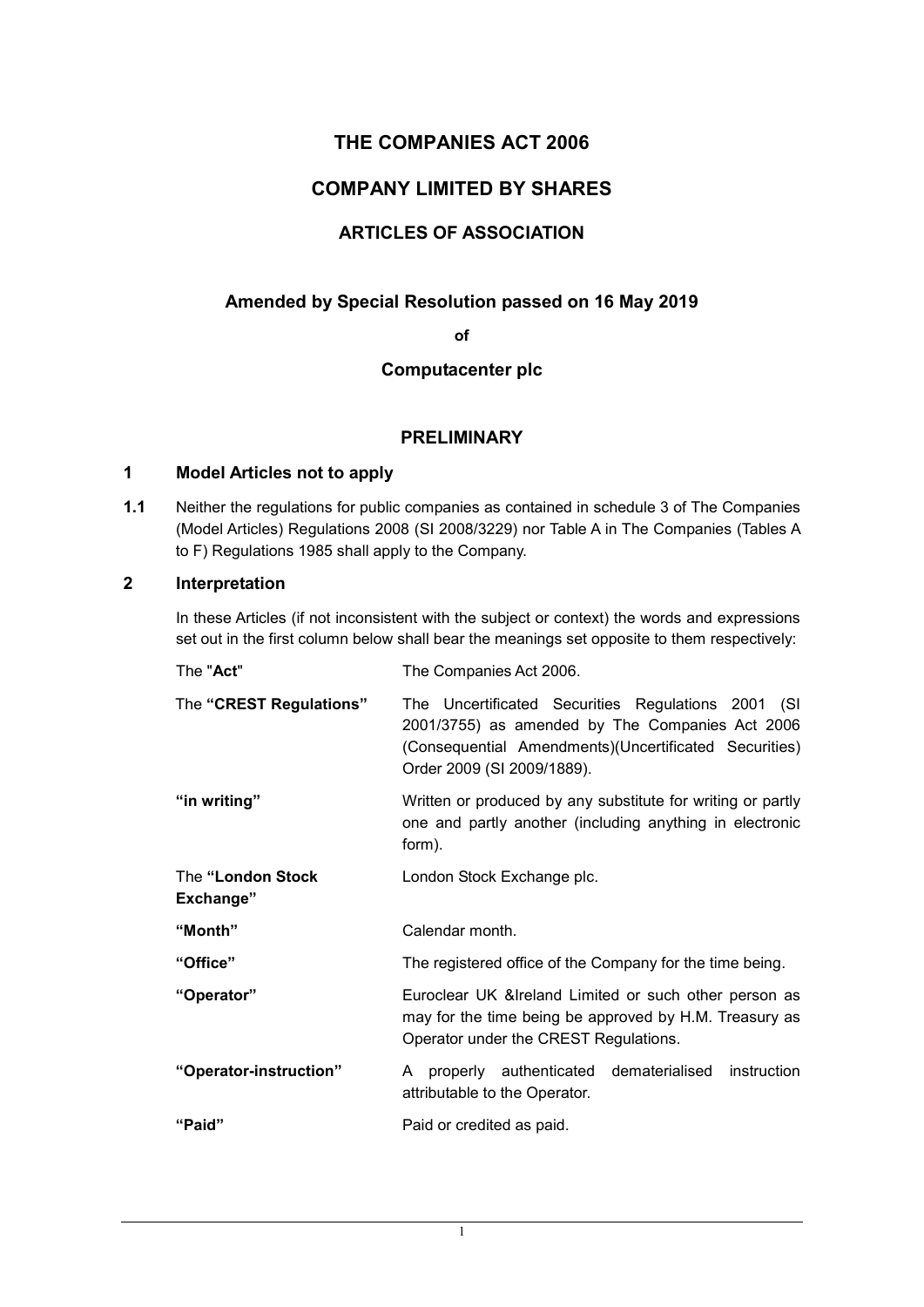# THE COMPANIES ACT 2006

# COMPANY LIMITED BY SHARES

## ARTICLES OF ASSOCIATION

### Amended by Special Resolution passed on 16 May 2019

**of**

### Computacenter plc

### PRELIMINARY

## 1 Model Articles not to apply

**1.1** Neither the regulations for public companies as contained in schedule 3 of The Companies (Model Articles) Regulations 2008 (SI 2008/3229) nor Table A in The Companies (Tables A to F) Regulations 1985 shall apply to the Company.

## 2 Interpretation

In these Articles (if not inconsistent with the subject or context) the words and expressions set out in the first column below shall bear the meanings set opposite to them respectively:

| | |
|---|---|
| The "**Act**" | The Companies Act 2006. |
| The **"CREST Regulations"** | The Uncertificated Securities Regulations 2001 (SI 2001/3755) as amended by The Companies Act 2006 (Consequential Amendments)(Uncertificated Securities) Order 2009 (SI 2009/1889). |
| **"in writing"** | Written or produced by any substitute for writing or partly one and partly another (including anything in electronic form). |
| The **"London Stock Exchange"** | London Stock Exchange plc. |
| **"Month"** | Calendar month. |
| **"Office"** | The registered office of the Company for the time being. |
| **"Operator"** | Euroclear UK &Ireland Limited or such other person as may for the time being be approved by H.M. Treasury as Operator under the CREST Regulations. |
| **"Operator-instruction"** | A properly authenticated dematerialised instruction attributable to the Operator. |
| **"Paid"** | Paid or credited as paid. |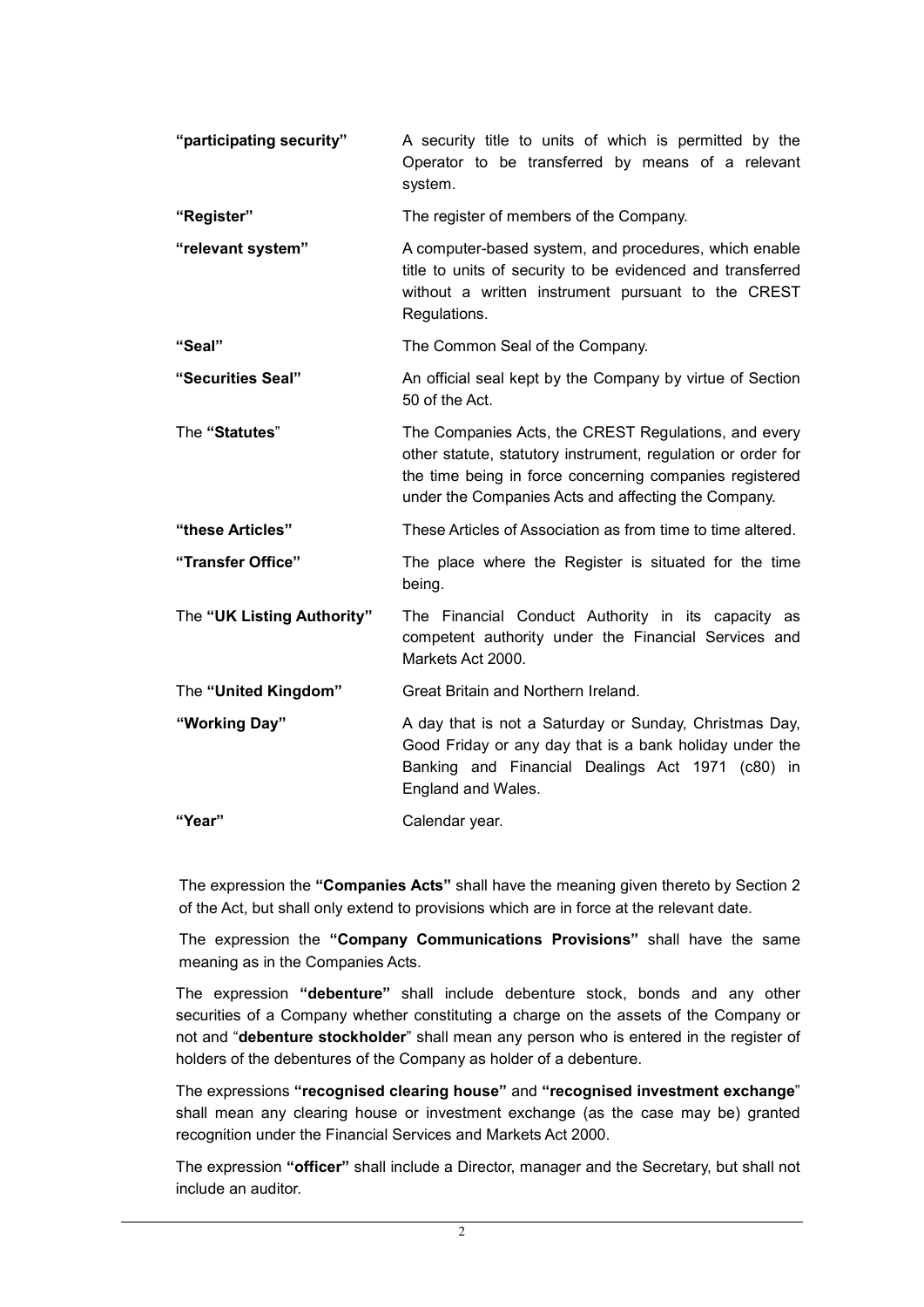| | |
|---|---|
| **"participating security"** | A security title to units of which is permitted by the Operator to be transferred by means of a relevant system. |
| **"Register"** | The register of members of the Company. |
| **"relevant system"** | A computer-based system, and procedures, which enable title to units of security to be evidenced and transferred without a written instrument pursuant to the CREST Regulations. |
| **"Seal"** | The Common Seal of the Company. |
| **"Securities Seal"** | An official seal kept by the Company by virtue of Section 50 of the Act. |
| The **"Statutes**" | The Companies Acts, the CREST Regulations, and every other statute, statutory instrument, regulation or order for the time being in force concerning companies registered under the Companies Acts and affecting the Company. |
| **"these Articles"** | These Articles of Association as from time to time altered. |
| **"Transfer Office"** | The place where the Register is situated for the time being. |
| The **"UK Listing Authority"** | The Financial Conduct Authority in its capacity as competent authority under the Financial Services and Markets Act 2000. |
| The **"United Kingdom"** | Great Britain and Northern Ireland. |
| **"Working Day"** | A day that is not a Saturday or Sunday, Christmas Day, Good Friday or any day that is a bank holiday under the Banking and Financial Dealings Act 1971 (c80) in England and Wales. |
| **"Year"** | Calendar year. |

The expression the **"Companies Acts"** shall have the meaning given thereto by Section 2 of the Act, but shall only extend to provisions which are in force at the relevant date.

The expression the **"Company Communications Provisions"** shall have the same meaning as in the Companies Acts.

The expression **"debenture"** shall include debenture stock, bonds and any other securities of a Company whether constituting a charge on the assets of the Company or not and "**debenture stockholder**" shall mean any person who is entered in the register of holders of the debentures of the Company as holder of a debenture.

The expressions **"recognised clearing house"** and **"recognised investment exchange**" shall mean any clearing house or investment exchange (as the case may be) granted recognition under the Financial Services and Markets Act 2000.

The expression **"officer"** shall include a Director, manager and the Secretary, but shall not include an auditor.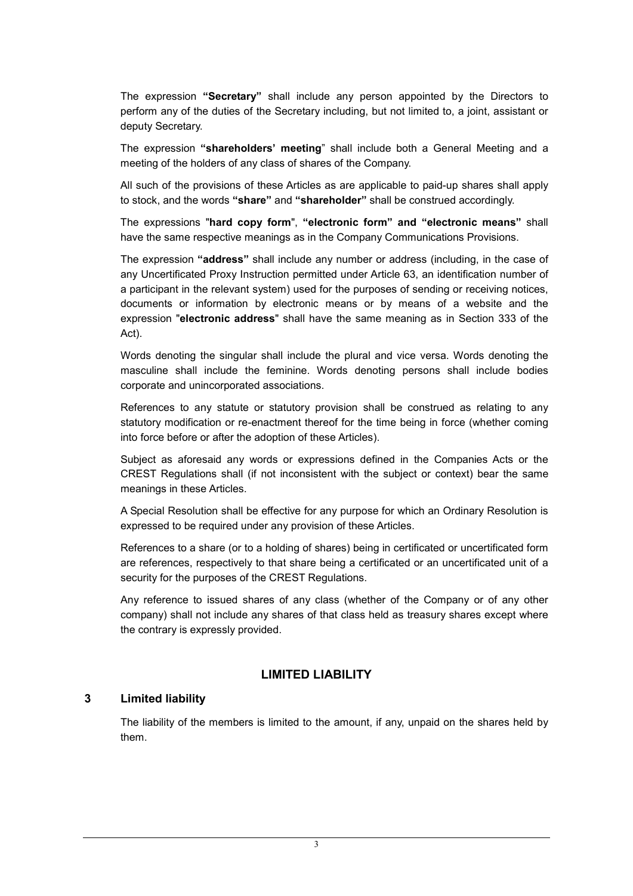The expression **"Secretary"** shall include any person appointed by the Directors to perform any of the duties of the Secretary including, but not limited to, a joint, assistant or deputy Secretary.

The expression **"shareholders' meeting**" shall include both a General Meeting and a meeting of the holders of any class of shares of the Company.

All such of the provisions of these Articles as are applicable to paid-up shares shall apply to stock, and the words **"share"** and **"shareholder"** shall be construed accordingly.

The expressions "**hard copy form**", **"electronic form" and "electronic means"** shall have the same respective meanings as in the Company Communications Provisions.

The expression **"address"** shall include any number or address (including, in the case of any Uncertificated Proxy Instruction permitted under Article 63, an identification number of a participant in the relevant system) used for the purposes of sending or receiving notices, documents or information by electronic means or by means of a website and the expression "**electronic address**" shall have the same meaning as in Section 333 of the Act).

Words denoting the singular shall include the plural and vice versa. Words denoting the masculine shall include the feminine. Words denoting persons shall include bodies corporate and unincorporated associations.

References to any statute or statutory provision shall be construed as relating to any statutory modification or re-enactment thereof for the time being in force (whether coming into force before or after the adoption of these Articles).

Subject as aforesaid any words or expressions defined in the Companies Acts or the CREST Regulations shall (if not inconsistent with the subject or context) bear the same meanings in these Articles.

A Special Resolution shall be effective for any purpose for which an Ordinary Resolution is expressed to be required under any provision of these Articles.

References to a share (or to a holding of shares) being in certificated or uncertificated form are references, respectively to that share being a certificated or an uncertificated unit of a security for the purposes of the CREST Regulations.

Any reference to issued shares of any class (whether of the Company or of any other company) shall not include any shares of that class held as treasury shares except where the contrary is expressly provided.

## LIMITED LIABILITY

### 3 Limited liability

The liability of the members is limited to the amount, if any, unpaid on the shares held by them.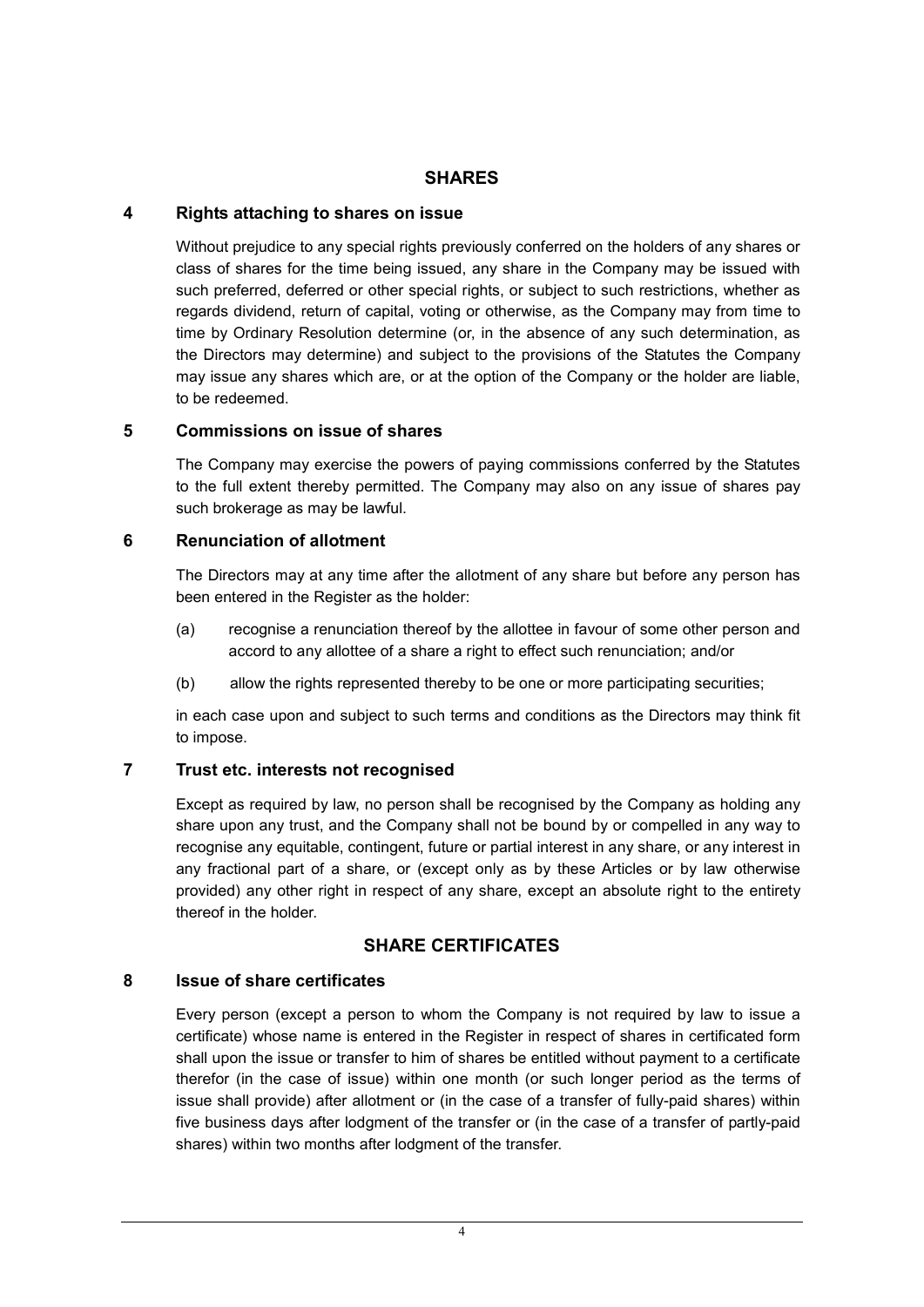## SHARES

### 4 Rights attaching to shares on issue

Without prejudice to any special rights previously conferred on the holders of any shares or class of shares for the time being issued, any share in the Company may be issued with such preferred, deferred or other special rights, or subject to such restrictions, whether as regards dividend, return of capital, voting or otherwise, as the Company may from time to time by Ordinary Resolution determine (or, in the absence of any such determination, as the Directors may determine) and subject to the provisions of the Statutes the Company may issue any shares which are, or at the option of the Company or the holder are liable, to be redeemed.

### 5 Commissions on issue of shares

The Company may exercise the powers of paying commissions conferred by the Statutes to the full extent thereby permitted. The Company may also on any issue of shares pay such brokerage as may be lawful.

### 6 Renunciation of allotment

The Directors may at any time after the allotment of any share but before any person has been entered in the Register as the holder:

(a) recognise a renunciation thereof by the allottee in favour of some other person and accord to any allottee of a share a right to effect such renunciation; and/or

(b) allow the rights represented thereby to be one or more participating securities;

in each case upon and subject to such terms and conditions as the Directors may think fit to impose.

### 7 Trust etc. interests not recognised

Except as required by law, no person shall be recognised by the Company as holding any share upon any trust, and the Company shall not be bound by or compelled in any way to recognise any equitable, contingent, future or partial interest in any share, or any interest in any fractional part of a share, or (except only as by these Articles or by law otherwise provided) any other right in respect of any share, except an absolute right to the entirety thereof in the holder.

## SHARE CERTIFICATES

### 8 Issue of share certificates

Every person (except a person to whom the Company is not required by law to issue a certificate) whose name is entered in the Register in respect of shares in certificated form shall upon the issue or transfer to him of shares be entitled without payment to a certificate therefor (in the case of issue) within one month (or such longer period as the terms of issue shall provide) after allotment or (in the case of a transfer of fully-paid shares) within five business days after lodgment of the transfer or (in the case of a transfer of partly-paid shares) within two months after lodgment of the transfer.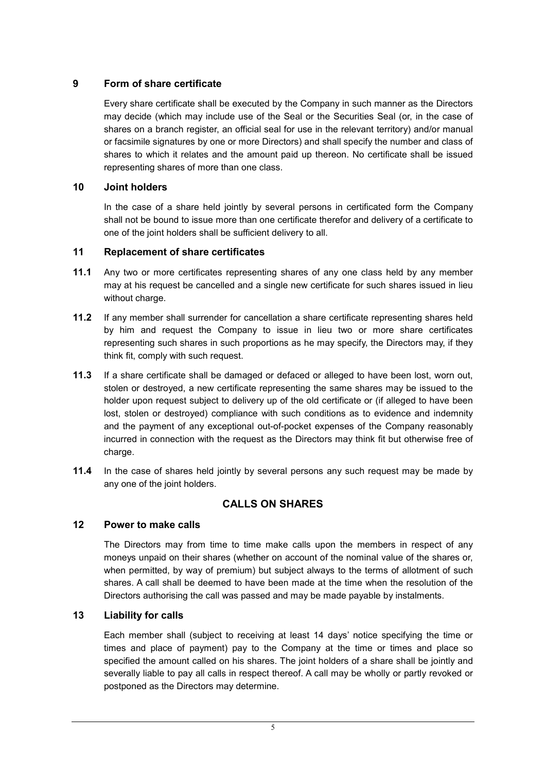### 9 Form of share certificate

Every share certificate shall be executed by the Company in such manner as the Directors may decide (which may include use of the Seal or the Securities Seal (or, in the case of shares on a branch register, an official seal for use in the relevant territory) and/or manual or facsimile signatures by one or more Directors) and shall specify the number and class of shares to which it relates and the amount paid up thereon. No certificate shall be issued representing shares of more than one class.

### 10 Joint holders

In the case of a share held jointly by several persons in certificated form the Company shall not be bound to issue more than one certificate therefor and delivery of a certificate to one of the joint holders shall be sufficient delivery to all.

### 11 Replacement of share certificates

**11.1** Any two or more certificates representing shares of any one class held by any member may at his request be cancelled and a single new certificate for such shares issued in lieu without charge.

**11.2** If any member shall surrender for cancellation a share certificate representing shares held by him and request the Company to issue in lieu two or more share certificates representing such shares in such proportions as he may specify, the Directors may, if they think fit, comply with such request.

**11.3** If a share certificate shall be damaged or defaced or alleged to have been lost, worn out, stolen or destroyed, a new certificate representing the same shares may be issued to the holder upon request subject to delivery up of the old certificate or (if alleged to have been lost, stolen or destroyed) compliance with such conditions as to evidence and indemnity and the payment of any exceptional out-of-pocket expenses of the Company reasonably incurred in connection with the request as the Directors may think fit but otherwise free of charge.

**11.4** In the case of shares held jointly by several persons any such request may be made by any one of the joint holders.

## CALLS ON SHARES

### 12 Power to make calls

The Directors may from time to time make calls upon the members in respect of any moneys unpaid on their shares (whether on account of the nominal value of the shares or, when permitted, by way of premium) but subject always to the terms of allotment of such shares. A call shall be deemed to have been made at the time when the resolution of the Directors authorising the call was passed and may be made payable by instalments.

### 13 Liability for calls

Each member shall (subject to receiving at least 14 days' notice specifying the time or times and place of payment) pay to the Company at the time or times and place so specified the amount called on his shares. The joint holders of a share shall be jointly and severally liable to pay all calls in respect thereof. A call may be wholly or partly revoked or postponed as the Directors may determine.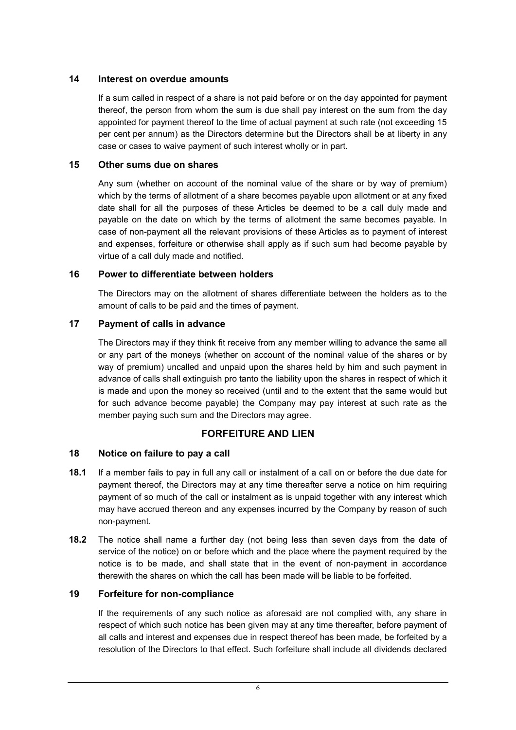## 14 Interest on overdue amounts

If a sum called in respect of a share is not paid before or on the day appointed for payment thereof, the person from whom the sum is due shall pay interest on the sum from the day appointed for payment thereof to the time of actual payment at such rate (not exceeding 15 per cent per annum) as the Directors determine but the Directors shall be at liberty in any case or cases to waive payment of such interest wholly or in part.

## 15 Other sums due on shares

Any sum (whether on account of the nominal value of the share or by way of premium) which by the terms of allotment of a share becomes payable upon allotment or at any fixed date shall for all the purposes of these Articles be deemed to be a call duly made and payable on the date on which by the terms of allotment the same becomes payable. In case of non-payment all the relevant provisions of these Articles as to payment of interest and expenses, forfeiture or otherwise shall apply as if such sum had become payable by virtue of a call duly made and notified.

## 16 Power to differentiate between holders

The Directors may on the allotment of shares differentiate between the holders as to the amount of calls to be paid and the times of payment.

## 17 Payment of calls in advance

The Directors may if they think fit receive from any member willing to advance the same all or any part of the moneys (whether on account of the nominal value of the shares or by way of premium) uncalled and unpaid upon the shares held by him and such payment in advance of calls shall extinguish pro tanto the liability upon the shares in respect of which it is made and upon the money so received (until and to the extent that the same would but for such advance become payable) the Company may pay interest at such rate as the member paying such sum and the Directors may agree.

# FORFEITURE AND LIEN

## 18 Notice on failure to pay a call

**18.1** If a member fails to pay in full any call or instalment of a call on or before the due date for payment thereof, the Directors may at any time thereafter serve a notice on him requiring payment of so much of the call or instalment as is unpaid together with any interest which may have accrued thereon and any expenses incurred by the Company by reason of such non-payment.

**18.2** The notice shall name a further day (not being less than seven days from the date of service of the notice) on or before which and the place where the payment required by the notice is to be made, and shall state that in the event of non-payment in accordance therewith the shares on which the call has been made will be liable to be forfeited.

## 19 Forfeiture for non-compliance

If the requirements of any such notice as aforesaid are not complied with, any share in respect of which such notice has been given may at any time thereafter, before payment of all calls and interest and expenses due in respect thereof has been made, be forfeited by a resolution of the Directors to that effect. Such forfeiture shall include all dividends declared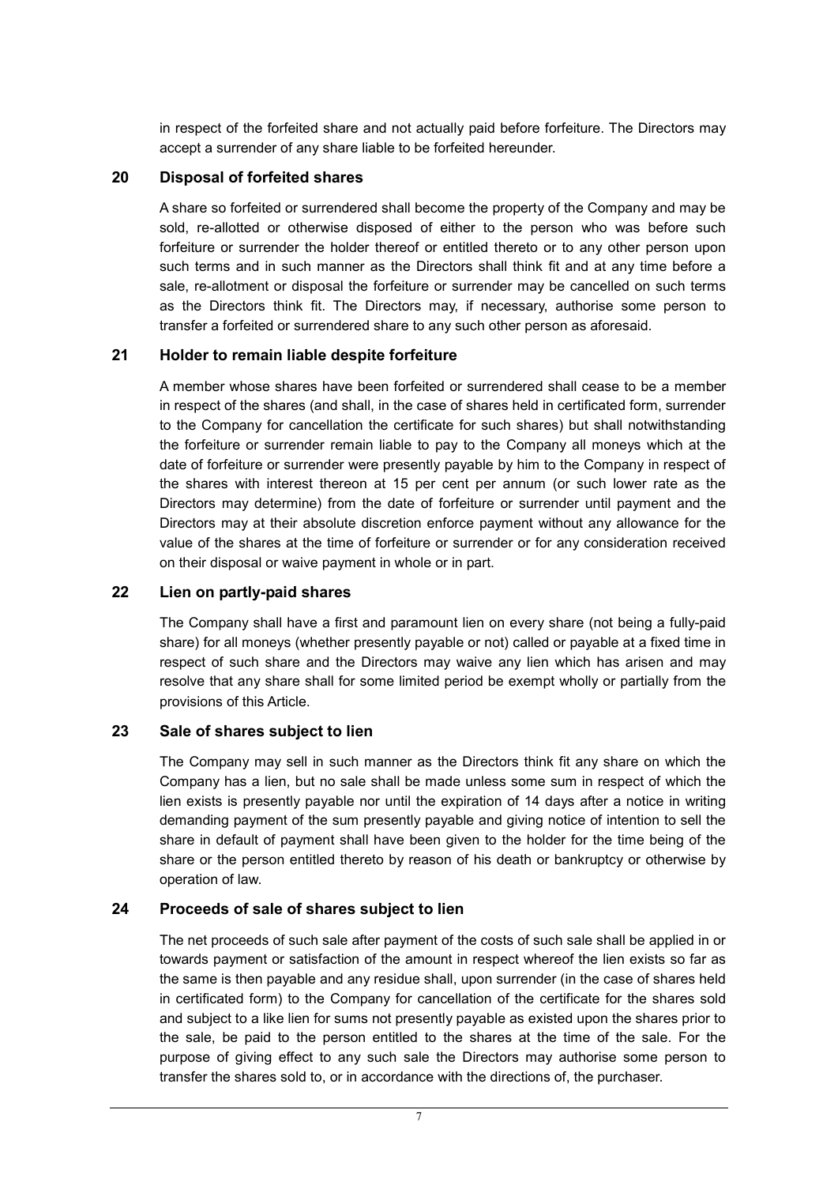in respect of the forfeited share and not actually paid before forfeiture. The Directors may accept a surrender of any share liable to be forfeited hereunder.

## 20 Disposal of forfeited shares

A share so forfeited or surrendered shall become the property of the Company and may be sold, re-allotted or otherwise disposed of either to the person who was before such forfeiture or surrender the holder thereof or entitled thereto or to any other person upon such terms and in such manner as the Directors shall think fit and at any time before a sale, re-allotment or disposal the forfeiture or surrender may be cancelled on such terms as the Directors think fit. The Directors may, if necessary, authorise some person to transfer a forfeited or surrendered share to any such other person as aforesaid.

## 21 Holder to remain liable despite forfeiture

A member whose shares have been forfeited or surrendered shall cease to be a member in respect of the shares (and shall, in the case of shares held in certificated form, surrender to the Company for cancellation the certificate for such shares) but shall notwithstanding the forfeiture or surrender remain liable to pay to the Company all moneys which at the date of forfeiture or surrender were presently payable by him to the Company in respect of the shares with interest thereon at 15 per cent per annum (or such lower rate as the Directors may determine) from the date of forfeiture or surrender until payment and the Directors may at their absolute discretion enforce payment without any allowance for the value of the shares at the time of forfeiture or surrender or for any consideration received on their disposal or waive payment in whole or in part.

## 22 Lien on partly-paid shares

The Company shall have a first and paramount lien on every share (not being a fully-paid share) for all moneys (whether presently payable or not) called or payable at a fixed time in respect of such share and the Directors may waive any lien which has arisen and may resolve that any share shall for some limited period be exempt wholly or partially from the provisions of this Article.

## 23 Sale of shares subject to lien

The Company may sell in such manner as the Directors think fit any share on which the Company has a lien, but no sale shall be made unless some sum in respect of which the lien exists is presently payable nor until the expiration of 14 days after a notice in writing demanding payment of the sum presently payable and giving notice of intention to sell the share in default of payment shall have been given to the holder for the time being of the share or the person entitled thereto by reason of his death or bankruptcy or otherwise by operation of law.

## 24 Proceeds of sale of shares subject to lien

The net proceeds of such sale after payment of the costs of such sale shall be applied in or towards payment or satisfaction of the amount in respect whereof the lien exists so far as the same is then payable and any residue shall, upon surrender (in the case of shares held in certificated form) to the Company for cancellation of the certificate for the shares sold and subject to a like lien for sums not presently payable as existed upon the shares prior to the sale, be paid to the person entitled to the shares at the time of the sale. For the purpose of giving effect to any such sale the Directors may authorise some person to transfer the shares sold to, or in accordance with the directions of, the purchaser.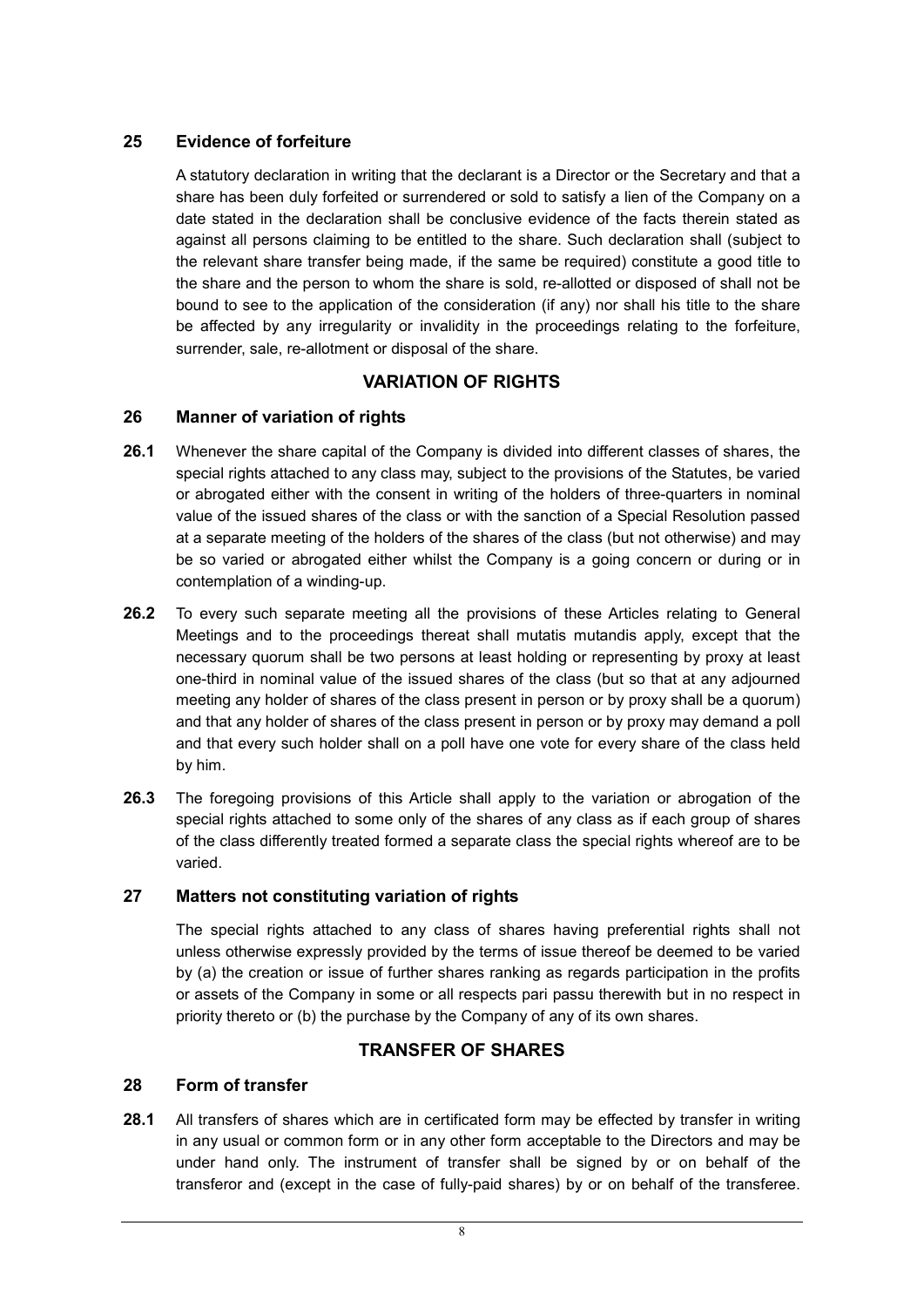## 25 Evidence of forfeiture

A statutory declaration in writing that the declarant is a Director or the Secretary and that a share has been duly forfeited or surrendered or sold to satisfy a lien of the Company on a date stated in the declaration shall be conclusive evidence of the facts therein stated as against all persons claiming to be entitled to the share. Such declaration shall (subject to the relevant share transfer being made, if the same be required) constitute a good title to the share and the person to whom the share is sold, re-allotted or disposed of shall not be bound to see to the application of the consideration (if any) nor shall his title to the share be affected by any irregularity or invalidity in the proceedings relating to the forfeiture, surrender, sale, re-allotment or disposal of the share.

# VARIATION OF RIGHTS

## 26 Manner of variation of rights

**26.1** Whenever the share capital of the Company is divided into different classes of shares, the special rights attached to any class may, subject to the provisions of the Statutes, be varied or abrogated either with the consent in writing of the holders of three-quarters in nominal value of the issued shares of the class or with the sanction of a Special Resolution passed at a separate meeting of the holders of the shares of the class (but not otherwise) and may be so varied or abrogated either whilst the Company is a going concern or during or in contemplation of a winding-up.

**26.2** To every such separate meeting all the provisions of these Articles relating to General Meetings and to the proceedings thereat shall mutatis mutandis apply, except that the necessary quorum shall be two persons at least holding or representing by proxy at least one-third in nominal value of the issued shares of the class (but so that at any adjourned meeting any holder of shares of the class present in person or by proxy shall be a quorum) and that any holder of shares of the class present in person or by proxy may demand a poll and that every such holder shall on a poll have one vote for every share of the class held by him.

**26.3** The foregoing provisions of this Article shall apply to the variation or abrogation of the special rights attached to some only of the shares of any class as if each group of shares of the class differently treated formed a separate class the special rights whereof are to be varied.

## 27 Matters not constituting variation of rights

The special rights attached to any class of shares having preferential rights shall not unless otherwise expressly provided by the terms of issue thereof be deemed to be varied by (a) the creation or issue of further shares ranking as regards participation in the profits or assets of the Company in some or all respects pari passu therewith but in no respect in priority thereto or (b) the purchase by the Company of any of its own shares.

# TRANSFER OF SHARES

## 28 Form of transfer

**28.1** All transfers of shares which are in certificated form may be effected by transfer in writing in any usual or common form or in any other form acceptable to the Directors and may be under hand only. The instrument of transfer shall be signed by or on behalf of the transferor and (except in the case of fully-paid shares) by or on behalf of the transferee.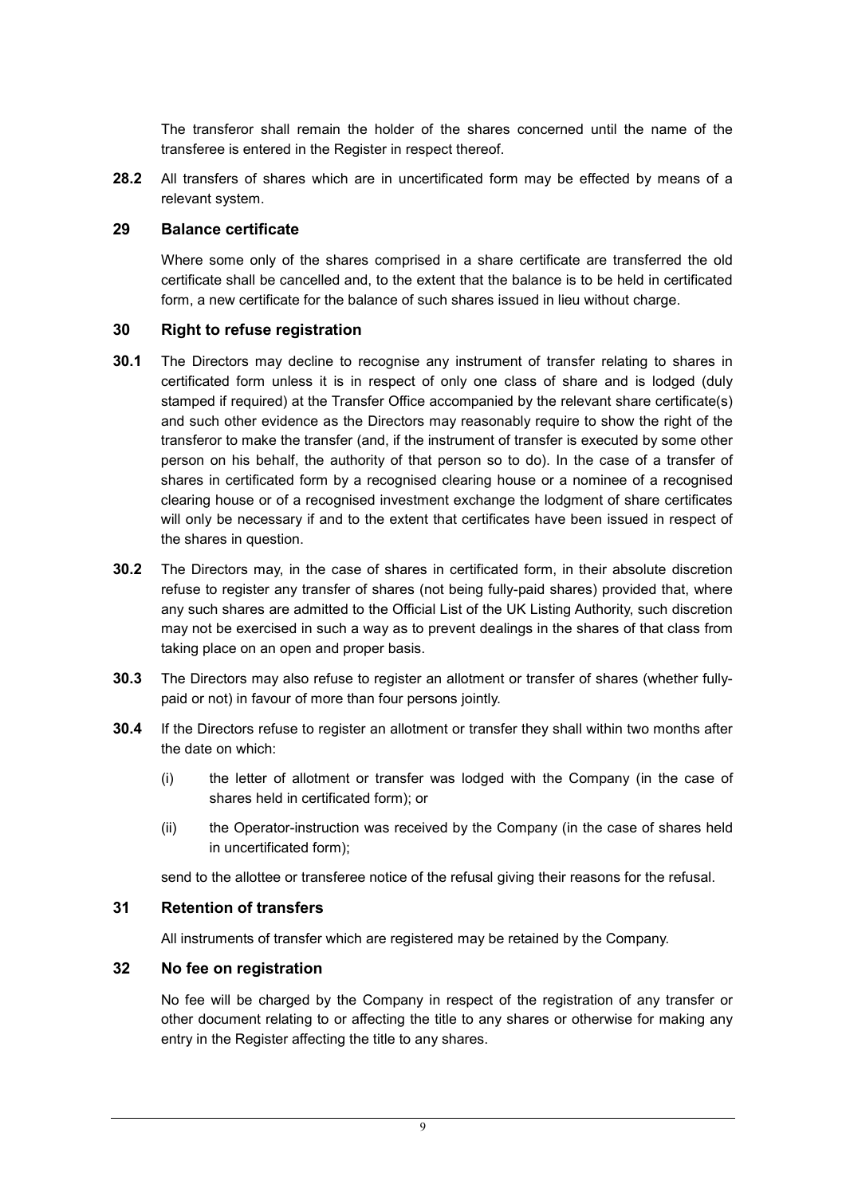The transferor shall remain the holder of the shares concerned until the name of the transferee is entered in the Register in respect thereof.

**28.2** All transfers of shares which are in uncertificated form may be effected by means of a relevant system.

## 29 Balance certificate

Where some only of the shares comprised in a share certificate are transferred the old certificate shall be cancelled and, to the extent that the balance is to be held in certificated form, a new certificate for the balance of such shares issued in lieu without charge.

## 30 Right to refuse registration

**30.1** The Directors may decline to recognise any instrument of transfer relating to shares in certificated form unless it is in respect of only one class of share and is lodged (duly stamped if required) at the Transfer Office accompanied by the relevant share certificate(s) and such other evidence as the Directors may reasonably require to show the right of the transferor to make the transfer (and, if the instrument of transfer is executed by some other person on his behalf, the authority of that person so to do). In the case of a transfer of shares in certificated form by a recognised clearing house or a nominee of a recognised clearing house or of a recognised investment exchange the lodgment of share certificates will only be necessary if and to the extent that certificates have been issued in respect of the shares in question.

**30.2** The Directors may, in the case of shares in certificated form, in their absolute discretion refuse to register any transfer of shares (not being fully-paid shares) provided that, where any such shares are admitted to the Official List of the UK Listing Authority, such discretion may not be exercised in such a way as to prevent dealings in the shares of that class from taking place on an open and proper basis.

**30.3** The Directors may also refuse to register an allotment or transfer of shares (whether fully-paid or not) in favour of more than four persons jointly.

**30.4** If the Directors refuse to register an allotment or transfer they shall within two months after the date on which:

(i) the letter of allotment or transfer was lodged with the Company (in the case of shares held in certificated form); or

(ii) the Operator-instruction was received by the Company (in the case of shares held in uncertificated form);

send to the allottee or transferee notice of the refusal giving their reasons for the refusal.

## 31 Retention of transfers

All instruments of transfer which are registered may be retained by the Company.

## 32 No fee on registration

No fee will be charged by the Company in respect of the registration of any transfer or other document relating to or affecting the title to any shares or otherwise for making any entry in the Register affecting the title to any shares.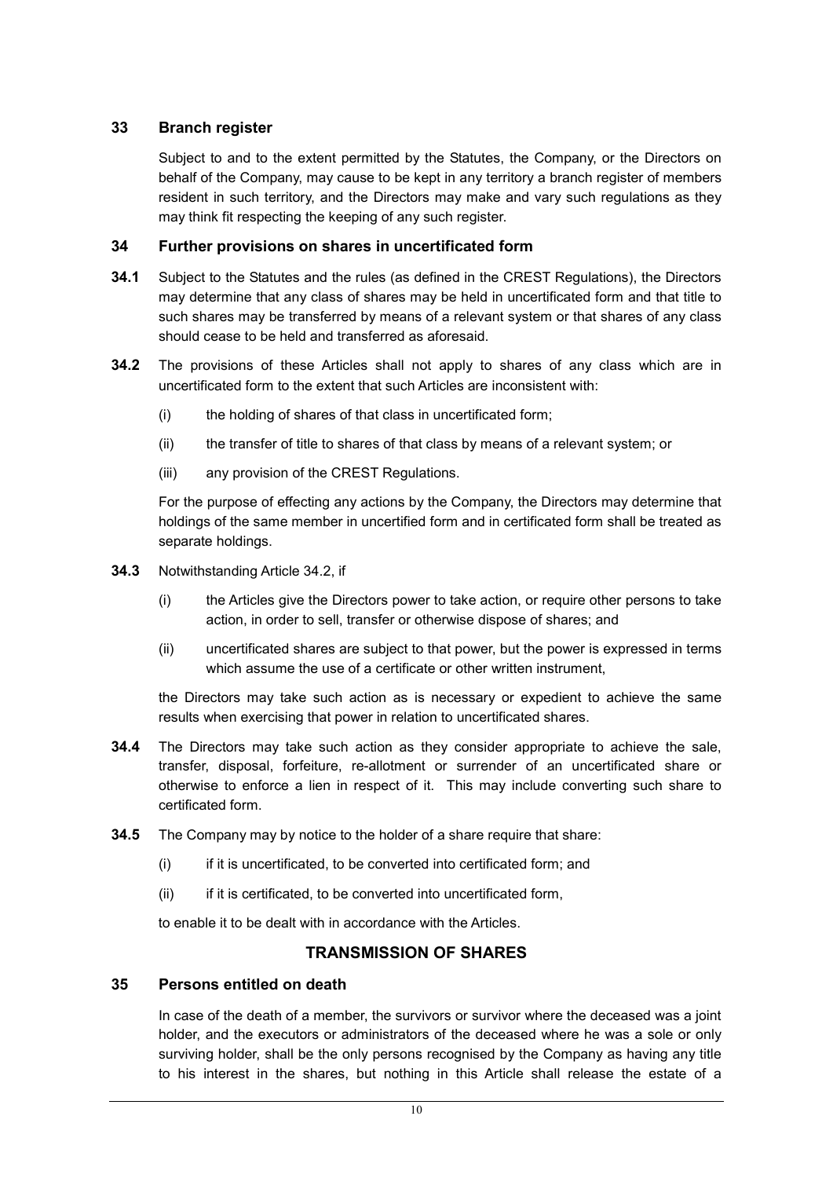## 33 Branch register

Subject to and to the extent permitted by the Statutes, the Company, or the Directors on behalf of the Company, may cause to be kept in any territory a branch register of members resident in such territory, and the Directors may make and vary such regulations as they may think fit respecting the keeping of any such register.

## 34 Further provisions on shares in uncertificated form

**34.1** Subject to the Statutes and the rules (as defined in the CREST Regulations), the Directors may determine that any class of shares may be held in uncertificated form and that title to such shares may be transferred by means of a relevant system or that shares of any class should cease to be held and transferred as aforesaid.

**34.2** The provisions of these Articles shall not apply to shares of any class which are in uncertificated form to the extent that such Articles are inconsistent with:

(i) the holding of shares of that class in uncertificated form;

(ii) the transfer of title to shares of that class by means of a relevant system; or

(iii) any provision of the CREST Regulations.

For the purpose of effecting any actions by the Company, the Directors may determine that holdings of the same member in uncertified form and in certificated form shall be treated as separate holdings.

**34.3** Notwithstanding Article 34.2, if

(i) the Articles give the Directors power to take action, or require other persons to take action, in order to sell, transfer or otherwise dispose of shares; and

(ii) uncertificated shares are subject to that power, but the power is expressed in terms which assume the use of a certificate or other written instrument,

the Directors may take such action as is necessary or expedient to achieve the same results when exercising that power in relation to uncertificated shares.

**34.4** The Directors may take such action as they consider appropriate to achieve the sale, transfer, disposal, forfeiture, re-allotment or surrender of an uncertificated share or otherwise to enforce a lien in respect of it. This may include converting such share to certificated form.

**34.5** The Company may by notice to the holder of a share require that share:

(i) if it is uncertificated, to be converted into certificated form; and

(ii) if it is certificated, to be converted into uncertificated form,

to enable it to be dealt with in accordance with the Articles.

# TRANSMISSION OF SHARES

## 35 Persons entitled on death

In case of the death of a member, the survivors or survivor where the deceased was a joint holder, and the executors or administrators of the deceased where he was a sole or only surviving holder, shall be the only persons recognised by the Company as having any title to his interest in the shares, but nothing in this Article shall release the estate of a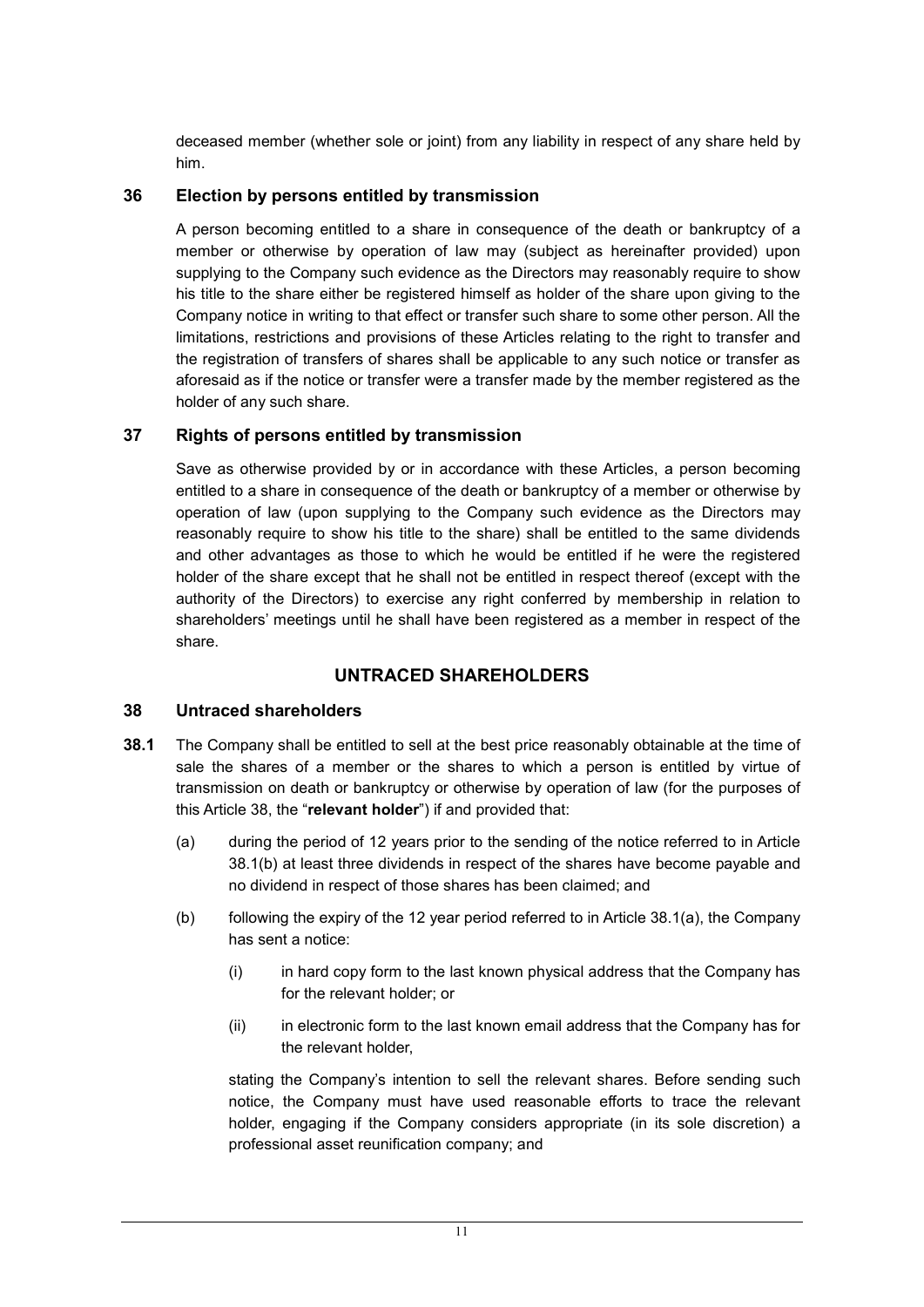deceased member (whether sole or joint) from any liability in respect of any share held by him.

## 36 Election by persons entitled by transmission

A person becoming entitled to a share in consequence of the death or bankruptcy of a member or otherwise by operation of law may (subject as hereinafter provided) upon supplying to the Company such evidence as the Directors may reasonably require to show his title to the share either be registered himself as holder of the share upon giving to the Company notice in writing to that effect or transfer such share to some other person. All the limitations, restrictions and provisions of these Articles relating to the right to transfer and the registration of transfers of shares shall be applicable to any such notice or transfer as aforesaid as if the notice or transfer were a transfer made by the member registered as the holder of any such share.

## 37 Rights of persons entitled by transmission

Save as otherwise provided by or in accordance with these Articles, a person becoming entitled to a share in consequence of the death or bankruptcy of a member or otherwise by operation of law (upon supplying to the Company such evidence as the Directors may reasonably require to show his title to the share) shall be entitled to the same dividends and other advantages as those to which he would be entitled if he were the registered holder of the share except that he shall not be entitled in respect thereof (except with the authority of the Directors) to exercise any right conferred by membership in relation to shareholders' meetings until he shall have been registered as a member in respect of the share.

# UNTRACED SHAREHOLDERS

## 38 Untraced shareholders

**38.1** The Company shall be entitled to sell at the best price reasonably obtainable at the time of sale the shares of a member or the shares to which a person is entitled by virtue of transmission on death or bankruptcy or otherwise by operation of law (for the purposes of this Article 38, the "**relevant holder**") if and provided that:

(a) during the period of 12 years prior to the sending of the notice referred to in Article 38.1(b) at least three dividends in respect of the shares have become payable and no dividend in respect of those shares has been claimed; and

(b) following the expiry of the 12 year period referred to in Article 38.1(a), the Company has sent a notice:

(i) in hard copy form to the last known physical address that the Company has for the relevant holder; or

(ii) in electronic form to the last known email address that the Company has for the relevant holder,

stating the Company's intention to sell the relevant shares. Before sending such notice, the Company must have used reasonable efforts to trace the relevant holder, engaging if the Company considers appropriate (in its sole discretion) a professional asset reunification company; and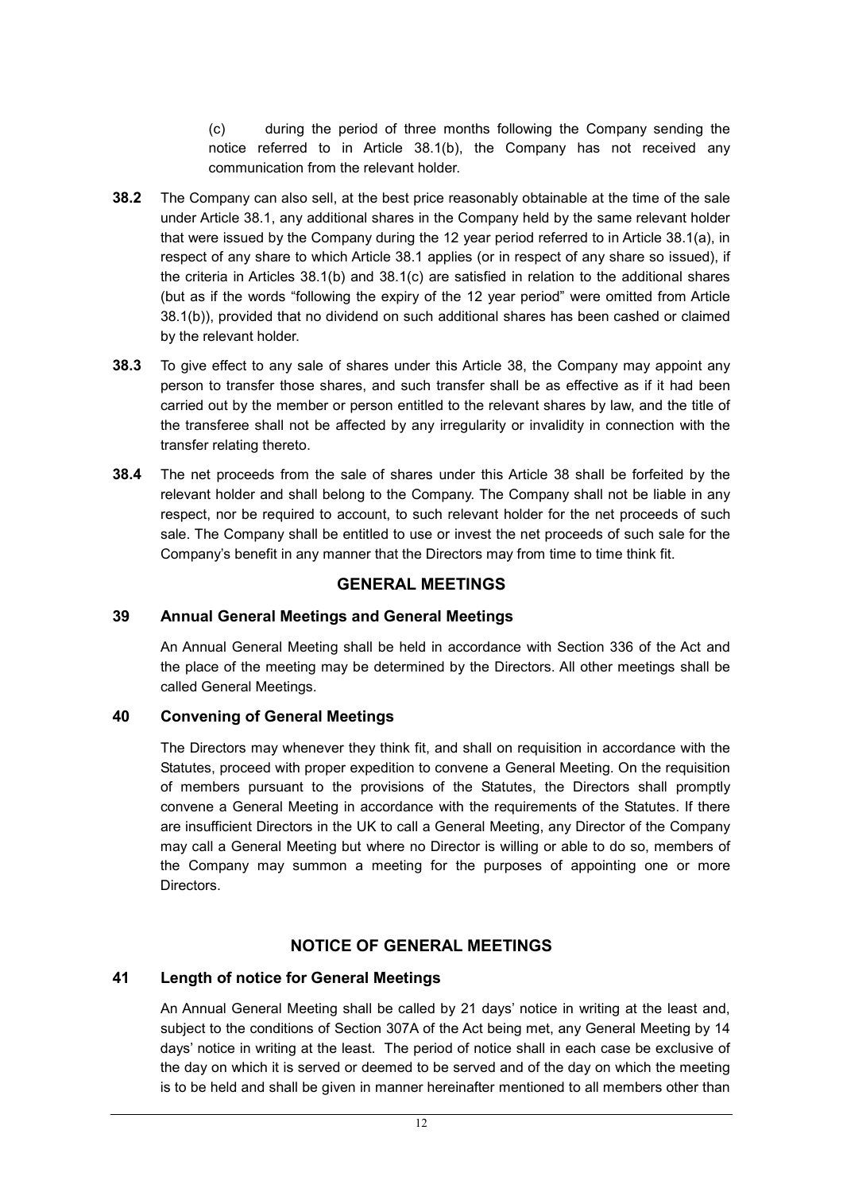(c) during the period of three months following the Company sending the notice referred to in Article 38.1(b), the Company has not received any communication from the relevant holder.

**38.2** The Company can also sell, at the best price reasonably obtainable at the time of the sale under Article 38.1, any additional shares in the Company held by the same relevant holder that were issued by the Company during the 12 year period referred to in Article 38.1(a), in respect of any share to which Article 38.1 applies (or in respect of any share so issued), if the criteria in Articles 38.1(b) and 38.1(c) are satisfied in relation to the additional shares (but as if the words "following the expiry of the 12 year period" were omitted from Article 38.1(b)), provided that no dividend on such additional shares has been cashed or claimed by the relevant holder.

**38.3** To give effect to any sale of shares under this Article 38, the Company may appoint any person to transfer those shares, and such transfer shall be as effective as if it had been carried out by the member or person entitled to the relevant shares by law, and the title of the transferee shall not be affected by any irregularity or invalidity in connection with the transfer relating thereto.

**38.4** The net proceeds from the sale of shares under this Article 38 shall be forfeited by the relevant holder and shall belong to the Company. The Company shall not be liable in any respect, nor be required to account, to such relevant holder for the net proceeds of such sale. The Company shall be entitled to use or invest the net proceeds of such sale for the Company's benefit in any manner that the Directors may from time to time think fit.

## GENERAL MEETINGS

### 39 Annual General Meetings and General Meetings

An Annual General Meeting shall be held in accordance with Section 336 of the Act and the place of the meeting may be determined by the Directors. All other meetings shall be called General Meetings.

### 40 Convening of General Meetings

The Directors may whenever they think fit, and shall on requisition in accordance with the Statutes, proceed with proper expedition to convene a General Meeting. On the requisition of members pursuant to the provisions of the Statutes, the Directors shall promptly convene a General Meeting in accordance with the requirements of the Statutes. If there are insufficient Directors in the UK to call a General Meeting, any Director of the Company may call a General Meeting but where no Director is willing or able to do so, members of the Company may summon a meeting for the purposes of appointing one or more Directors.

## NOTICE OF GENERAL MEETINGS

### 41 Length of notice for General Meetings

An Annual General Meeting shall be called by 21 days' notice in writing at the least and, subject to the conditions of Section 307A of the Act being met, any General Meeting by 14 days' notice in writing at the least. The period of notice shall in each case be exclusive of the day on which it is served or deemed to be served and of the day on which the meeting is to be held and shall be given in manner hereinafter mentioned to all members other than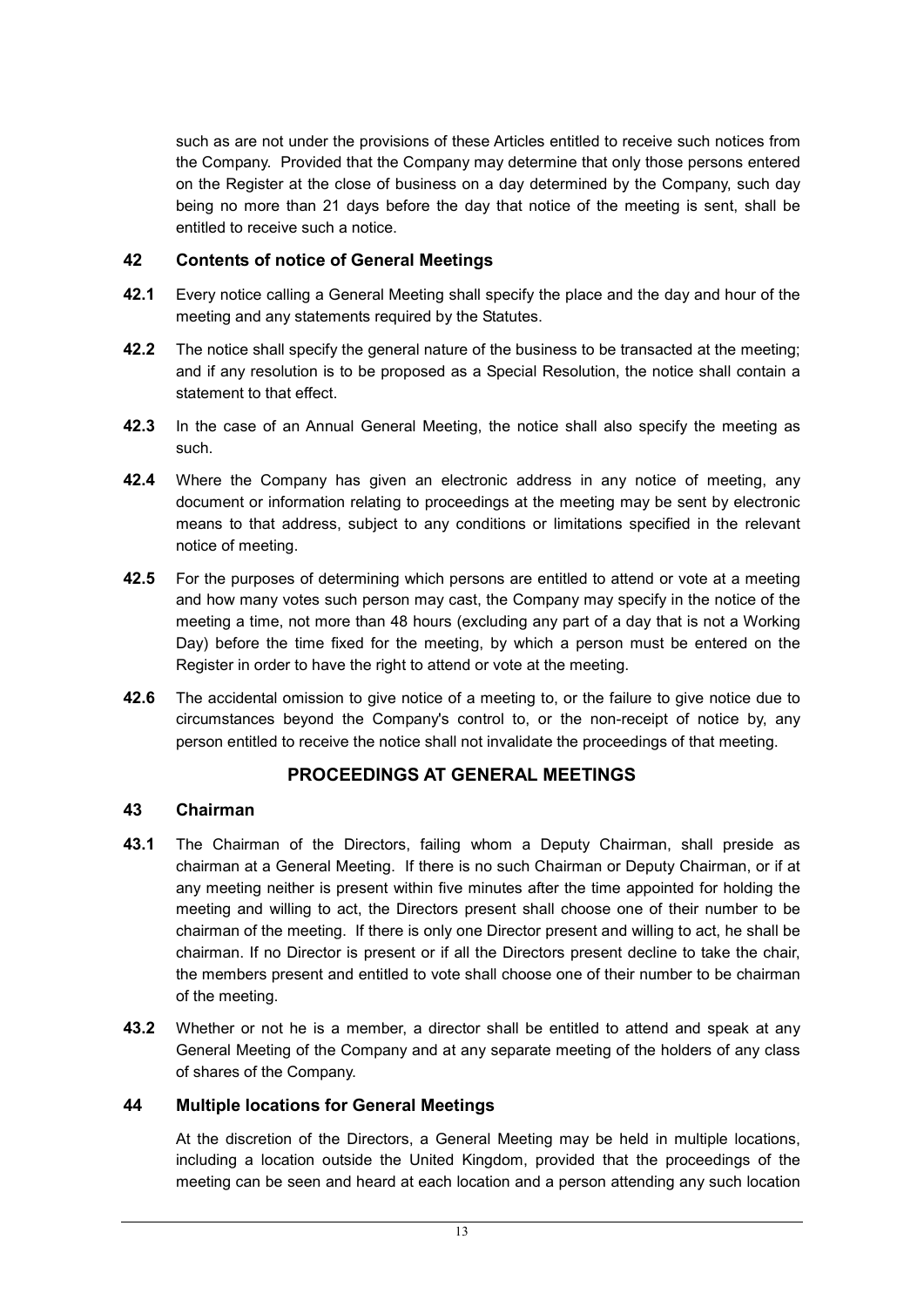such as are not under the provisions of these Articles entitled to receive such notices from the Company. Provided that the Company may determine that only those persons entered on the Register at the close of business on a day determined by the Company, such day being no more than 21 days before the day that notice of the meeting is sent, shall be entitled to receive such a notice.

## 42 Contents of notice of General Meetings

**42.1** Every notice calling a General Meeting shall specify the place and the day and hour of the meeting and any statements required by the Statutes.

**42.2** The notice shall specify the general nature of the business to be transacted at the meeting; and if any resolution is to be proposed as a Special Resolution, the notice shall contain a statement to that effect.

**42.3** In the case of an Annual General Meeting, the notice shall also specify the meeting as such.

**42.4** Where the Company has given an electronic address in any notice of meeting, any document or information relating to proceedings at the meeting may be sent by electronic means to that address, subject to any conditions or limitations specified in the relevant notice of meeting.

**42.5** For the purposes of determining which persons are entitled to attend or vote at a meeting and how many votes such person may cast, the Company may specify in the notice of the meeting a time, not more than 48 hours (excluding any part of a day that is not a Working Day) before the time fixed for the meeting, by which a person must be entered on the Register in order to have the right to attend or vote at the meeting.

**42.6** The accidental omission to give notice of a meeting to, or the failure to give notice due to circumstances beyond the Company's control to, or the non-receipt of notice by, any person entitled to receive the notice shall not invalidate the proceedings of that meeting.

# PROCEEDINGS AT GENERAL MEETINGS

## 43 Chairman

**43.1** The Chairman of the Directors, failing whom a Deputy Chairman, shall preside as chairman at a General Meeting. If there is no such Chairman or Deputy Chairman, or if at any meeting neither is present within five minutes after the time appointed for holding the meeting and willing to act, the Directors present shall choose one of their number to be chairman of the meeting. If there is only one Director present and willing to act, he shall be chairman. If no Director is present or if all the Directors present decline to take the chair, the members present and entitled to vote shall choose one of their number to be chairman of the meeting.

**43.2** Whether or not he is a member, a director shall be entitled to attend and speak at any General Meeting of the Company and at any separate meeting of the holders of any class of shares of the Company.

## 44 Multiple locations for General Meetings

At the discretion of the Directors, a General Meeting may be held in multiple locations, including a location outside the United Kingdom, provided that the proceedings of the meeting can be seen and heard at each location and a person attending any such location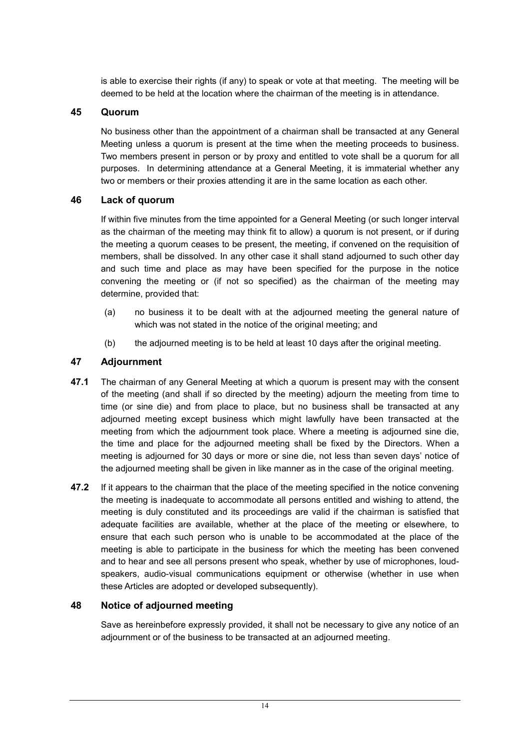is able to exercise their rights (if any) to speak or vote at that meeting. The meeting will be deemed to be held at the location where the chairman of the meeting is in attendance.

## 45 Quorum

No business other than the appointment of a chairman shall be transacted at any General Meeting unless a quorum is present at the time when the meeting proceeds to business. Two members present in person or by proxy and entitled to vote shall be a quorum for all purposes. In determining attendance at a General Meeting, it is immaterial whether any two or members or their proxies attending it are in the same location as each other.

## 46 Lack of quorum

If within five minutes from the time appointed for a General Meeting (or such longer interval as the chairman of the meeting may think fit to allow) a quorum is not present, or if during the meeting a quorum ceases to be present, the meeting, if convened on the requisition of members, shall be dissolved. In any other case it shall stand adjourned to such other day and such time and place as may have been specified for the purpose in the notice convening the meeting or (if not so specified) as the chairman of the meeting may determine, provided that:

(a) no business it to be dealt with at the adjourned meeting the general nature of which was not stated in the notice of the original meeting; and

(b) the adjourned meeting is to be held at least 10 days after the original meeting.

## 47 Adjournment

**47.1** The chairman of any General Meeting at which a quorum is present may with the consent of the meeting (and shall if so directed by the meeting) adjourn the meeting from time to time (or sine die) and from place to place, but no business shall be transacted at any adjourned meeting except business which might lawfully have been transacted at the meeting from which the adjournment took place. Where a meeting is adjourned sine die, the time and place for the adjourned meeting shall be fixed by the Directors. When a meeting is adjourned for 30 days or more or sine die, not less than seven days' notice of the adjourned meeting shall be given in like manner as in the case of the original meeting.

**47.2** If it appears to the chairman that the place of the meeting specified in the notice convening the meeting is inadequate to accommodate all persons entitled and wishing to attend, the meeting is duly constituted and its proceedings are valid if the chairman is satisfied that adequate facilities are available, whether at the place of the meeting or elsewhere, to ensure that each such person who is unable to be accommodated at the place of the meeting is able to participate in the business for which the meeting has been convened and to hear and see all persons present who speak, whether by use of microphones, loud-speakers, audio-visual communications equipment or otherwise (whether in use when these Articles are adopted or developed subsequently).

## 48 Notice of adjourned meeting

Save as hereinbefore expressly provided, it shall not be necessary to give any notice of an adjournment or of the business to be transacted at an adjourned meeting.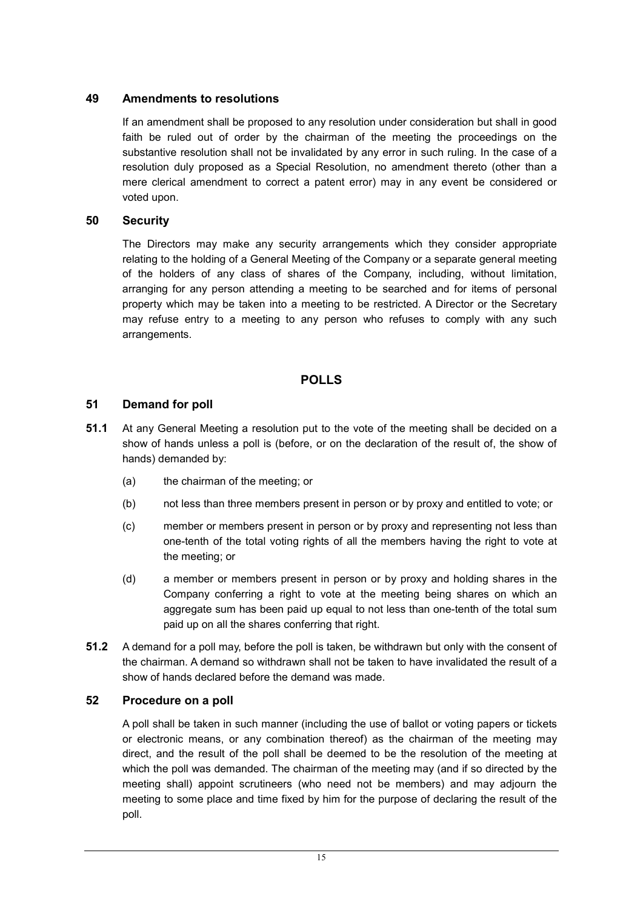## 49 Amendments to resolutions

If an amendment shall be proposed to any resolution under consideration but shall in good faith be ruled out of order by the chairman of the meeting the proceedings on the substantive resolution shall not be invalidated by any error in such ruling. In the case of a resolution duly proposed as a Special Resolution, no amendment thereto (other than a mere clerical amendment to correct a patent error) may in any event be considered or voted upon.

## 50 Security

The Directors may make any security arrangements which they consider appropriate relating to the holding of a General Meeting of the Company or a separate general meeting of the holders of any class of shares of the Company, including, without limitation, arranging for any person attending a meeting to be searched and for items of personal property which may be taken into a meeting to be restricted. A Director or the Secretary may refuse entry to a meeting to any person who refuses to comply with any such arrangements.

# POLLS

## 51 Demand for poll

**51.1** At any General Meeting a resolution put to the vote of the meeting shall be decided on a show of hands unless a poll is (before, or on the declaration of the result of, the show of hands) demanded by:

(a) the chairman of the meeting; or

(b) not less than three members present in person or by proxy and entitled to vote; or

(c) member or members present in person or by proxy and representing not less than one-tenth of the total voting rights of all the members having the right to vote at the meeting; or

(d) a member or members present in person or by proxy and holding shares in the Company conferring a right to vote at the meeting being shares on which an aggregate sum has been paid up equal to not less than one-tenth of the total sum paid up on all the shares conferring that right.

**51.2** A demand for a poll may, before the poll is taken, be withdrawn but only with the consent of the chairman. A demand so withdrawn shall not be taken to have invalidated the result of a show of hands declared before the demand was made.

## 52 Procedure on a poll

A poll shall be taken in such manner (including the use of ballot or voting papers or tickets or electronic means, or any combination thereof) as the chairman of the meeting may direct, and the result of the poll shall be deemed to be the resolution of the meeting at which the poll was demanded. The chairman of the meeting may (and if so directed by the meeting shall) appoint scrutineers (who need not be members) and may adjourn the meeting to some place and time fixed by him for the purpose of declaring the result of the poll.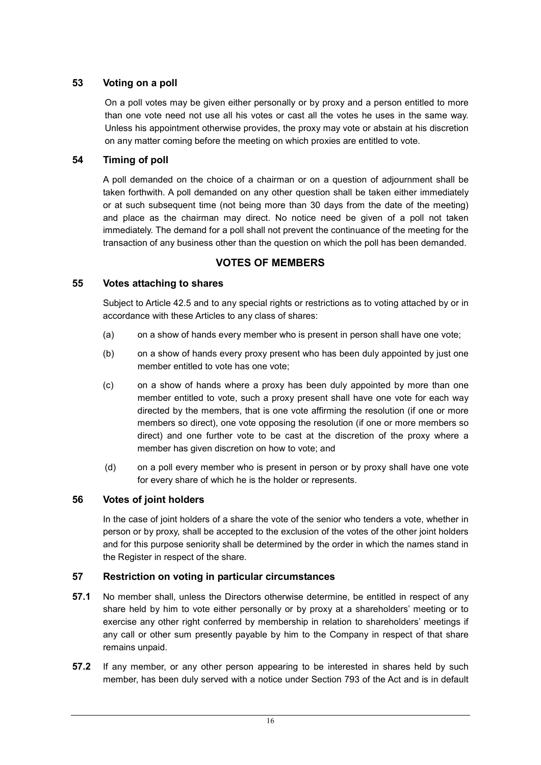## 53 Voting on a poll

On a poll votes may be given either personally or by proxy and a person entitled to more than one vote need not use all his votes or cast all the votes he uses in the same way. Unless his appointment otherwise provides, the proxy may vote or abstain at his discretion on any matter coming before the meeting on which proxies are entitled to vote.

## 54 Timing of poll

A poll demanded on the choice of a chairman or on a question of adjournment shall be taken forthwith. A poll demanded on any other question shall be taken either immediately or at such subsequent time (not being more than 30 days from the date of the meeting) and place as the chairman may direct. No notice need be given of a poll not taken immediately. The demand for a poll shall not prevent the continuance of the meeting for the transaction of any business other than the question on which the poll has been demanded.

# VOTES OF MEMBERS

## 55 Votes attaching to shares

Subject to Article 42.5 and to any special rights or restrictions as to voting attached by or in accordance with these Articles to any class of shares:

(a) on a show of hands every member who is present in person shall have one vote;

(b) on a show of hands every proxy present who has been duly appointed by just one member entitled to vote has one vote;

(c) on a show of hands where a proxy has been duly appointed by more than one member entitled to vote, such a proxy present shall have one vote for each way directed by the members, that is one vote affirming the resolution (if one or more members so direct), one vote opposing the resolution (if one or more members so direct) and one further vote to be cast at the discretion of the proxy where a member has given discretion on how to vote; and

(d) on a poll every member who is present in person or by proxy shall have one vote for every share of which he is the holder or represents.

## 56 Votes of joint holders

In the case of joint holders of a share the vote of the senior who tenders a vote, whether in person or by proxy, shall be accepted to the exclusion of the votes of the other joint holders and for this purpose seniority shall be determined by the order in which the names stand in the Register in respect of the share.

## 57 Restriction on voting in particular circumstances

**57.1** No member shall, unless the Directors otherwise determine, be entitled in respect of any share held by him to vote either personally or by proxy at a shareholders' meeting or to exercise any other right conferred by membership in relation to shareholders' meetings if any call or other sum presently payable by him to the Company in respect of that share remains unpaid.

**57.2** If any member, or any other person appearing to be interested in shares held by such member, has been duly served with a notice under Section 793 of the Act and is in default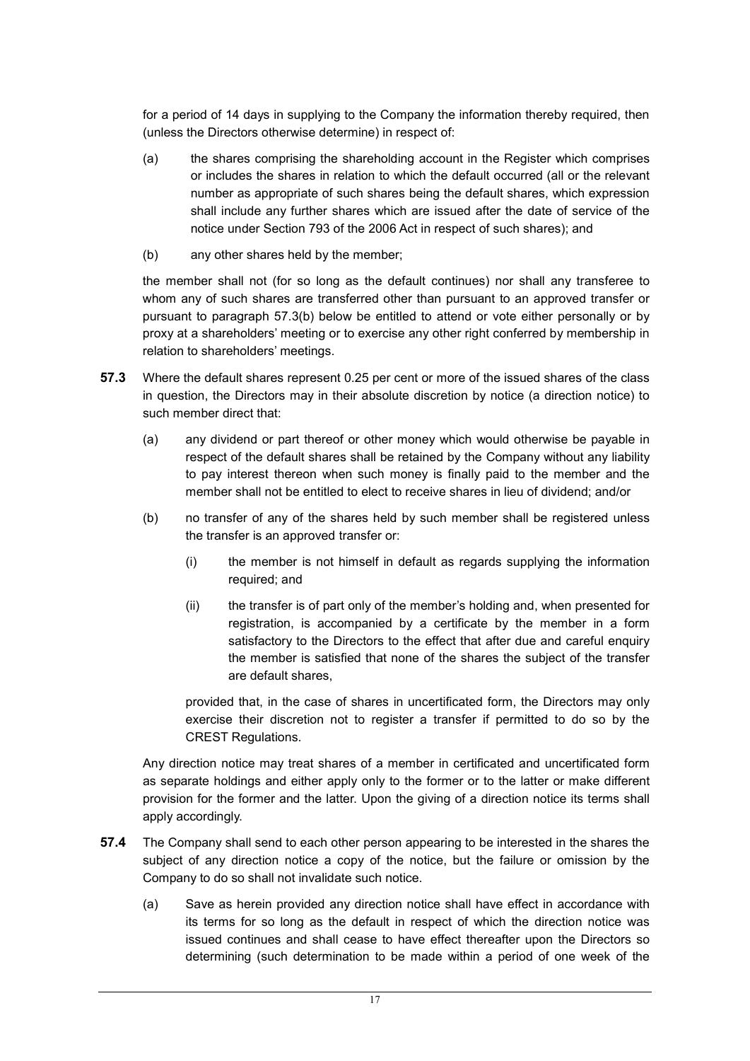for a period of 14 days in supplying to the Company the information thereby required, then (unless the Directors otherwise determine) in respect of:

(a) the shares comprising the shareholding account in the Register which comprises or includes the shares in relation to which the default occurred (all or the relevant number as appropriate of such shares being the default shares, which expression shall include any further shares which are issued after the date of service of the notice under Section 793 of the 2006 Act in respect of such shares); and

(b) any other shares held by the member;

the member shall not (for so long as the default continues) nor shall any transferee to whom any of such shares are transferred other than pursuant to an approved transfer or pursuant to paragraph 57.3(b) below be entitled to attend or vote either personally or by proxy at a shareholders' meeting or to exercise any other right conferred by membership in relation to shareholders' meetings.

**57.3** Where the default shares represent 0.25 per cent or more of the issued shares of the class in question, the Directors may in their absolute discretion by notice (a direction notice) to such member direct that:

(a) any dividend or part thereof or other money which would otherwise be payable in respect of the default shares shall be retained by the Company without any liability to pay interest thereon when such money is finally paid to the member and the member shall not be entitled to elect to receive shares in lieu of dividend; and/or

(b) no transfer of any of the shares held by such member shall be registered unless the transfer is an approved transfer or:

(i) the member is not himself in default as regards supplying the information required; and

(ii) the transfer is of part only of the member's holding and, when presented for registration, is accompanied by a certificate by the member in a form satisfactory to the Directors to the effect that after due and careful enquiry the member is satisfied that none of the shares the subject of the transfer are default shares,

provided that, in the case of shares in uncertificated form, the Directors may only exercise their discretion not to register a transfer if permitted to do so by the CREST Regulations.

Any direction notice may treat shares of a member in certificated and uncertificated form as separate holdings and either apply only to the former or to the latter or make different provision for the former and the latter. Upon the giving of a direction notice its terms shall apply accordingly.

**57.4** The Company shall send to each other person appearing to be interested in the shares the subject of any direction notice a copy of the notice, but the failure or omission by the Company to do so shall not invalidate such notice.

(a) Save as herein provided any direction notice shall have effect in accordance with its terms for so long as the default in respect of which the direction notice was issued continues and shall cease to have effect thereafter upon the Directors so determining (such determination to be made within a period of one week of the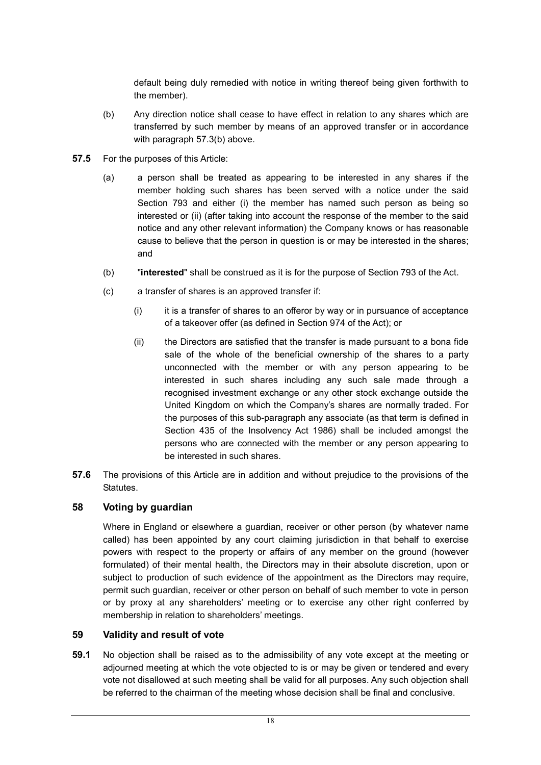default being duly remedied with notice in writing thereof being given forthwith to the member).

(b) Any direction notice shall cease to have effect in relation to any shares which are transferred by such member by means of an approved transfer or in accordance with paragraph 57.3(b) above.

**57.5** For the purposes of this Article:

(a) a person shall be treated as appearing to be interested in any shares if the member holding such shares has been served with a notice under the said Section 793 and either (i) the member has named such person as being so interested or (ii) (after taking into account the response of the member to the said notice and any other relevant information) the Company knows or has reasonable cause to believe that the person in question is or may be interested in the shares; and

(b) "**interested**" shall be construed as it is for the purpose of Section 793 of the Act.

(c) a transfer of shares is an approved transfer if:

(i) it is a transfer of shares to an offeror by way or in pursuance of acceptance of a takeover offer (as defined in Section 974 of the Act); or

(ii) the Directors are satisfied that the transfer is made pursuant to a bona fide sale of the whole of the beneficial ownership of the shares to a party unconnected with the member or with any person appearing to be interested in such shares including any such sale made through a recognised investment exchange or any other stock exchange outside the United Kingdom on which the Company's shares are normally traded. For the purposes of this sub-paragraph any associate (as that term is defined in Section 435 of the Insolvency Act 1986) shall be included amongst the persons who are connected with the member or any person appearing to be interested in such shares.

**57.6** The provisions of this Article are in addition and without prejudice to the provisions of the Statutes.

## 58 Voting by guardian

Where in England or elsewhere a guardian, receiver or other person (by whatever name called) has been appointed by any court claiming jurisdiction in that behalf to exercise powers with respect to the property or affairs of any member on the ground (however formulated) of their mental health, the Directors may in their absolute discretion, upon or subject to production of such evidence of the appointment as the Directors may require, permit such guardian, receiver or other person on behalf of such member to vote in person or by proxy at any shareholders' meeting or to exercise any other right conferred by membership in relation to shareholders' meetings.

## 59 Validity and result of vote

**59.1** No objection shall be raised as to the admissibility of any vote except at the meeting or adjourned meeting at which the vote objected to is or may be given or tendered and every vote not disallowed at such meeting shall be valid for all purposes. Any such objection shall be referred to the chairman of the meeting whose decision shall be final and conclusive.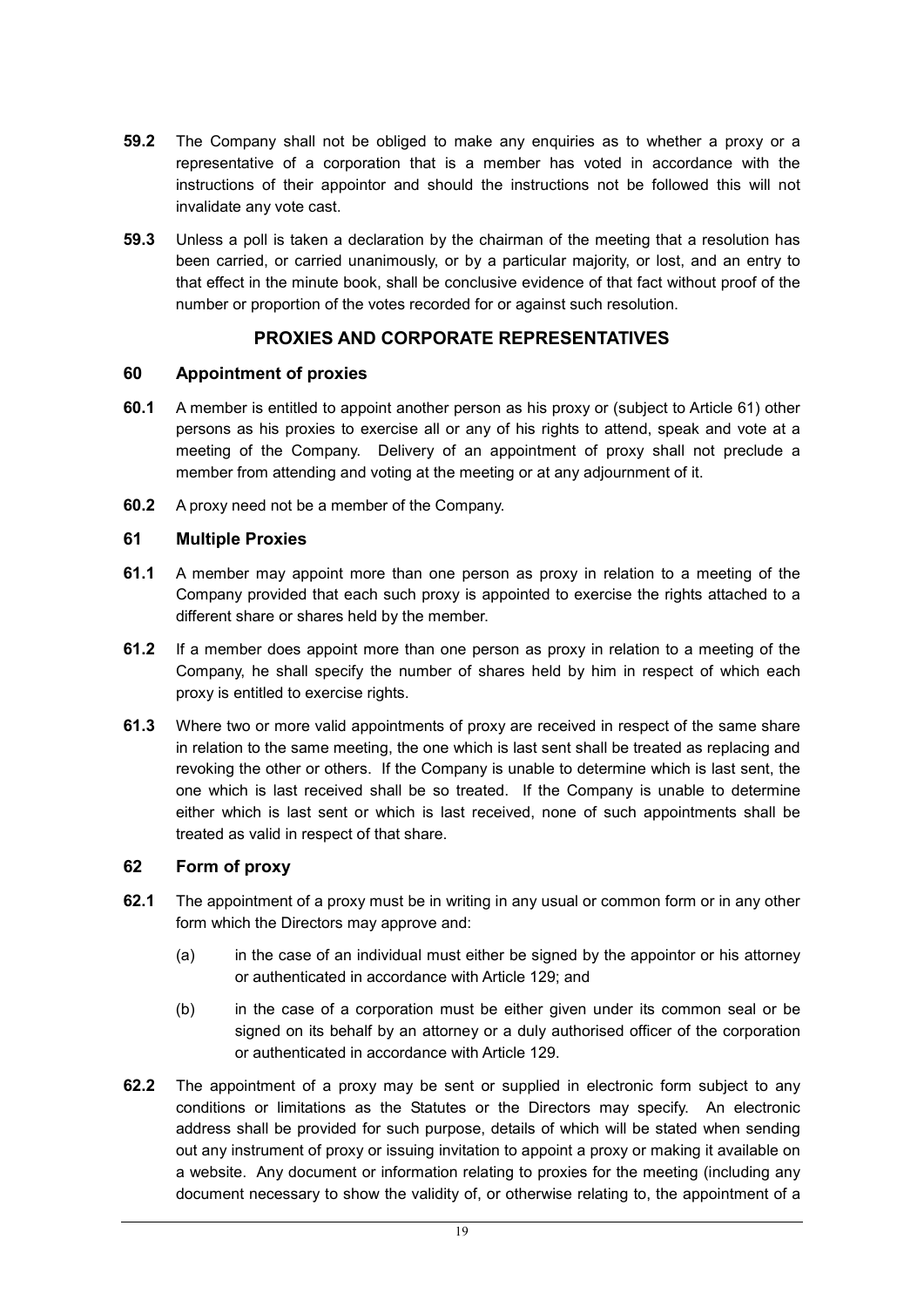**59.2** The Company shall not be obliged to make any enquiries as to whether a proxy or a representative of a corporation that is a member has voted in accordance with the instructions of their appointor and should the instructions not be followed this will not invalidate any vote cast.

**59.3** Unless a poll is taken a declaration by the chairman of the meeting that a resolution has been carried, or carried unanimously, or by a particular majority, or lost, and an entry to that effect in the minute book, shall be conclusive evidence of that fact without proof of the number or proportion of the votes recorded for or against such resolution.

## PROXIES AND CORPORATE REPRESENTATIVES

### 60 Appointment of proxies

**60.1** A member is entitled to appoint another person as his proxy or (subject to Article 61) other persons as his proxies to exercise all or any of his rights to attend, speak and vote at a meeting of the Company. Delivery of an appointment of proxy shall not preclude a member from attending and voting at the meeting or at any adjournment of it.

**60.2** A proxy need not be a member of the Company.

### 61 Multiple Proxies

**61.1** A member may appoint more than one person as proxy in relation to a meeting of the Company provided that each such proxy is appointed to exercise the rights attached to a different share or shares held by the member.

**61.2** If a member does appoint more than one person as proxy in relation to a meeting of the Company, he shall specify the number of shares held by him in respect of which each proxy is entitled to exercise rights.

**61.3** Where two or more valid appointments of proxy are received in respect of the same share in relation to the same meeting, the one which is last sent shall be treated as replacing and revoking the other or others. If the Company is unable to determine which is last sent, the one which is last received shall be so treated. If the Company is unable to determine either which is last sent or which is last received, none of such appointments shall be treated as valid in respect of that share.

### 62 Form of proxy

**62.1** The appointment of a proxy must be in writing in any usual or common form or in any other form which the Directors may approve and:

(a) in the case of an individual must either be signed by the appointor or his attorney or authenticated in accordance with Article 129; and

(b) in the case of a corporation must be either given under its common seal or be signed on its behalf by an attorney or a duly authorised officer of the corporation or authenticated in accordance with Article 129.

**62.2** The appointment of a proxy may be sent or supplied in electronic form subject to any conditions or limitations as the Statutes or the Directors may specify. An electronic address shall be provided for such purpose, details of which will be stated when sending out any instrument of proxy or issuing invitation to appoint a proxy or making it available on a website. Any document or information relating to proxies for the meeting (including any document necessary to show the validity of, or otherwise relating to, the appointment of a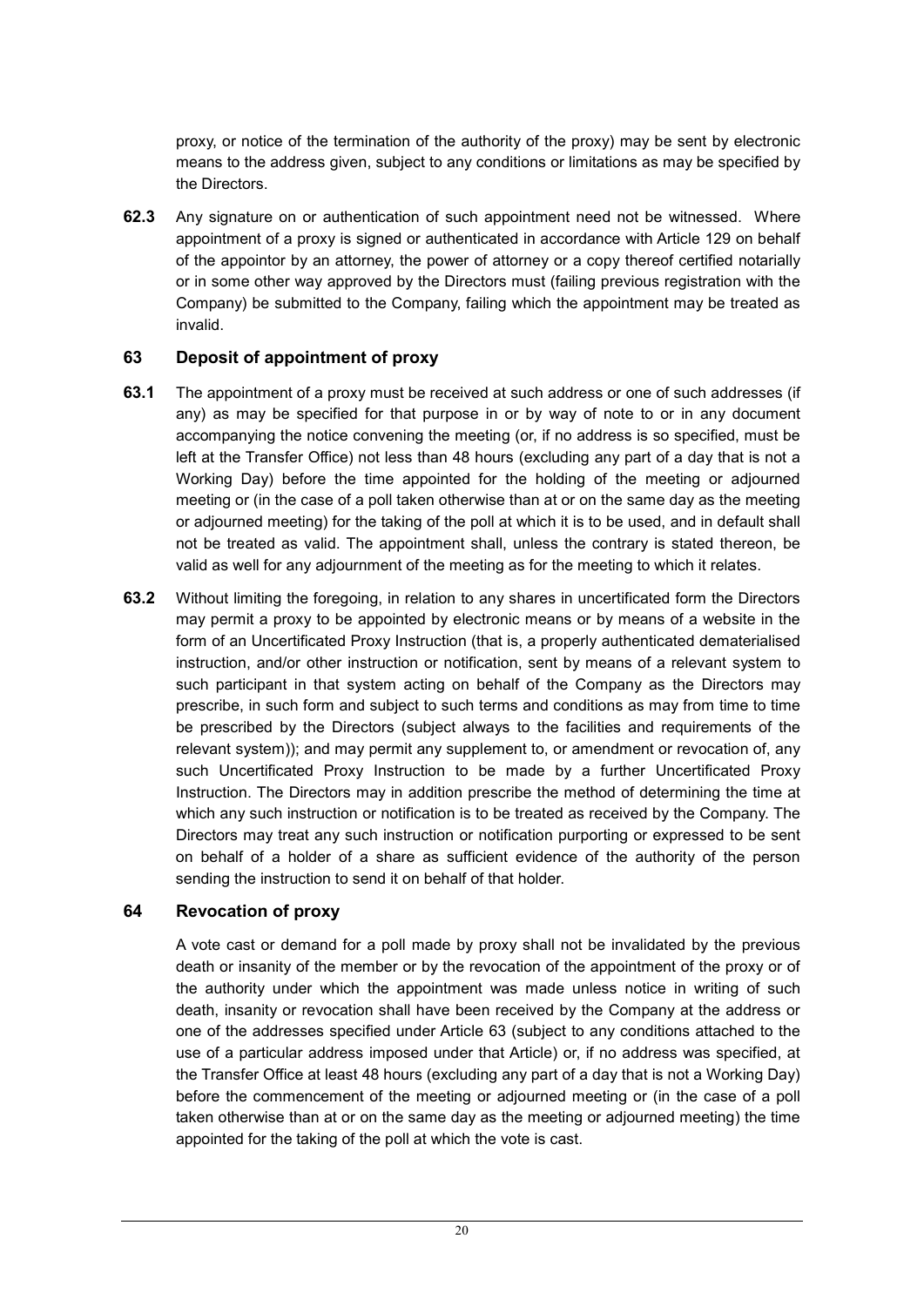proxy, or notice of the termination of the authority of the proxy) may be sent by electronic means to the address given, subject to any conditions or limitations as may be specified by the Directors.

**62.3** Any signature on or authentication of such appointment need not be witnessed. Where appointment of a proxy is signed or authenticated in accordance with Article 129 on behalf of the appointor by an attorney, the power of attorney or a copy thereof certified notarially or in some other way approved by the Directors must (failing previous registration with the Company) be submitted to the Company, failing which the appointment may be treated as invalid.

## 63 Deposit of appointment of proxy

**63.1** The appointment of a proxy must be received at such address or one of such addresses (if any) as may be specified for that purpose in or by way of note to or in any document accompanying the notice convening the meeting (or, if no address is so specified, must be left at the Transfer Office) not less than 48 hours (excluding any part of a day that is not a Working Day) before the time appointed for the holding of the meeting or adjourned meeting or (in the case of a poll taken otherwise than at or on the same day as the meeting or adjourned meeting) for the taking of the poll at which it is to be used, and in default shall not be treated as valid. The appointment shall, unless the contrary is stated thereon, be valid as well for any adjournment of the meeting as for the meeting to which it relates.

**63.2** Without limiting the foregoing, in relation to any shares in uncertificated form the Directors may permit a proxy to be appointed by electronic means or by means of a website in the form of an Uncertificated Proxy Instruction (that is, a properly authenticated dematerialised instruction, and/or other instruction or notification, sent by means of a relevant system to such participant in that system acting on behalf of the Company as the Directors may prescribe, in such form and subject to such terms and conditions as may from time to time be prescribed by the Directors (subject always to the facilities and requirements of the relevant system)); and may permit any supplement to, or amendment or revocation of, any such Uncertificated Proxy Instruction to be made by a further Uncertificated Proxy Instruction. The Directors may in addition prescribe the method of determining the time at which any such instruction or notification is to be treated as received by the Company. The Directors may treat any such instruction or notification purporting or expressed to be sent on behalf of a holder of a share as sufficient evidence of the authority of the person sending the instruction to send it on behalf of that holder.

## 64 Revocation of proxy

A vote cast or demand for a poll made by proxy shall not be invalidated by the previous death or insanity of the member or by the revocation of the appointment of the proxy or of the authority under which the appointment was made unless notice in writing of such death, insanity or revocation shall have been received by the Company at the address or one of the addresses specified under Article 63 (subject to any conditions attached to the use of a particular address imposed under that Article) or, if no address was specified, at the Transfer Office at least 48 hours (excluding any part of a day that is not a Working Day) before the commencement of the meeting or adjourned meeting or (in the case of a poll taken otherwise than at or on the same day as the meeting or adjourned meeting) the time appointed for the taking of the poll at which the vote is cast.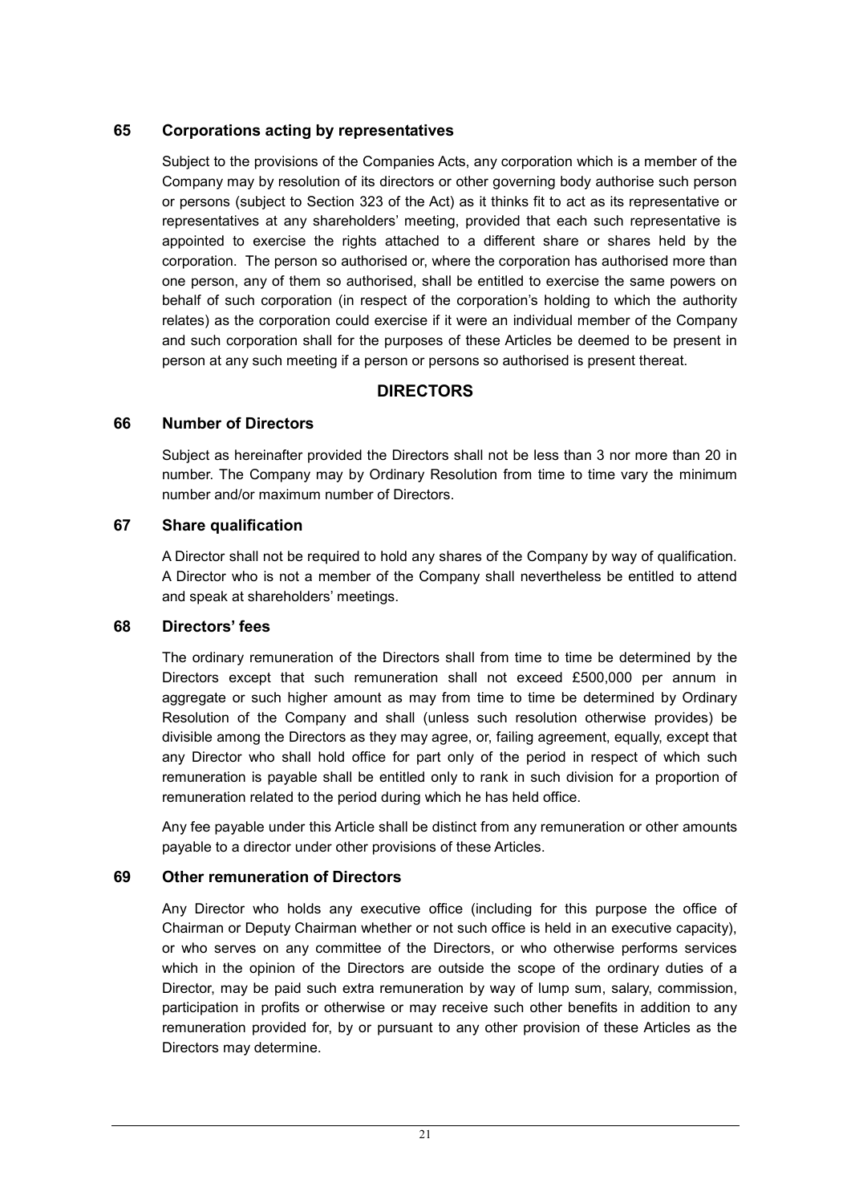## 65 Corporations acting by representatives

Subject to the provisions of the Companies Acts, any corporation which is a member of the Company may by resolution of its directors or other governing body authorise such person or persons (subject to Section 323 of the Act) as it thinks fit to act as its representative or representatives at any shareholders' meeting, provided that each such representative is appointed to exercise the rights attached to a different share or shares held by the corporation. The person so authorised or, where the corporation has authorised more than one person, any of them so authorised, shall be entitled to exercise the same powers on behalf of such corporation (in respect of the corporation's holding to which the authority relates) as the corporation could exercise if it were an individual member of the Company and such corporation shall for the purposes of these Articles be deemed to be present in person at any such meeting if a person or persons so authorised is present thereat.

# DIRECTORS

## 66 Number of Directors

Subject as hereinafter provided the Directors shall not be less than 3 nor more than 20 in number. The Company may by Ordinary Resolution from time to time vary the minimum number and/or maximum number of Directors.

## 67 Share qualification

A Director shall not be required to hold any shares of the Company by way of qualification. A Director who is not a member of the Company shall nevertheless be entitled to attend and speak at shareholders' meetings.

## 68 Directors' fees

The ordinary remuneration of the Directors shall from time to time be determined by the Directors except that such remuneration shall not exceed £500,000 per annum in aggregate or such higher amount as may from time to time be determined by Ordinary Resolution of the Company and shall (unless such resolution otherwise provides) be divisible among the Directors as they may agree, or, failing agreement, equally, except that any Director who shall hold office for part only of the period in respect of which such remuneration is payable shall be entitled only to rank in such division for a proportion of remuneration related to the period during which he has held office.

Any fee payable under this Article shall be distinct from any remuneration or other amounts payable to a director under other provisions of these Articles.

## 69 Other remuneration of Directors

Any Director who holds any executive office (including for this purpose the office of Chairman or Deputy Chairman whether or not such office is held in an executive capacity), or who serves on any committee of the Directors, or who otherwise performs services which in the opinion of the Directors are outside the scope of the ordinary duties of a Director, may be paid such extra remuneration by way of lump sum, salary, commission, participation in profits or otherwise or may receive such other benefits in addition to any remuneration provided for, by or pursuant to any other provision of these Articles as the Directors may determine.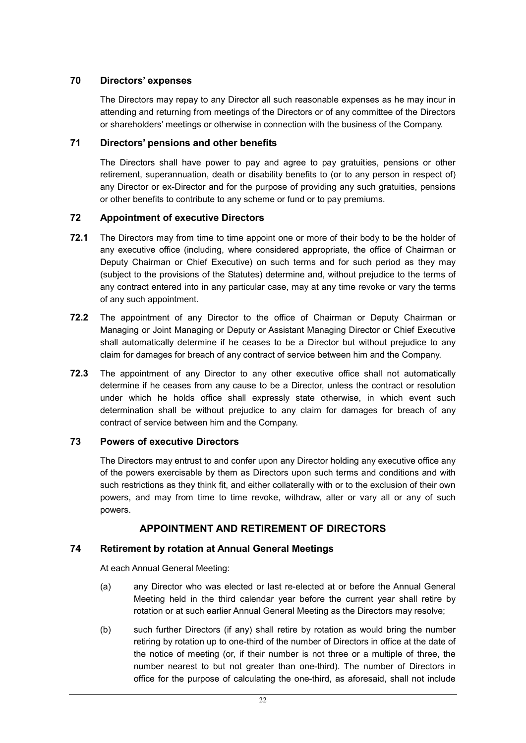### 70 Directors' expenses

The Directors may repay to any Director all such reasonable expenses as he may incur in attending and returning from meetings of the Directors or of any committee of the Directors or shareholders' meetings or otherwise in connection with the business of the Company.

### 71 Directors' pensions and other benefits

The Directors shall have power to pay and agree to pay gratuities, pensions or other retirement, superannuation, death or disability benefits to (or to any person in respect of) any Director or ex-Director and for the purpose of providing any such gratuities, pensions or other benefits to contribute to any scheme or fund or to pay premiums.

### 72 Appointment of executive Directors

**72.1** The Directors may from time to time appoint one or more of their body to be the holder of any executive office (including, where considered appropriate, the office of Chairman or Deputy Chairman or Chief Executive) on such terms and for such period as they may (subject to the provisions of the Statutes) determine and, without prejudice to the terms of any contract entered into in any particular case, may at any time revoke or vary the terms of any such appointment.

**72.2** The appointment of any Director to the office of Chairman or Deputy Chairman or Managing or Joint Managing or Deputy or Assistant Managing Director or Chief Executive shall automatically determine if he ceases to be a Director but without prejudice to any claim for damages for breach of any contract of service between him and the Company.

**72.3** The appointment of any Director to any other executive office shall not automatically determine if he ceases from any cause to be a Director, unless the contract or resolution under which he holds office shall expressly state otherwise, in which event such determination shall be without prejudice to any claim for damages for breach of any contract of service between him and the Company.

### 73 Powers of executive Directors

The Directors may entrust to and confer upon any Director holding any executive office any of the powers exercisable by them as Directors upon such terms and conditions and with such restrictions as they think fit, and either collaterally with or to the exclusion of their own powers, and may from time to time revoke, withdraw, alter or vary all or any of such powers.

## APPOINTMENT AND RETIREMENT OF DIRECTORS

### 74 Retirement by rotation at Annual General Meetings

At each Annual General Meeting:

(a) any Director who was elected or last re-elected at or before the Annual General Meeting held in the third calendar year before the current year shall retire by rotation or at such earlier Annual General Meeting as the Directors may resolve;

(b) such further Directors (if any) shall retire by rotation as would bring the number retiring by rotation up to one-third of the number of Directors in office at the date of the notice of meeting (or, if their number is not three or a multiple of three, the number nearest to but not greater than one-third). The number of Directors in office for the purpose of calculating the one-third, as aforesaid, shall not include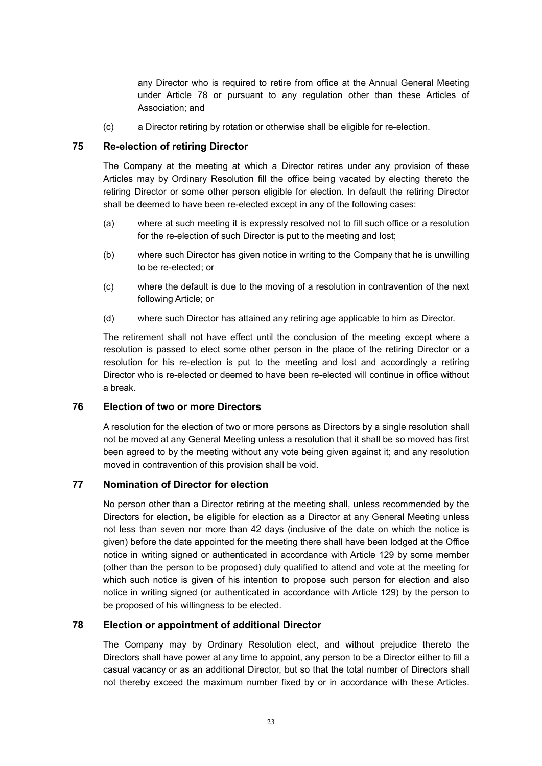any Director who is required to retire from office at the Annual General Meeting under Article 78 or pursuant to any regulation other than these Articles of Association; and

(c) a Director retiring by rotation or otherwise shall be eligible for re-election.

## 75 Re-election of retiring Director

The Company at the meeting at which a Director retires under any provision of these Articles may by Ordinary Resolution fill the office being vacated by electing thereto the retiring Director or some other person eligible for election. In default the retiring Director shall be deemed to have been re-elected except in any of the following cases:

(a) where at such meeting it is expressly resolved not to fill such office or a resolution for the re-election of such Director is put to the meeting and lost;

(b) where such Director has given notice in writing to the Company that he is unwilling to be re-elected; or

(c) where the default is due to the moving of a resolution in contravention of the next following Article; or

(d) where such Director has attained any retiring age applicable to him as Director.

The retirement shall not have effect until the conclusion of the meeting except where a resolution is passed to elect some other person in the place of the retiring Director or a resolution for his re-election is put to the meeting and lost and accordingly a retiring Director who is re-elected or deemed to have been re-elected will continue in office without a break.

## 76 Election of two or more Directors

A resolution for the election of two or more persons as Directors by a single resolution shall not be moved at any General Meeting unless a resolution that it shall be so moved has first been agreed to by the meeting without any vote being given against it; and any resolution moved in contravention of this provision shall be void.

## 77 Nomination of Director for election

No person other than a Director retiring at the meeting shall, unless recommended by the Directors for election, be eligible for election as a Director at any General Meeting unless not less than seven nor more than 42 days (inclusive of the date on which the notice is given) before the date appointed for the meeting there shall have been lodged at the Office notice in writing signed or authenticated in accordance with Article 129 by some member (other than the person to be proposed) duly qualified to attend and vote at the meeting for which such notice is given of his intention to propose such person for election and also notice in writing signed (or authenticated in accordance with Article 129) by the person to be proposed of his willingness to be elected.

## 78 Election or appointment of additional Director

The Company may by Ordinary Resolution elect, and without prejudice thereto the Directors shall have power at any time to appoint, any person to be a Director either to fill a casual vacancy or as an additional Director, but so that the total number of Directors shall not thereby exceed the maximum number fixed by or in accordance with these Articles.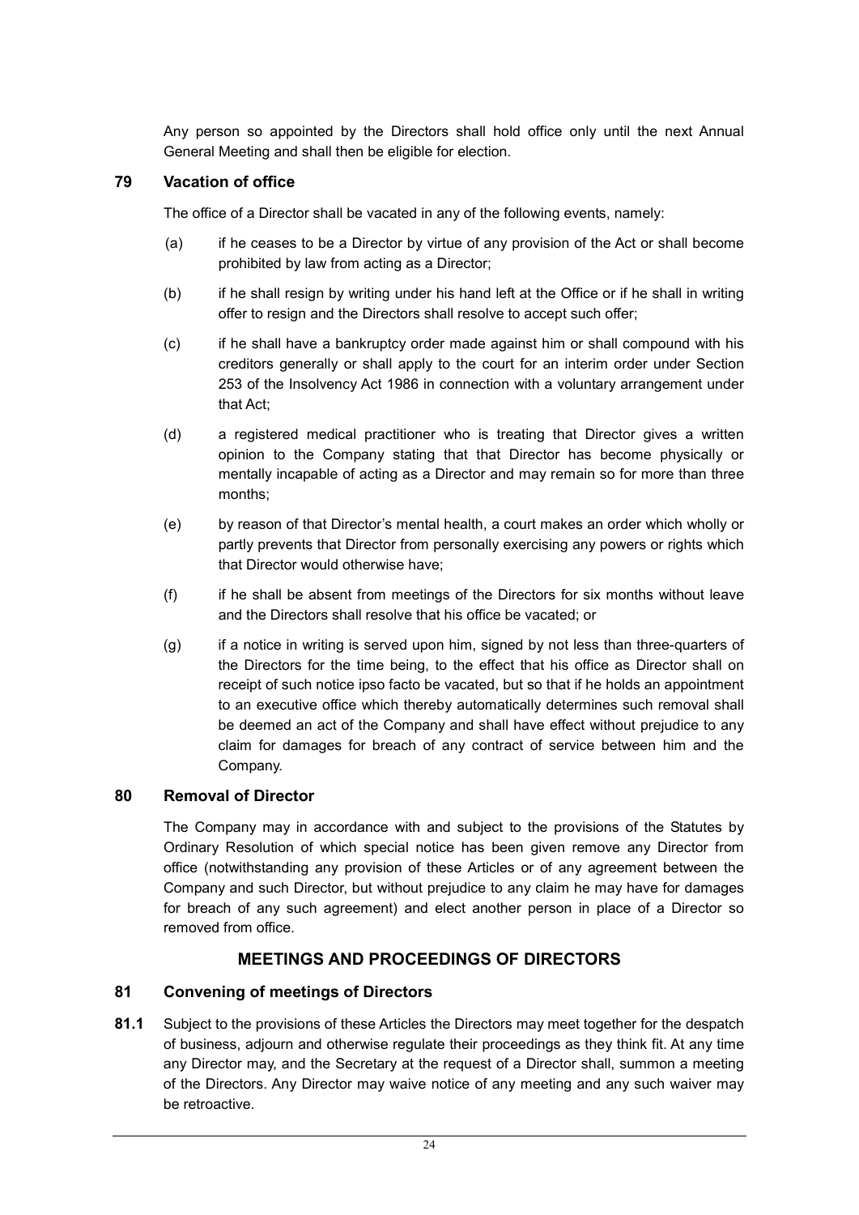Any person so appointed by the Directors shall hold office only until the next Annual General Meeting and shall then be eligible for election.

## 79 Vacation of office

The office of a Director shall be vacated in any of the following events, namely:

(a) if he ceases to be a Director by virtue of any provision of the Act or shall become prohibited by law from acting as a Director;

(b) if he shall resign by writing under his hand left at the Office or if he shall in writing offer to resign and the Directors shall resolve to accept such offer;

(c) if he shall have a bankruptcy order made against him or shall compound with his creditors generally or shall apply to the court for an interim order under Section 253 of the Insolvency Act 1986 in connection with a voluntary arrangement under that Act;

(d) a registered medical practitioner who is treating that Director gives a written opinion to the Company stating that that Director has become physically or mentally incapable of acting as a Director and may remain so for more than three months;

(e) by reason of that Director's mental health, a court makes an order which wholly or partly prevents that Director from personally exercising any powers or rights which that Director would otherwise have;

(f) if he shall be absent from meetings of the Directors for six months without leave and the Directors shall resolve that his office be vacated; or

(g) if a notice in writing is served upon him, signed by not less than three-quarters of the Directors for the time being, to the effect that his office as Director shall on receipt of such notice ipso facto be vacated, but so that if he holds an appointment to an executive office which thereby automatically determines such removal shall be deemed an act of the Company and shall have effect without prejudice to any claim for damages for breach of any contract of service between him and the Company.

## 80 Removal of Director

The Company may in accordance with and subject to the provisions of the Statutes by Ordinary Resolution of which special notice has been given remove any Director from office (notwithstanding any provision of these Articles or of any agreement between the Company and such Director, but without prejudice to any claim he may have for damages for breach of any such agreement) and elect another person in place of a Director so removed from office.

# MEETINGS AND PROCEEDINGS OF DIRECTORS

## 81 Convening of meetings of Directors

**81.1** Subject to the provisions of these Articles the Directors may meet together for the despatch of business, adjourn and otherwise regulate their proceedings as they think fit. At any time any Director may, and the Secretary at the request of a Director shall, summon a meeting of the Directors. Any Director may waive notice of any meeting and any such waiver may be retroactive.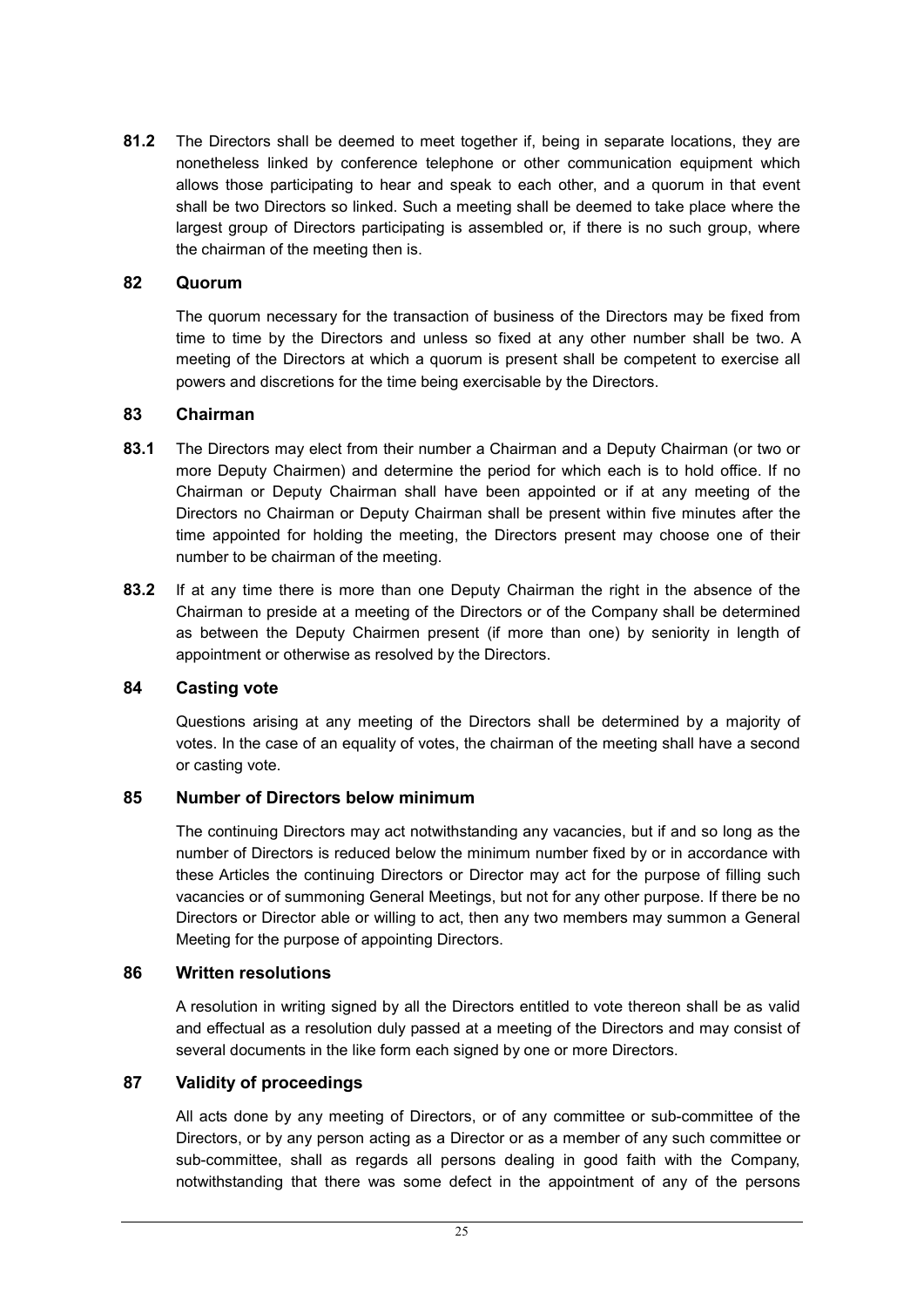**81.2** The Directors shall be deemed to meet together if, being in separate locations, they are nonetheless linked by conference telephone or other communication equipment which allows those participating to hear and speak to each other, and a quorum in that event shall be two Directors so linked. Such a meeting shall be deemed to take place where the largest group of Directors participating is assembled or, if there is no such group, where the chairman of the meeting then is.

### 82 Quorum

The quorum necessary for the transaction of business of the Directors may be fixed from time to time by the Directors and unless so fixed at any other number shall be two. A meeting of the Directors at which a quorum is present shall be competent to exercise all powers and discretions for the time being exercisable by the Directors.

### 83 Chairman

**83.1** The Directors may elect from their number a Chairman and a Deputy Chairman (or two or more Deputy Chairmen) and determine the period for which each is to hold office. If no Chairman or Deputy Chairman shall have been appointed or if at any meeting of the Directors no Chairman or Deputy Chairman shall be present within five minutes after the time appointed for holding the meeting, the Directors present may choose one of their number to be chairman of the meeting.

**83.2** If at any time there is more than one Deputy Chairman the right in the absence of the Chairman to preside at a meeting of the Directors or of the Company shall be determined as between the Deputy Chairmen present (if more than one) by seniority in length of appointment or otherwise as resolved by the Directors.

### 84 Casting vote

Questions arising at any meeting of the Directors shall be determined by a majority of votes. In the case of an equality of votes, the chairman of the meeting shall have a second or casting vote.

### 85 Number of Directors below minimum

The continuing Directors may act notwithstanding any vacancies, but if and so long as the number of Directors is reduced below the minimum number fixed by or in accordance with these Articles the continuing Directors or Director may act for the purpose of filling such vacancies or of summoning General Meetings, but not for any other purpose. If there be no Directors or Director able or willing to act, then any two members may summon a General Meeting for the purpose of appointing Directors.

### 86 Written resolutions

A resolution in writing signed by all the Directors entitled to vote thereon shall be as valid and effectual as a resolution duly passed at a meeting of the Directors and may consist of several documents in the like form each signed by one or more Directors.

### 87 Validity of proceedings

All acts done by any meeting of Directors, or of any committee or sub-committee of the Directors, or by any person acting as a Director or as a member of any such committee or sub-committee, shall as regards all persons dealing in good faith with the Company, notwithstanding that there was some defect in the appointment of any of the persons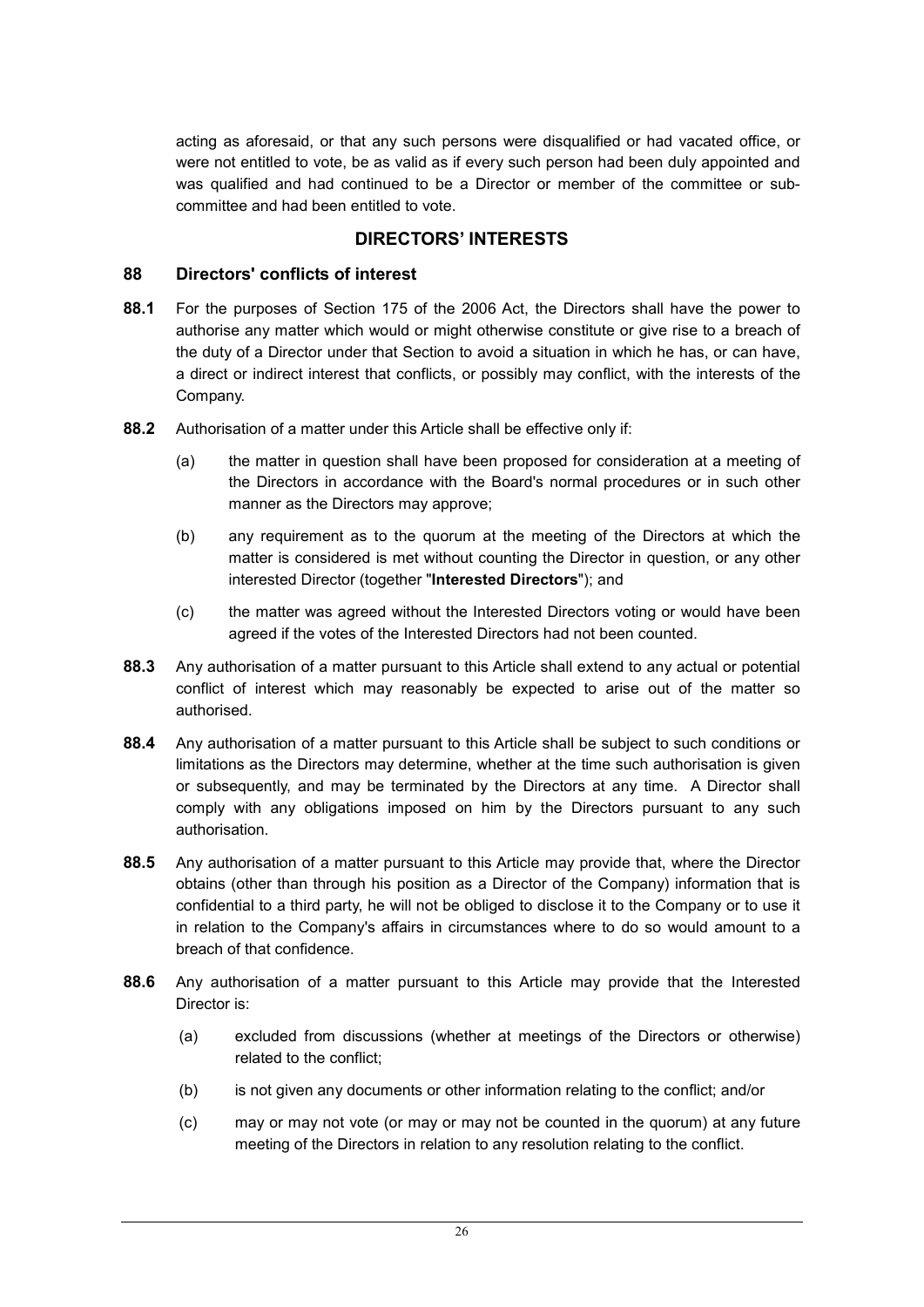acting as aforesaid, or that any such persons were disqualified or had vacated office, or were not entitled to vote, be as valid as if every such person had been duly appointed and was qualified and had continued to be a Director or member of the committee or sub-committee and had been entitled to vote.

## DIRECTORS' INTERESTS

### 88 Directors' conflicts of interest

**88.1** For the purposes of Section 175 of the 2006 Act, the Directors shall have the power to authorise any matter which would or might otherwise constitute or give rise to a breach of the duty of a Director under that Section to avoid a situation in which he has, or can have, a direct or indirect interest that conflicts, or possibly may conflict, with the interests of the Company.

**88.2** Authorisation of a matter under this Article shall be effective only if:

(a) the matter in question shall have been proposed for consideration at a meeting of the Directors in accordance with the Board's normal procedures or in such other manner as the Directors may approve;

(b) any requirement as to the quorum at the meeting of the Directors at which the matter is considered is met without counting the Director in question, or any other interested Director (together "**Interested Directors**"); and

(c) the matter was agreed without the Interested Directors voting or would have been agreed if the votes of the Interested Directors had not been counted.

**88.3** Any authorisation of a matter pursuant to this Article shall extend to any actual or potential conflict of interest which may reasonably be expected to arise out of the matter so authorised.

**88.4** Any authorisation of a matter pursuant to this Article shall be subject to such conditions or limitations as the Directors may determine, whether at the time such authorisation is given or subsequently, and may be terminated by the Directors at any time. A Director shall comply with any obligations imposed on him by the Directors pursuant to any such authorisation.

**88.5** Any authorisation of a matter pursuant to this Article may provide that, where the Director obtains (other than through his position as a Director of the Company) information that is confidential to a third party, he will not be obliged to disclose it to the Company or to use it in relation to the Company's affairs in circumstances where to do so would amount to a breach of that confidence.

**88.6** Any authorisation of a matter pursuant to this Article may provide that the Interested Director is:

(a) excluded from discussions (whether at meetings of the Directors or otherwise) related to the conflict;

(b) is not given any documents or other information relating to the conflict; and/or

(c) may or may not vote (or may or may not be counted in the quorum) at any future meeting of the Directors in relation to any resolution relating to the conflict.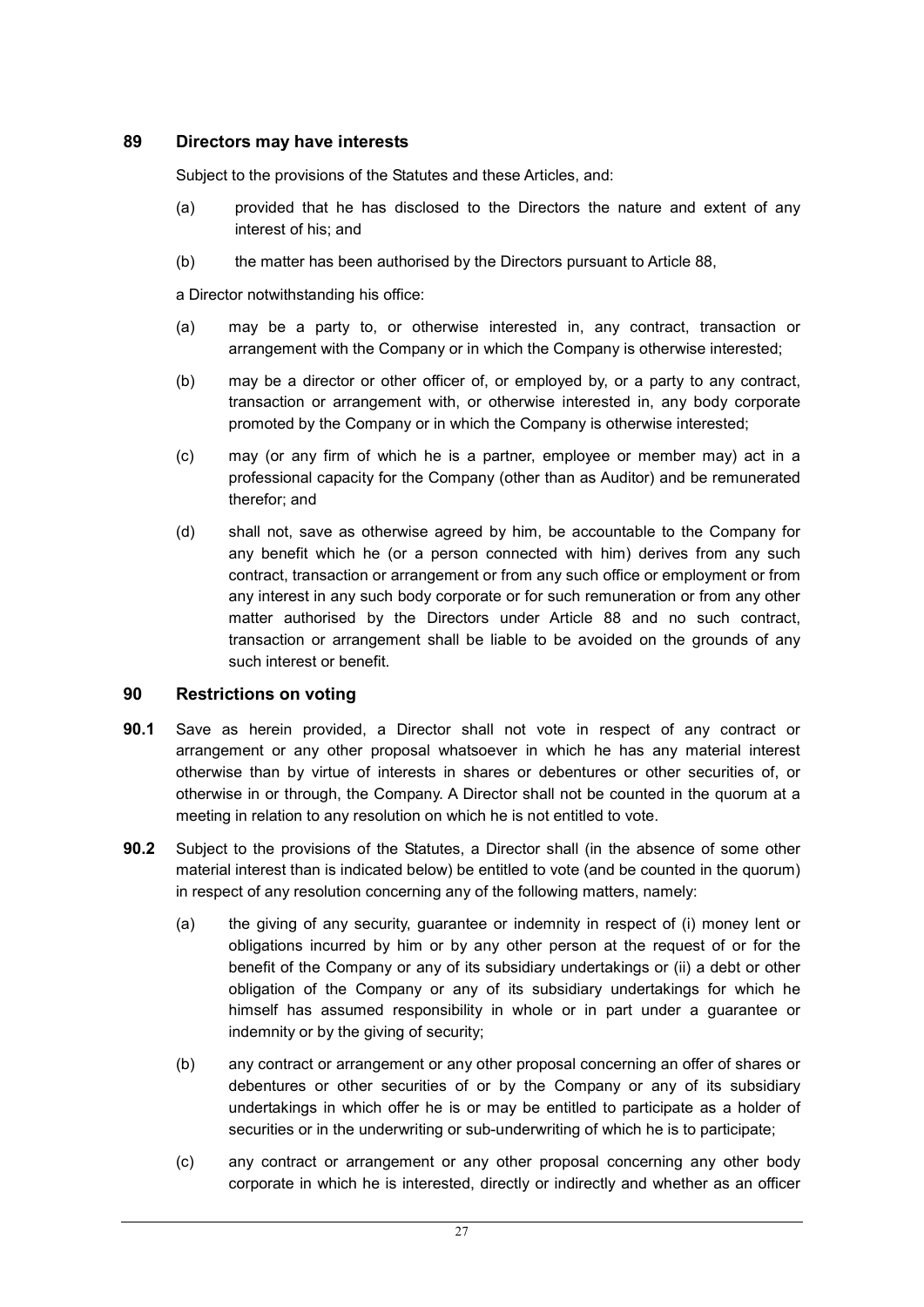## 89 Directors may have interests

Subject to the provisions of the Statutes and these Articles, and:

(a) provided that he has disclosed to the Directors the nature and extent of any interest of his; and

(b) the matter has been authorised by the Directors pursuant to Article 88,

a Director notwithstanding his office:

(a) may be a party to, or otherwise interested in, any contract, transaction or arrangement with the Company or in which the Company is otherwise interested;

(b) may be a director or other officer of, or employed by, or a party to any contract, transaction or arrangement with, or otherwise interested in, any body corporate promoted by the Company or in which the Company is otherwise interested;

(c) may (or any firm of which he is a partner, employee or member may) act in a professional capacity for the Company (other than as Auditor) and be remunerated therefor; and

(d) shall not, save as otherwise agreed by him, be accountable to the Company for any benefit which he (or a person connected with him) derives from any such contract, transaction or arrangement or from any such office or employment or from any interest in any such body corporate or for such remuneration or from any other matter authorised by the Directors under Article 88 and no such contract, transaction or arrangement shall be liable to be avoided on the grounds of any such interest or benefit.

## 90 Restrictions on voting

**90.1** Save as herein provided, a Director shall not vote in respect of any contract or arrangement or any other proposal whatsoever in which he has any material interest otherwise than by virtue of interests in shares or debentures or other securities of, or otherwise in or through, the Company. A Director shall not be counted in the quorum at a meeting in relation to any resolution on which he is not entitled to vote.

**90.2** Subject to the provisions of the Statutes, a Director shall (in the absence of some other material interest than is indicated below) be entitled to vote (and be counted in the quorum) in respect of any resolution concerning any of the following matters, namely:

(a) the giving of any security, guarantee or indemnity in respect of (i) money lent or obligations incurred by him or by any other person at the request of or for the benefit of the Company or any of its subsidiary undertakings or (ii) a debt or other obligation of the Company or any of its subsidiary undertakings for which he himself has assumed responsibility in whole or in part under a guarantee or indemnity or by the giving of security;

(b) any contract or arrangement or any other proposal concerning an offer of shares or debentures or other securities of or by the Company or any of its subsidiary undertakings in which offer he is or may be entitled to participate as a holder of securities or in the underwriting or sub-underwriting of which he is to participate;

(c) any contract or arrangement or any other proposal concerning any other body corporate in which he is interested, directly or indirectly and whether as an officer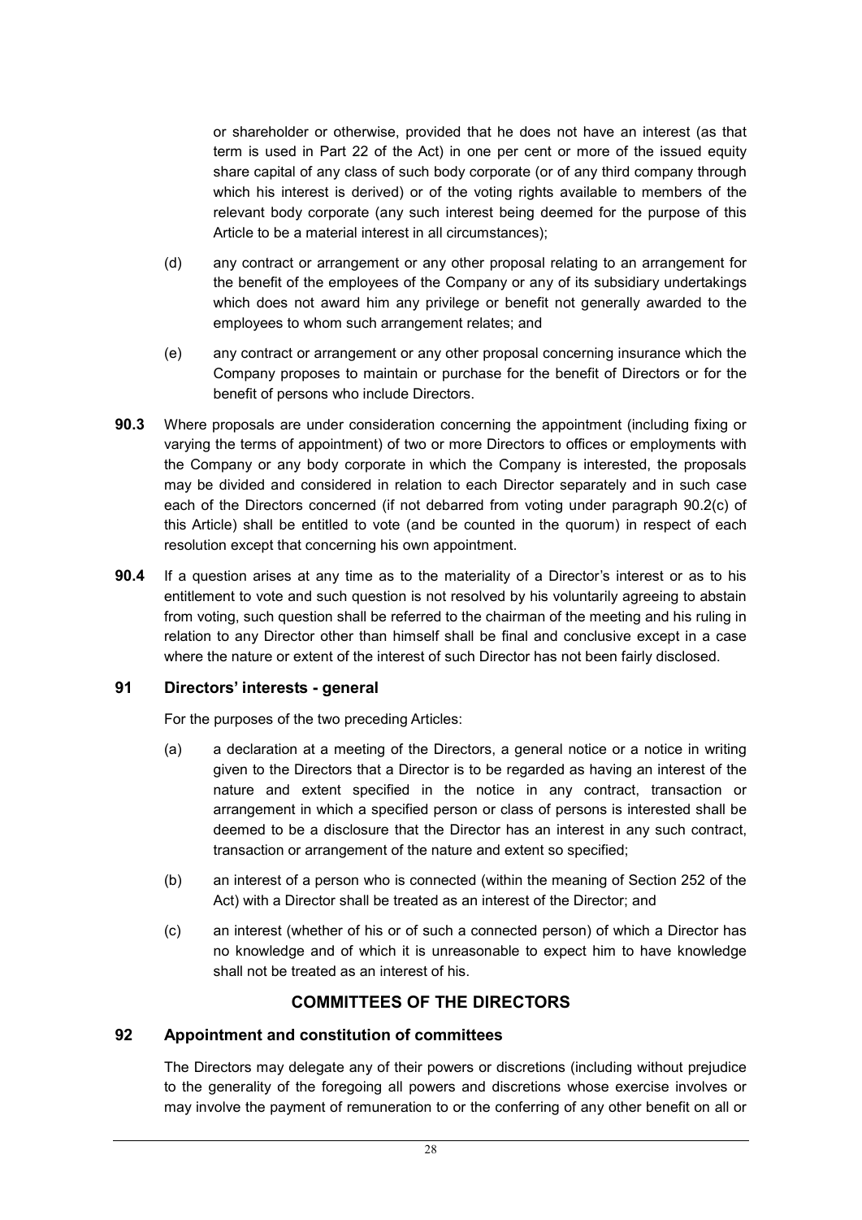or shareholder or otherwise, provided that he does not have an interest (as that term is used in Part 22 of the Act) in one per cent or more of the issued equity share capital of any class of such body corporate (or of any third company through which his interest is derived) or of the voting rights available to members of the relevant body corporate (any such interest being deemed for the purpose of this Article to be a material interest in all circumstances);

(d) any contract or arrangement or any other proposal relating to an arrangement for the benefit of the employees of the Company or any of its subsidiary undertakings which does not award him any privilege or benefit not generally awarded to the employees to whom such arrangement relates; and

(e) any contract or arrangement or any other proposal concerning insurance which the Company proposes to maintain or purchase for the benefit of Directors or for the benefit of persons who include Directors.

**90.3** Where proposals are under consideration concerning the appointment (including fixing or varying the terms of appointment) of two or more Directors to offices or employments with the Company or any body corporate in which the Company is interested, the proposals may be divided and considered in relation to each Director separately and in such case each of the Directors concerned (if not debarred from voting under paragraph 90.2(c) of this Article) shall be entitled to vote (and be counted in the quorum) in respect of each resolution except that concerning his own appointment.

**90.4** If a question arises at any time as to the materiality of a Director's interest or as to his entitlement to vote and such question is not resolved by his voluntarily agreeing to abstain from voting, such question shall be referred to the chairman of the meeting and his ruling in relation to any Director other than himself shall be final and conclusive except in a case where the nature or extent of the interest of such Director has not been fairly disclosed.

### 91 Directors' interests - general

For the purposes of the two preceding Articles:

(a) a declaration at a meeting of the Directors, a general notice or a notice in writing given to the Directors that a Director is to be regarded as having an interest of the nature and extent specified in the notice in any contract, transaction or arrangement in which a specified person or class of persons is interested shall be deemed to be a disclosure that the Director has an interest in any such contract, transaction or arrangement of the nature and extent so specified;

(b) an interest of a person who is connected (within the meaning of Section 252 of the Act) with a Director shall be treated as an interest of the Director; and

(c) an interest (whether of his or of such a connected person) of which a Director has no knowledge and of which it is unreasonable to expect him to have knowledge shall not be treated as an interest of his.

## COMMITTEES OF THE DIRECTORS

### 92 Appointment and constitution of committees

The Directors may delegate any of their powers or discretions (including without prejudice to the generality of the foregoing all powers and discretions whose exercise involves or may involve the payment of remuneration to or the conferring of any other benefit on all or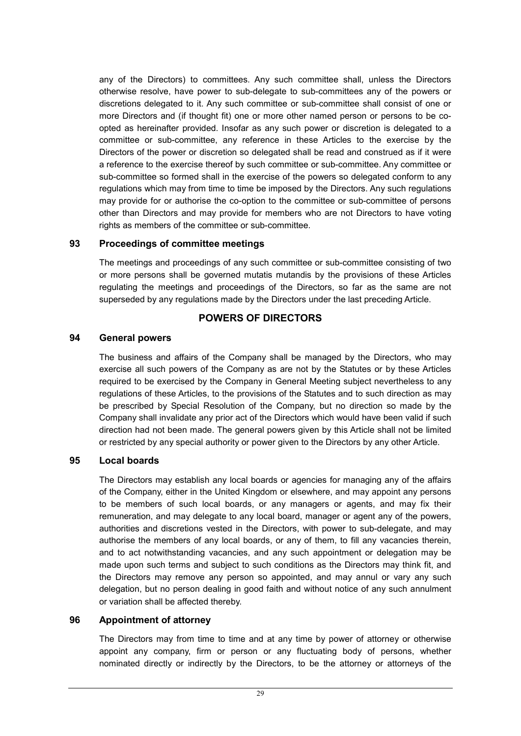any of the Directors) to committees. Any such committee shall, unless the Directors otherwise resolve, have power to sub-delegate to sub-committees any of the powers or discretions delegated to it. Any such committee or sub-committee shall consist of one or more Directors and (if thought fit) one or more other named person or persons to be co-opted as hereinafter provided. Insofar as any such power or discretion is delegated to a committee or sub-committee, any reference in these Articles to the exercise by the Directors of the power or discretion so delegated shall be read and construed as if it were a reference to the exercise thereof by such committee or sub-committee. Any committee or sub-committee so formed shall in the exercise of the powers so delegated conform to any regulations which may from time to time be imposed by the Directors. Any such regulations may provide for or authorise the co-option to the committee or sub-committee of persons other than Directors and may provide for members who are not Directors to have voting rights as members of the committee or sub-committee.

### 93 Proceedings of committee meetings

The meetings and proceedings of any such committee or sub-committee consisting of two or more persons shall be governed mutatis mutandis by the provisions of these Articles regulating the meetings and proceedings of the Directors, so far as the same are not superseded by any regulations made by the Directors under the last preceding Article.

## POWERS OF DIRECTORS

### 94 General powers

The business and affairs of the Company shall be managed by the Directors, who may exercise all such powers of the Company as are not by the Statutes or by these Articles required to be exercised by the Company in General Meeting subject nevertheless to any regulations of these Articles, to the provisions of the Statutes and to such direction as may be prescribed by Special Resolution of the Company, but no direction so made by the Company shall invalidate any prior act of the Directors which would have been valid if such direction had not been made. The general powers given by this Article shall not be limited or restricted by any special authority or power given to the Directors by any other Article.

### 95 Local boards

The Directors may establish any local boards or agencies for managing any of the affairs of the Company, either in the United Kingdom or elsewhere, and may appoint any persons to be members of such local boards, or any managers or agents, and may fix their remuneration, and may delegate to any local board, manager or agent any of the powers, authorities and discretions vested in the Directors, with power to sub-delegate, and may authorise the members of any local boards, or any of them, to fill any vacancies therein, and to act notwithstanding vacancies, and any such appointment or delegation may be made upon such terms and subject to such conditions as the Directors may think fit, and the Directors may remove any person so appointed, and may annul or vary any such delegation, but no person dealing in good faith and without notice of any such annulment or variation shall be affected thereby.

### 96 Appointment of attorney

The Directors may from time to time and at any time by power of attorney or otherwise appoint any company, firm or person or any fluctuating body of persons, whether nominated directly or indirectly by the Directors, to be the attorney or attorneys of the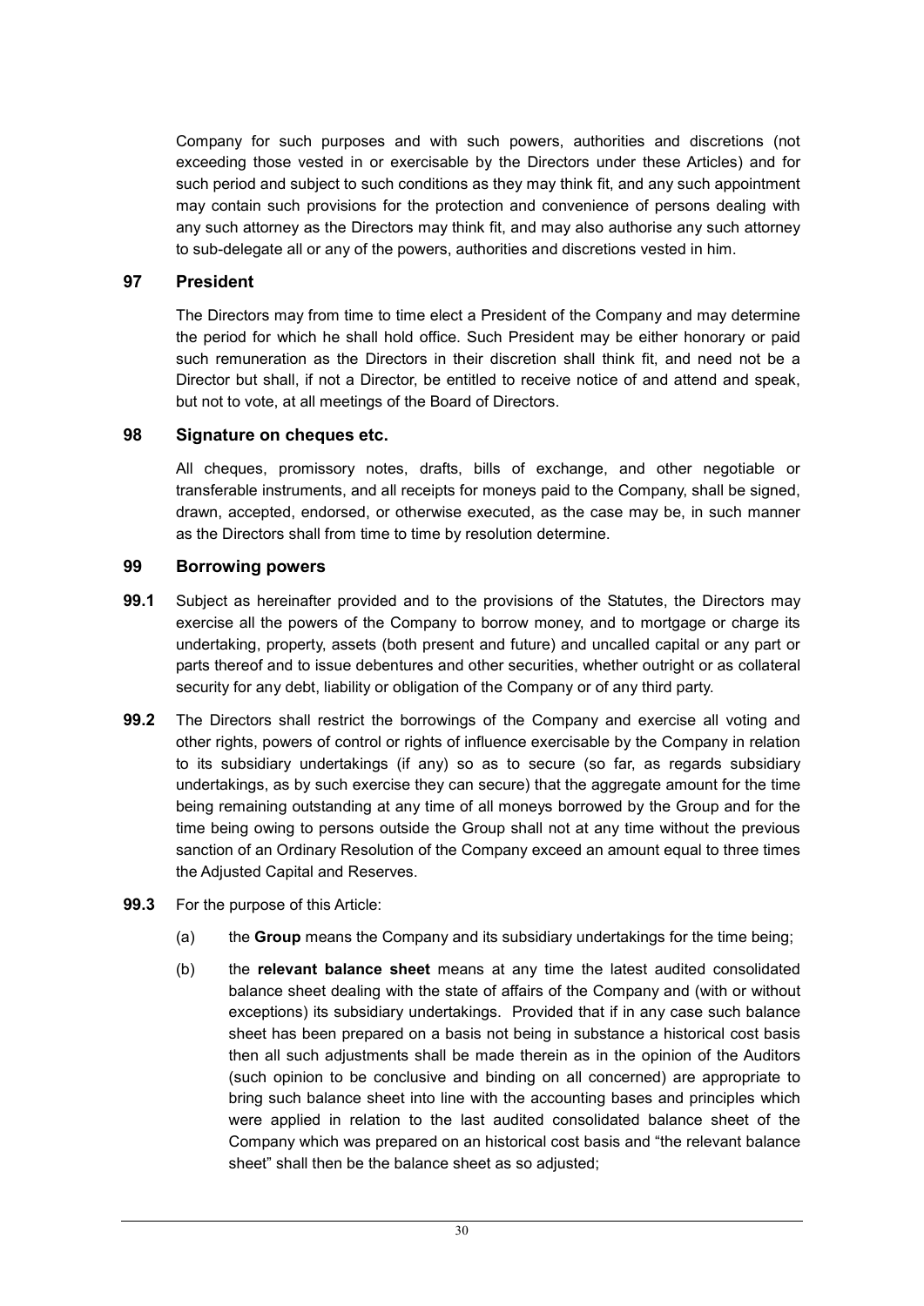Company for such purposes and with such powers, authorities and discretions (not exceeding those vested in or exercisable by the Directors under these Articles) and for such period and subject to such conditions as they may think fit, and any such appointment may contain such provisions for the protection and convenience of persons dealing with any such attorney as the Directors may think fit, and may also authorise any such attorney to sub-delegate all or any of the powers, authorities and discretions vested in him.

## 97 President

The Directors may from time to time elect a President of the Company and may determine the period for which he shall hold office. Such President may be either honorary or paid such remuneration as the Directors in their discretion shall think fit, and need not be a Director but shall, if not a Director, be entitled to receive notice of and attend and speak, but not to vote, at all meetings of the Board of Directors.

## 98 Signature on cheques etc.

All cheques, promissory notes, drafts, bills of exchange, and other negotiable or transferable instruments, and all receipts for moneys paid to the Company, shall be signed, drawn, accepted, endorsed, or otherwise executed, as the case may be, in such manner as the Directors shall from time to time by resolution determine.

## 99 Borrowing powers

**99.1** Subject as hereinafter provided and to the provisions of the Statutes, the Directors may exercise all the powers of the Company to borrow money, and to mortgage or charge its undertaking, property, assets (both present and future) and uncalled capital or any part or parts thereof and to issue debentures and other securities, whether outright or as collateral security for any debt, liability or obligation of the Company or of any third party.

**99.2** The Directors shall restrict the borrowings of the Company and exercise all voting and other rights, powers of control or rights of influence exercisable by the Company in relation to its subsidiary undertakings (if any) so as to secure (so far, as regards subsidiary undertakings, as by such exercise they can secure) that the aggregate amount for the time being remaining outstanding at any time of all moneys borrowed by the Group and for the time being owing to persons outside the Group shall not at any time without the previous sanction of an Ordinary Resolution of the Company exceed an amount equal to three times the Adjusted Capital and Reserves.

**99.3** For the purpose of this Article:

(a) the **Group** means the Company and its subsidiary undertakings for the time being;

(b) the **relevant balance sheet** means at any time the latest audited consolidated balance sheet dealing with the state of affairs of the Company and (with or without exceptions) its subsidiary undertakings. Provided that if in any case such balance sheet has been prepared on a basis not being in substance a historical cost basis then all such adjustments shall be made therein as in the opinion of the Auditors (such opinion to be conclusive and binding on all concerned) are appropriate to bring such balance sheet into line with the accounting bases and principles which were applied in relation to the last audited consolidated balance sheet of the Company which was prepared on an historical cost basis and "the relevant balance sheet" shall then be the balance sheet as so adjusted;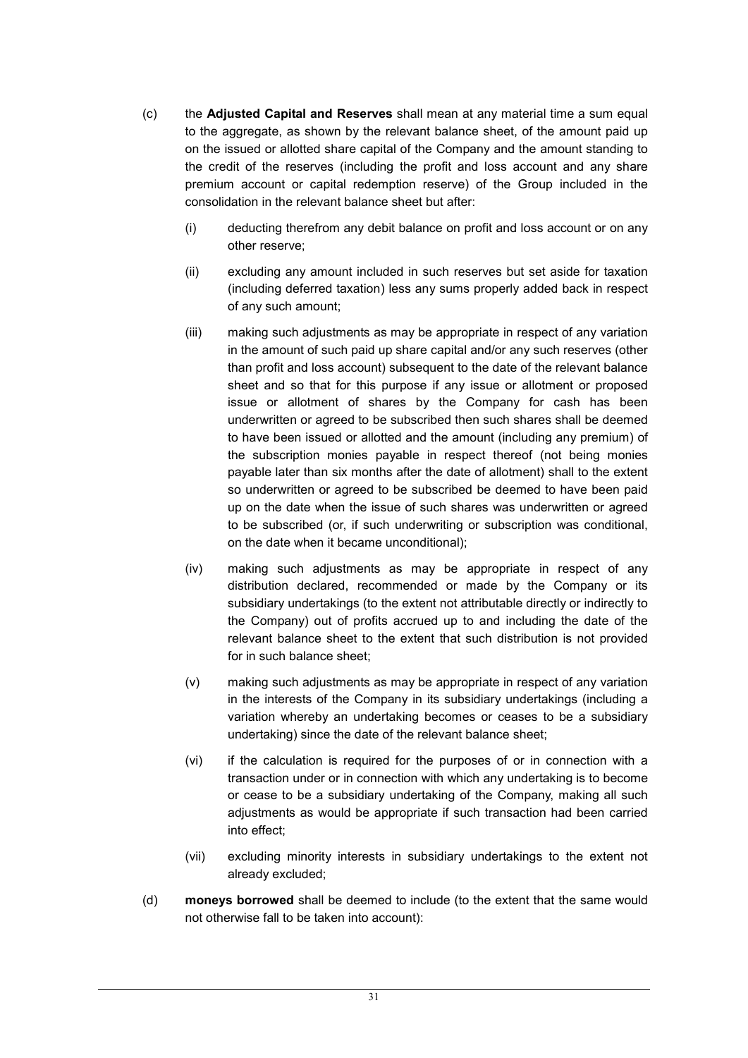(c) the **Adjusted Capital and Reserves** shall mean at any material time a sum equal to the aggregate, as shown by the relevant balance sheet, of the amount paid up on the issued or allotted share capital of the Company and the amount standing to the credit of the reserves (including the profit and loss account and any share premium account or capital redemption reserve) of the Group included in the consolidation in the relevant balance sheet but after:

   (i) deducting therefrom any debit balance on profit and loss account or on any other reserve;

   (ii) excluding any amount included in such reserves but set aside for taxation (including deferred taxation) less any sums properly added back in respect of any such amount;

   (iii) making such adjustments as may be appropriate in respect of any variation in the amount of such paid up share capital and/or any such reserves (other than profit and loss account) subsequent to the date of the relevant balance sheet and so that for this purpose if any issue or allotment or proposed issue or allotment of shares by the Company for cash has been underwritten or agreed to be subscribed then such shares shall be deemed to have been issued or allotted and the amount (including any premium) of the subscription monies payable in respect thereof (not being monies payable later than six months after the date of allotment) shall to the extent so underwritten or agreed to be subscribed be deemed to have been paid up on the date when the issue of such shares was underwritten or agreed to be subscribed (or, if such underwriting or subscription was conditional, on the date when it became unconditional);

   (iv) making such adjustments as may be appropriate in respect of any distribution declared, recommended or made by the Company or its subsidiary undertakings (to the extent not attributable directly or indirectly to the Company) out of profits accrued up to and including the date of the relevant balance sheet to the extent that such distribution is not provided for in such balance sheet;

   (v) making such adjustments as may be appropriate in respect of any variation in the interests of the Company in its subsidiary undertakings (including a variation whereby an undertaking becomes or ceases to be a subsidiary undertaking) since the date of the relevant balance sheet;

   (vi) if the calculation is required for the purposes of or in connection with a transaction under or in connection with which any undertaking is to become or cease to be a subsidiary undertaking of the Company, making all such adjustments as would be appropriate if such transaction had been carried into effect;

   (vii) excluding minority interests in subsidiary undertakings to the extent not already excluded;

(d) **moneys borrowed** shall be deemed to include (to the extent that the same would not otherwise fall to be taken into account):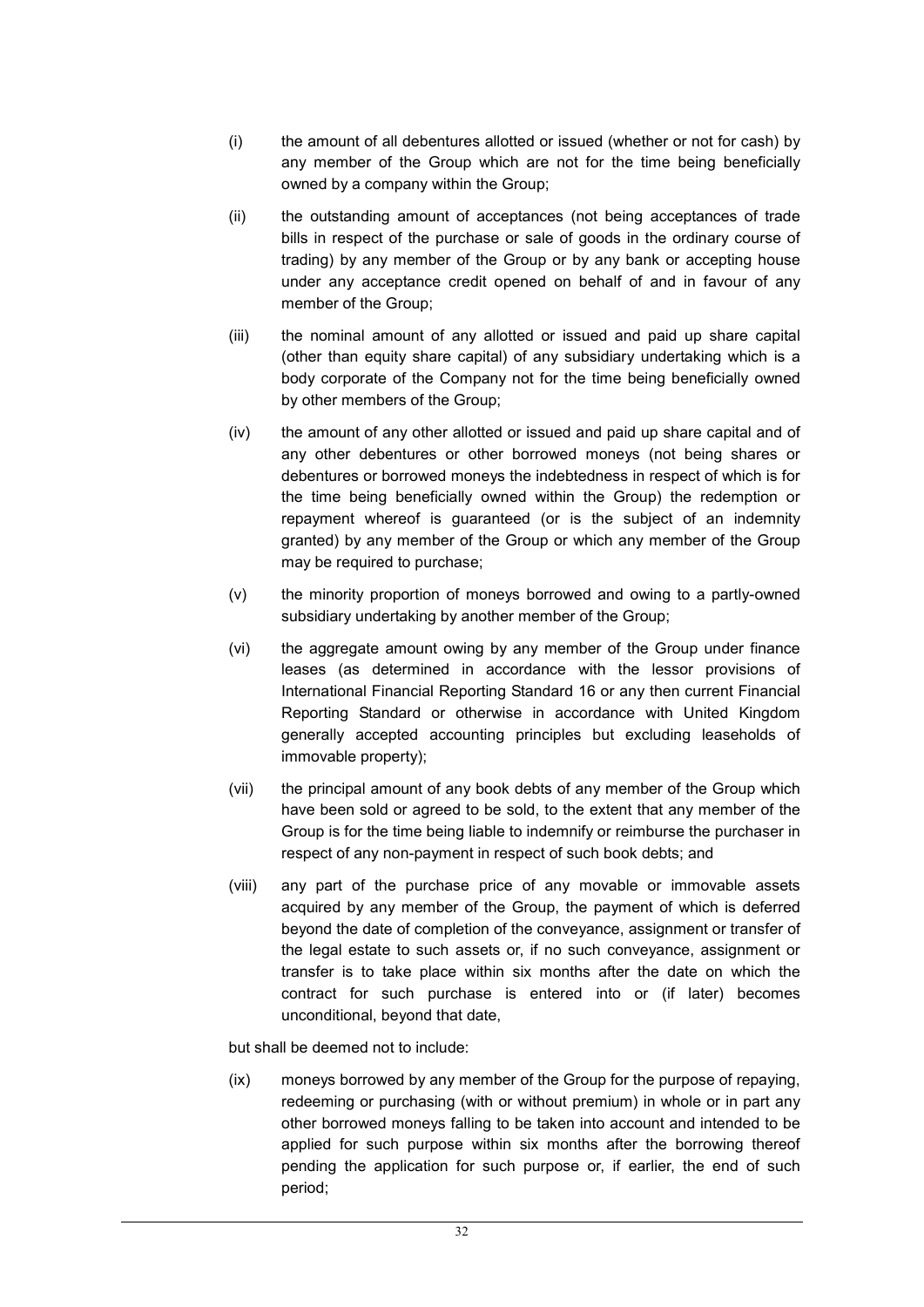(i) the amount of all debentures allotted or issued (whether or not for cash) by any member of the Group which are not for the time being beneficially owned by a company within the Group;

(ii) the outstanding amount of acceptances (not being acceptances of trade bills in respect of the purchase or sale of goods in the ordinary course of trading) by any member of the Group or by any bank or accepting house under any acceptance credit opened on behalf of and in favour of any member of the Group;

(iii) the nominal amount of any allotted or issued and paid up share capital (other than equity share capital) of any subsidiary undertaking which is a body corporate of the Company not for the time being beneficially owned by other members of the Group;

(iv) the amount of any other allotted or issued and paid up share capital and of any other debentures or other borrowed moneys (not being shares or debentures or borrowed moneys the indebtedness in respect of which is for the time being beneficially owned within the Group) the redemption or repayment whereof is guaranteed (or is the subject of an indemnity granted) by any member of the Group or which any member of the Group may be required to purchase;

(v) the minority proportion of moneys borrowed and owing to a partly-owned subsidiary undertaking by another member of the Group;

(vi) the aggregate amount owing by any member of the Group under finance leases (as determined in accordance with the lessor provisions of International Financial Reporting Standard 16 or any then current Financial Reporting Standard or otherwise in accordance with United Kingdom generally accepted accounting principles but excluding leaseholds of immovable property);

(vii) the principal amount of any book debts of any member of the Group which have been sold or agreed to be sold, to the extent that any member of the Group is for the time being liable to indemnify or reimburse the purchaser in respect of any non-payment in respect of such book debts; and

(viii) any part of the purchase price of any movable or immovable assets acquired by any member of the Group, the payment of which is deferred beyond the date of completion of the conveyance, assignment or transfer of the legal estate to such assets or, if no such conveyance, assignment or transfer is to take place within six months after the date on which the contract for such purchase is entered into or (if later) becomes unconditional, beyond that date,

but shall be deemed not to include:

(ix) moneys borrowed by any member of the Group for the purpose of repaying, redeeming or purchasing (with or without premium) in whole or in part any other borrowed moneys falling to be taken into account and intended to be applied for such purpose within six months after the borrowing thereof pending the application for such purpose or, if earlier, the end of such period;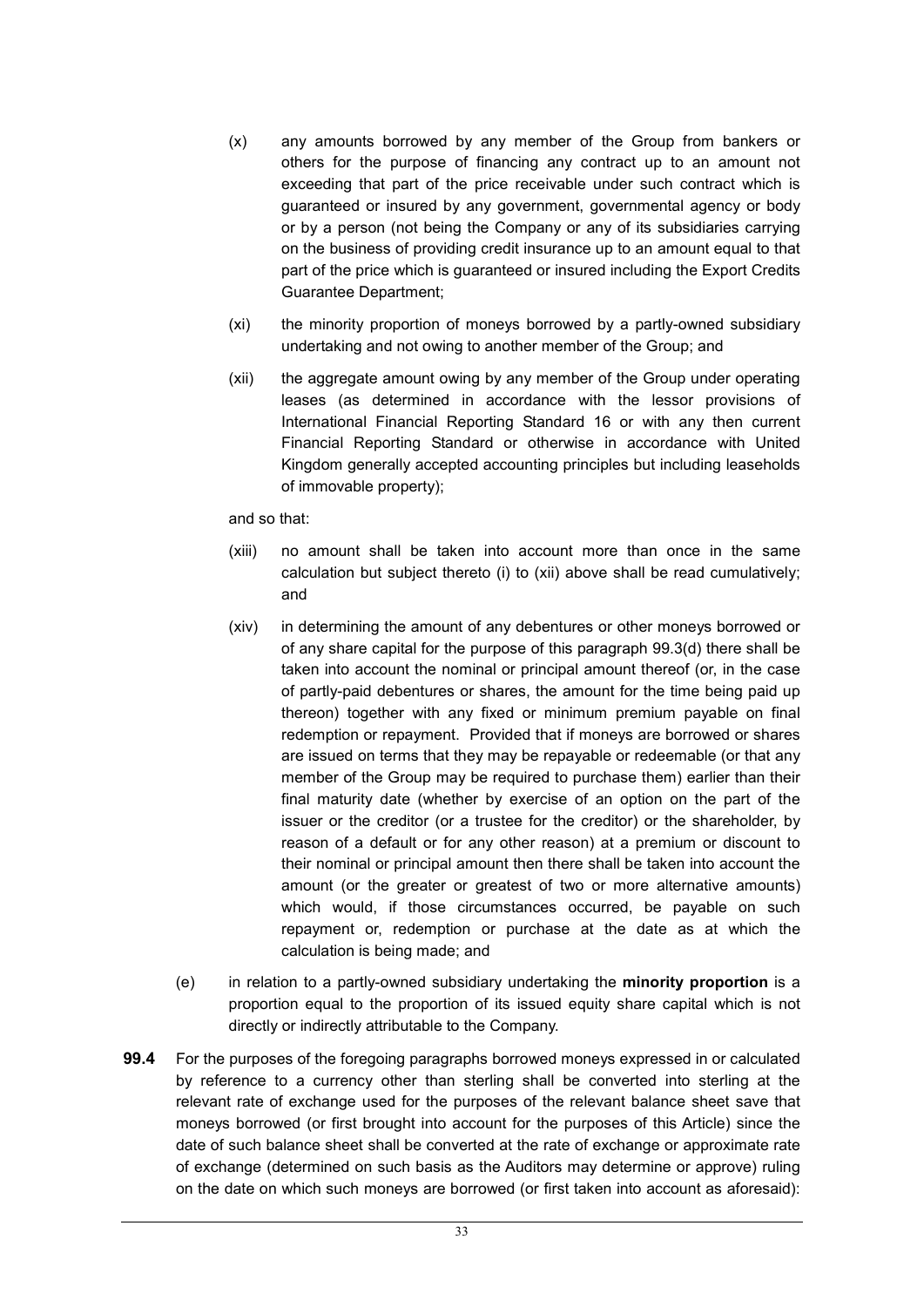(x) any amounts borrowed by any member of the Group from bankers or others for the purpose of financing any contract up to an amount not exceeding that part of the price receivable under such contract which is guaranteed or insured by any government, governmental agency or body or by a person (not being the Company or any of its subsidiaries carrying on the business of providing credit insurance up to an amount equal to that part of the price which is guaranteed or insured including the Export Credits Guarantee Department;

(xi) the minority proportion of moneys borrowed by a partly-owned subsidiary undertaking and not owing to another member of the Group; and

(xii) the aggregate amount owing by any member of the Group under operating leases (as determined in accordance with the lessor provisions of International Financial Reporting Standard 16 or with any then current Financial Reporting Standard or otherwise in accordance with United Kingdom generally accepted accounting principles but including leaseholds of immovable property);

and so that:

(xiii) no amount shall be taken into account more than once in the same calculation but subject thereto (i) to (xii) above shall be read cumulatively; and

(xiv) in determining the amount of any debentures or other moneys borrowed or of any share capital for the purpose of this paragraph 99.3(d) there shall be taken into account the nominal or principal amount thereof (or, in the case of partly-paid debentures or shares, the amount for the time being paid up thereon) together with any fixed or minimum premium payable on final redemption or repayment. Provided that if moneys are borrowed or shares are issued on terms that they may be repayable or redeemable (or that any member of the Group may be required to purchase them) earlier than their final maturity date (whether by exercise of an option on the part of the issuer or the creditor (or a trustee for the creditor) or the shareholder, by reason of a default or for any other reason) at a premium or discount to their nominal or principal amount then there shall be taken into account the amount (or the greater or greatest of two or more alternative amounts) which would, if those circumstances occurred, be payable on such repayment or, redemption or purchase at the date as at which the calculation is being made; and

(e) in relation to a partly-owned subsidiary undertaking the **minority proportion** is a proportion equal to the proportion of its issued equity share capital which is not directly or indirectly attributable to the Company.

**99.4** For the purposes of the foregoing paragraphs borrowed moneys expressed in or calculated by reference to a currency other than sterling shall be converted into sterling at the relevant rate of exchange used for the purposes of the relevant balance sheet save that moneys borrowed (or first brought into account for the purposes of this Article) since the date of such balance sheet shall be converted at the rate of exchange or approximate rate of exchange (determined on such basis as the Auditors may determine or approve) ruling on the date on which such moneys are borrowed (or first taken into account as aforesaid):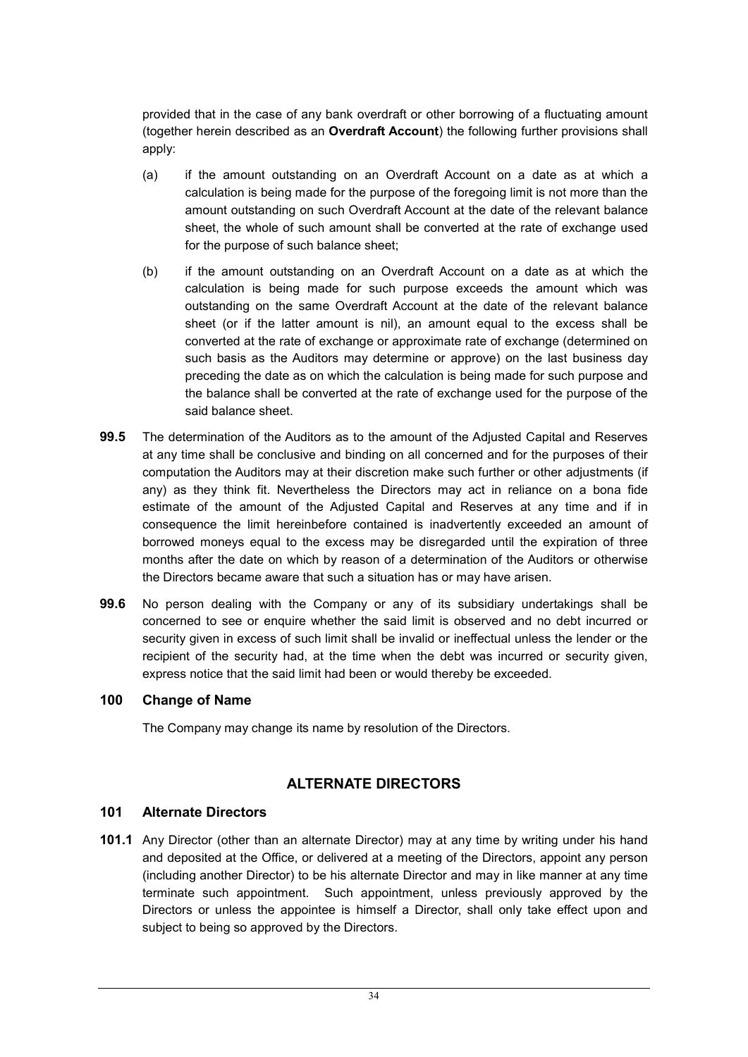provided that in the case of any bank overdraft or other borrowing of a fluctuating amount (together herein described as an **Overdraft Account**) the following further provisions shall apply:

(a) if the amount outstanding on an Overdraft Account on a date as at which a calculation is being made for the purpose of the foregoing limit is not more than the amount outstanding on such Overdraft Account at the date of the relevant balance sheet, the whole of such amount shall be converted at the rate of exchange used for the purpose of such balance sheet;

(b) if the amount outstanding on an Overdraft Account on a date as at which the calculation is being made for such purpose exceeds the amount which was outstanding on the same Overdraft Account at the date of the relevant balance sheet (or if the latter amount is nil), an amount equal to the excess shall be converted at the rate of exchange or approximate rate of exchange (determined on such basis as the Auditors may determine or approve) on the last business day preceding the date as on which the calculation is being made for such purpose and the balance shall be converted at the rate of exchange used for the purpose of the said balance sheet.

**99.5** The determination of the Auditors as to the amount of the Adjusted Capital and Reserves at any time shall be conclusive and binding on all concerned and for the purposes of their computation the Auditors may at their discretion make such further or other adjustments (if any) as they think fit. Nevertheless the Directors may act in reliance on a bona fide estimate of the amount of the Adjusted Capital and Reserves at any time and if in consequence the limit hereinbefore contained is inadvertently exceeded an amount of borrowed moneys equal to the excess may be disregarded until the expiration of three months after the date on which by reason of a determination of the Auditors or otherwise the Directors became aware that such a situation has or may have arisen.

**99.6** No person dealing with the Company or any of its subsidiary undertakings shall be concerned to see or enquire whether the said limit is observed and no debt incurred or security given in excess of such limit shall be invalid or ineffectual unless the lender or the recipient of the security had, at the time when the debt was incurred or security given, express notice that the said limit had been or would thereby be exceeded.

### 100 Change of Name

The Company may change its name by resolution of the Directors.

## ALTERNATE DIRECTORS

### 101 Alternate Directors

**101.1** Any Director (other than an alternate Director) may at any time by writing under his hand and deposited at the Office, or delivered at a meeting of the Directors, appoint any person (including another Director) to be his alternate Director and may in like manner at any time terminate such appointment. Such appointment, unless previously approved by the Directors or unless the appointee is himself a Director, shall only take effect upon and subject to being so approved by the Directors.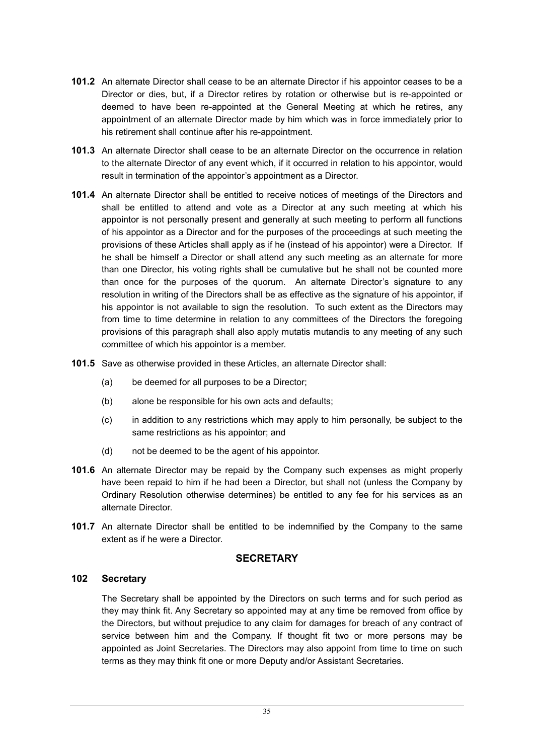**101.2** An alternate Director shall cease to be an alternate Director if his appointor ceases to be a Director or dies, but, if a Director retires by rotation or otherwise but is re-appointed or deemed to have been re-appointed at the General Meeting at which he retires, any appointment of an alternate Director made by him which was in force immediately prior to his retirement shall continue after his re-appointment.

**101.3** An alternate Director shall cease to be an alternate Director on the occurrence in relation to the alternate Director of any event which, if it occurred in relation to his appointor, would result in termination of the appointor's appointment as a Director.

**101.4** An alternate Director shall be entitled to receive notices of meetings of the Directors and shall be entitled to attend and vote as a Director at any such meeting at which his appointor is not personally present and generally at such meeting to perform all functions of his appointor as a Director and for the purposes of the proceedings at such meeting the provisions of these Articles shall apply as if he (instead of his appointor) were a Director. If he shall be himself a Director or shall attend any such meeting as an alternate for more than one Director, his voting rights shall be cumulative but he shall not be counted more than once for the purposes of the quorum. An alternate Director's signature to any resolution in writing of the Directors shall be as effective as the signature of his appointor, if his appointor is not available to sign the resolution. To such extent as the Directors may from time to time determine in relation to any committees of the Directors the foregoing provisions of this paragraph shall also apply mutatis mutandis to any meeting of any such committee of which his appointor is a member.

**101.5** Save as otherwise provided in these Articles, an alternate Director shall:

(a) be deemed for all purposes to be a Director;

(b) alone be responsible for his own acts and defaults;

(c) in addition to any restrictions which may apply to him personally, be subject to the same restrictions as his appointor; and

(d) not be deemed to be the agent of his appointor.

**101.6** An alternate Director may be repaid by the Company such expenses as might properly have been repaid to him if he had been a Director, but shall not (unless the Company by Ordinary Resolution otherwise determines) be entitled to any fee for his services as an alternate Director.

**101.7** An alternate Director shall be entitled to be indemnified by the Company to the same extent as if he were a Director.

## SECRETARY

### 102 Secretary

The Secretary shall be appointed by the Directors on such terms and for such period as they may think fit. Any Secretary so appointed may at any time be removed from office by the Directors, but without prejudice to any claim for damages for breach of any contract of service between him and the Company. If thought fit two or more persons may be appointed as Joint Secretaries. The Directors may also appoint from time to time on such terms as they may think fit one or more Deputy and/or Assistant Secretaries.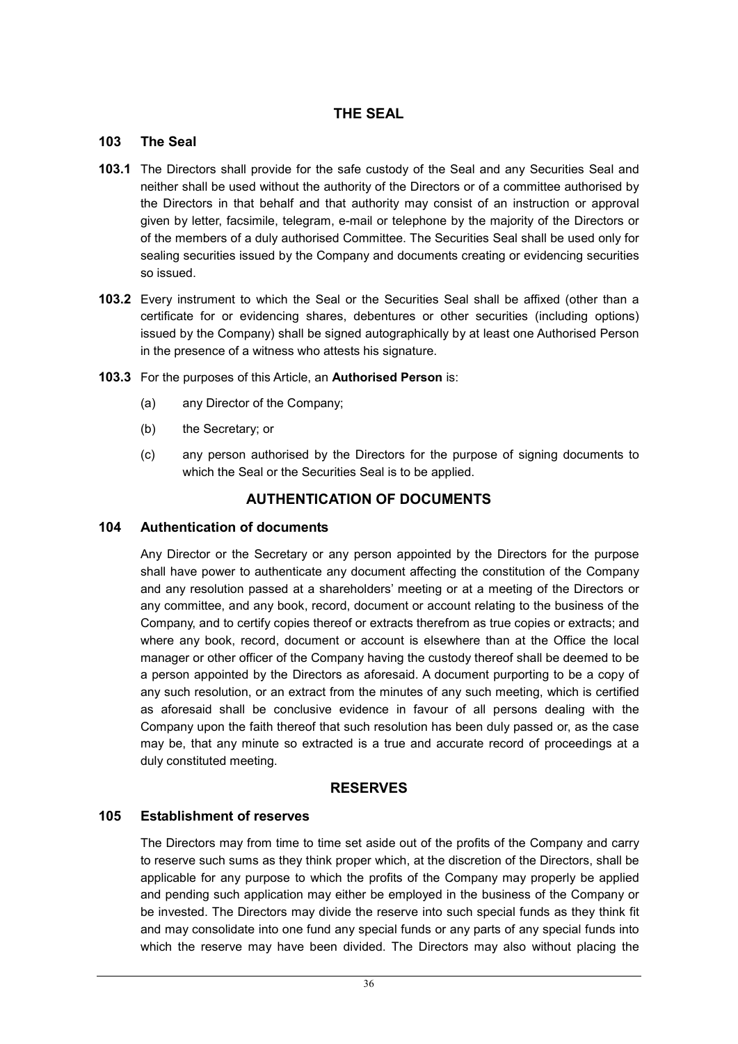## THE SEAL

### 103 The Seal

**103.1** The Directors shall provide for the safe custody of the Seal and any Securities Seal and neither shall be used without the authority of the Directors or of a committee authorised by the Directors in that behalf and that authority may consist of an instruction or approval given by letter, facsimile, telegram, e-mail or telephone by the majority of the Directors or of the members of a duly authorised Committee. The Securities Seal shall be used only for sealing securities issued by the Company and documents creating or evidencing securities so issued.

**103.2** Every instrument to which the Seal or the Securities Seal shall be affixed (other than a certificate for or evidencing shares, debentures or other securities (including options) issued by the Company) shall be signed autographically by at least one Authorised Person in the presence of a witness who attests his signature.

**103.3** For the purposes of this Article, an **Authorised Person** is:

(a) any Director of the Company;

(b) the Secretary; or

(c) any person authorised by the Directors for the purpose of signing documents to which the Seal or the Securities Seal is to be applied.

## AUTHENTICATION OF DOCUMENTS

### 104 Authentication of documents

Any Director or the Secretary or any person appointed by the Directors for the purpose shall have power to authenticate any document affecting the constitution of the Company and any resolution passed at a shareholders' meeting or at a meeting of the Directors or any committee, and any book, record, document or account relating to the business of the Company, and to certify copies thereof or extracts therefrom as true copies or extracts; and where any book, record, document or account is elsewhere than at the Office the local manager or other officer of the Company having the custody thereof shall be deemed to be a person appointed by the Directors as aforesaid. A document purporting to be a copy of any such resolution, or an extract from the minutes of any such meeting, which is certified as aforesaid shall be conclusive evidence in favour of all persons dealing with the Company upon the faith thereof that such resolution has been duly passed or, as the case may be, that any minute so extracted is a true and accurate record of proceedings at a duly constituted meeting.

## RESERVES

### 105 Establishment of reserves

The Directors may from time to time set aside out of the profits of the Company and carry to reserve such sums as they think proper which, at the discretion of the Directors, shall be applicable for any purpose to which the profits of the Company may properly be applied and pending such application may either be employed in the business of the Company or be invested. The Directors may divide the reserve into such special funds as they think fit and may consolidate into one fund any special funds or any parts of any special funds into which the reserve may have been divided. The Directors may also without placing the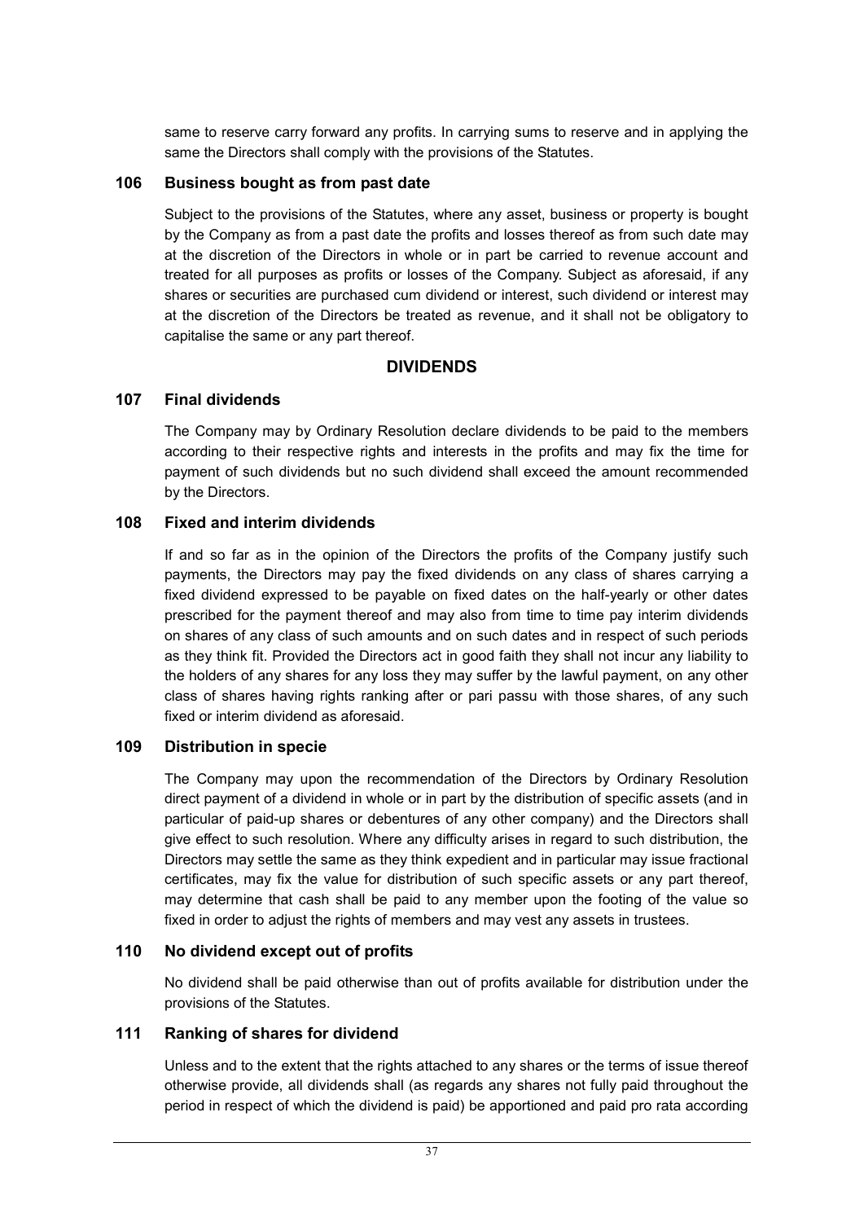same to reserve carry forward any profits. In carrying sums to reserve and in applying the same the Directors shall comply with the provisions of the Statutes.

### 106 Business bought as from past date

Subject to the provisions of the Statutes, where any asset, business or property is bought by the Company as from a past date the profits and losses thereof as from such date may at the discretion of the Directors in whole or in part be carried to revenue account and treated for all purposes as profits or losses of the Company. Subject as aforesaid, if any shares or securities are purchased cum dividend or interest, such dividend or interest may at the discretion of the Directors be treated as revenue, and it shall not be obligatory to capitalise the same or any part thereof.

## DIVIDENDS

### 107 Final dividends

The Company may by Ordinary Resolution declare dividends to be paid to the members according to their respective rights and interests in the profits and may fix the time for payment of such dividends but no such dividend shall exceed the amount recommended by the Directors.

### 108 Fixed and interim dividends

If and so far as in the opinion of the Directors the profits of the Company justify such payments, the Directors may pay the fixed dividends on any class of shares carrying a fixed dividend expressed to be payable on fixed dates on the half-yearly or other dates prescribed for the payment thereof and may also from time to time pay interim dividends on shares of any class of such amounts and on such dates and in respect of such periods as they think fit. Provided the Directors act in good faith they shall not incur any liability to the holders of any shares for any loss they may suffer by the lawful payment, on any other class of shares having rights ranking after or pari passu with those shares, of any such fixed or interim dividend as aforesaid.

### 109 Distribution in specie

The Company may upon the recommendation of the Directors by Ordinary Resolution direct payment of a dividend in whole or in part by the distribution of specific assets (and in particular of paid-up shares or debentures of any other company) and the Directors shall give effect to such resolution. Where any difficulty arises in regard to such distribution, the Directors may settle the same as they think expedient and in particular may issue fractional certificates, may fix the value for distribution of such specific assets or any part thereof, may determine that cash shall be paid to any member upon the footing of the value so fixed in order to adjust the rights of members and may vest any assets in trustees.

### 110 No dividend except out of profits

No dividend shall be paid otherwise than out of profits available for distribution under the provisions of the Statutes.

### 111 Ranking of shares for dividend

Unless and to the extent that the rights attached to any shares or the terms of issue thereof otherwise provide, all dividends shall (as regards any shares not fully paid throughout the period in respect of which the dividend is paid) be apportioned and paid pro rata according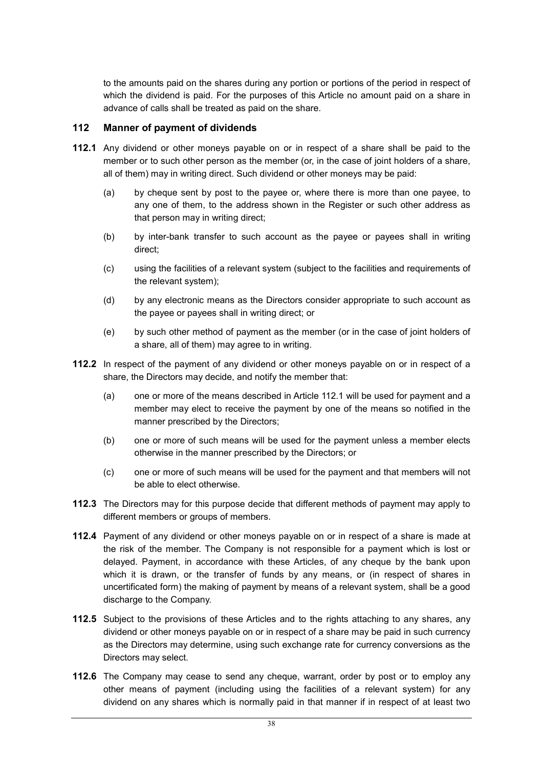to the amounts paid on the shares during any portion or portions of the period in respect of which the dividend is paid. For the purposes of this Article no amount paid on a share in advance of calls shall be treated as paid on the share.

## 112 Manner of payment of dividends

**112.1** Any dividend or other moneys payable on or in respect of a share shall be paid to the member or to such other person as the member (or, in the case of joint holders of a share, all of them) may in writing direct. Such dividend or other moneys may be paid:

(a) by cheque sent by post to the payee or, where there is more than one payee, to any one of them, to the address shown in the Register or such other address as that person may in writing direct;

(b) by inter-bank transfer to such account as the payee or payees shall in writing direct;

(c) using the facilities of a relevant system (subject to the facilities and requirements of the relevant system);

(d) by any electronic means as the Directors consider appropriate to such account as the payee or payees shall in writing direct; or

(e) by such other method of payment as the member (or in the case of joint holders of a share, all of them) may agree to in writing.

**112.2** In respect of the payment of any dividend or other moneys payable on or in respect of a share, the Directors may decide, and notify the member that:

(a) one or more of the means described in Article 112.1 will be used for payment and a member may elect to receive the payment by one of the means so notified in the manner prescribed by the Directors;

(b) one or more of such means will be used for the payment unless a member elects otherwise in the manner prescribed by the Directors; or

(c) one or more of such means will be used for the payment and that members will not be able to elect otherwise.

**112.3** The Directors may for this purpose decide that different methods of payment may apply to different members or groups of members.

**112.4** Payment of any dividend or other moneys payable on or in respect of a share is made at the risk of the member. The Company is not responsible for a payment which is lost or delayed. Payment, in accordance with these Articles, of any cheque by the bank upon which it is drawn, or the transfer of funds by any means, or (in respect of shares in uncertificated form) the making of payment by means of a relevant system, shall be a good discharge to the Company.

**112.5** Subject to the provisions of these Articles and to the rights attaching to any shares, any dividend or other moneys payable on or in respect of a share may be paid in such currency as the Directors may determine, using such exchange rate for currency conversions as the Directors may select.

**112.6** The Company may cease to send any cheque, warrant, order by post or to employ any other means of payment (including using the facilities of a relevant system) for any dividend on any shares which is normally paid in that manner if in respect of at least two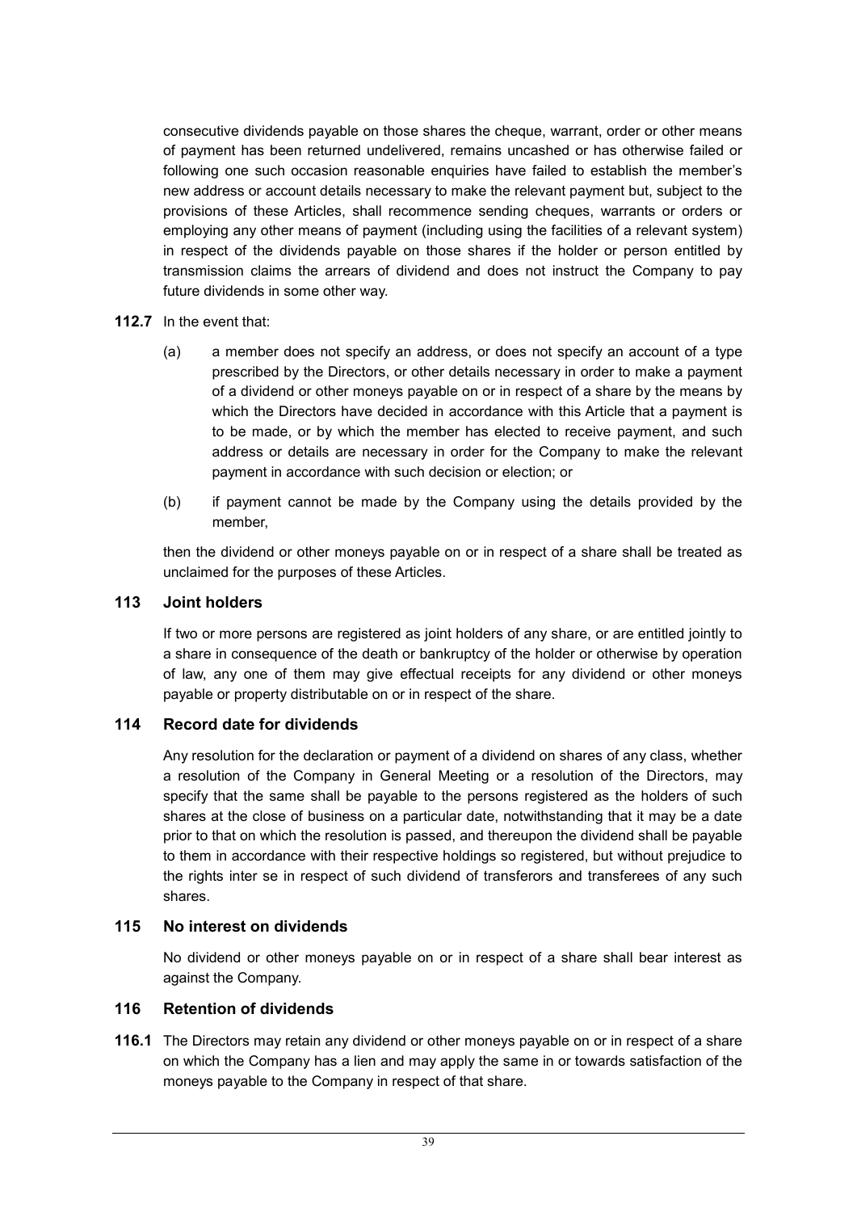consecutive dividends payable on those shares the cheque, warrant, order or other means of payment has been returned undelivered, remains uncashed or has otherwise failed or following one such occasion reasonable enquiries have failed to establish the member's new address or account details necessary to make the relevant payment but, subject to the provisions of these Articles, shall recommence sending cheques, warrants or orders or employing any other means of payment (including using the facilities of a relevant system) in respect of the dividends payable on those shares if the holder or person entitled by transmission claims the arrears of dividend and does not instruct the Company to pay future dividends in some other way.

**112.7** In the event that:

(a) a member does not specify an address, or does not specify an account of a type prescribed by the Directors, or other details necessary in order to make a payment of a dividend or other moneys payable on or in respect of a share by the means by which the Directors have decided in accordance with this Article that a payment is to be made, or by which the member has elected to receive payment, and such address or details are necessary in order for the Company to make the relevant payment in accordance with such decision or election; or

(b) if payment cannot be made by the Company using the details provided by the member,

then the dividend or other moneys payable on or in respect of a share shall be treated as unclaimed for the purposes of these Articles.

## 113 Joint holders

If two or more persons are registered as joint holders of any share, or are entitled jointly to a share in consequence of the death or bankruptcy of the holder or otherwise by operation of law, any one of them may give effectual receipts for any dividend or other moneys payable or property distributable on or in respect of the share.

## 114 Record date for dividends

Any resolution for the declaration or payment of a dividend on shares of any class, whether a resolution of the Company in General Meeting or a resolution of the Directors, may specify that the same shall be payable to the persons registered as the holders of such shares at the close of business on a particular date, notwithstanding that it may be a date prior to that on which the resolution is passed, and thereupon the dividend shall be payable to them in accordance with their respective holdings so registered, but without prejudice to the rights inter se in respect of such dividend of transferors and transferees of any such shares.

## 115 No interest on dividends

No dividend or other moneys payable on or in respect of a share shall bear interest as against the Company.

## 116 Retention of dividends

**116.1** The Directors may retain any dividend or other moneys payable on or in respect of a share on which the Company has a lien and may apply the same in or towards satisfaction of the moneys payable to the Company in respect of that share.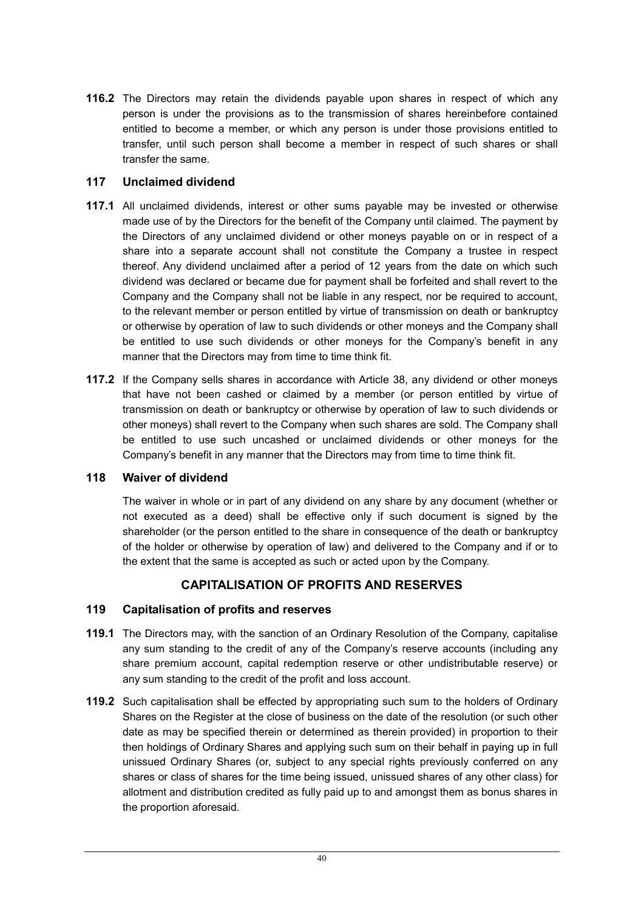**116.2** The Directors may retain the dividends payable upon shares in respect of which any person is under the provisions as to the transmission of shares hereinbefore contained entitled to become a member, or which any person is under those provisions entitled to transfer, until such person shall become a member in respect of such shares or shall transfer the same.

### 117 Unclaimed dividend

**117.1** All unclaimed dividends, interest or other sums payable may be invested or otherwise made use of by the Directors for the benefit of the Company until claimed. The payment by the Directors of any unclaimed dividend or other moneys payable on or in respect of a share into a separate account shall not constitute the Company a trustee in respect thereof. Any dividend unclaimed after a period of 12 years from the date on which such dividend was declared or became due for payment shall be forfeited and shall revert to the Company and the Company shall not be liable in any respect, nor be required to account, to the relevant member or person entitled by virtue of transmission on death or bankruptcy or otherwise by operation of law to such dividends or other moneys and the Company shall be entitled to use such dividends or other moneys for the Company's benefit in any manner that the Directors may from time to time think fit.

**117.2** If the Company sells shares in accordance with Article 38, any dividend or other moneys that have not been cashed or claimed by a member (or person entitled by virtue of transmission on death or bankruptcy or otherwise by operation of law to such dividends or other moneys) shall revert to the Company when such shares are sold. The Company shall be entitled to use such uncashed or unclaimed dividends or other moneys for the Company's benefit in any manner that the Directors may from time to time think fit.

### 118 Waiver of dividend

The waiver in whole or in part of any dividend on any share by any document (whether or not executed as a deed) shall be effective only if such document is signed by the shareholder (or the person entitled to the share in consequence of the death or bankruptcy of the holder or otherwise by operation of law) and delivered to the Company and if or to the extent that the same is accepted as such or acted upon by the Company.

## CAPITALISATION OF PROFITS AND RESERVES

### 119 Capitalisation of profits and reserves

**119.1** The Directors may, with the sanction of an Ordinary Resolution of the Company, capitalise any sum standing to the credit of any of the Company's reserve accounts (including any share premium account, capital redemption reserve or other undistributable reserve) or any sum standing to the credit of the profit and loss account.

**119.2** Such capitalisation shall be effected by appropriating such sum to the holders of Ordinary Shares on the Register at the close of business on the date of the resolution (or such other date as may be specified therein or determined as therein provided) in proportion to their then holdings of Ordinary Shares and applying such sum on their behalf in paying up in full unissued Ordinary Shares (or, subject to any special rights previously conferred on any shares or class of shares for the time being issued, unissued shares of any other class) for allotment and distribution credited as fully paid up to and amongst them as bonus shares in the proportion aforesaid.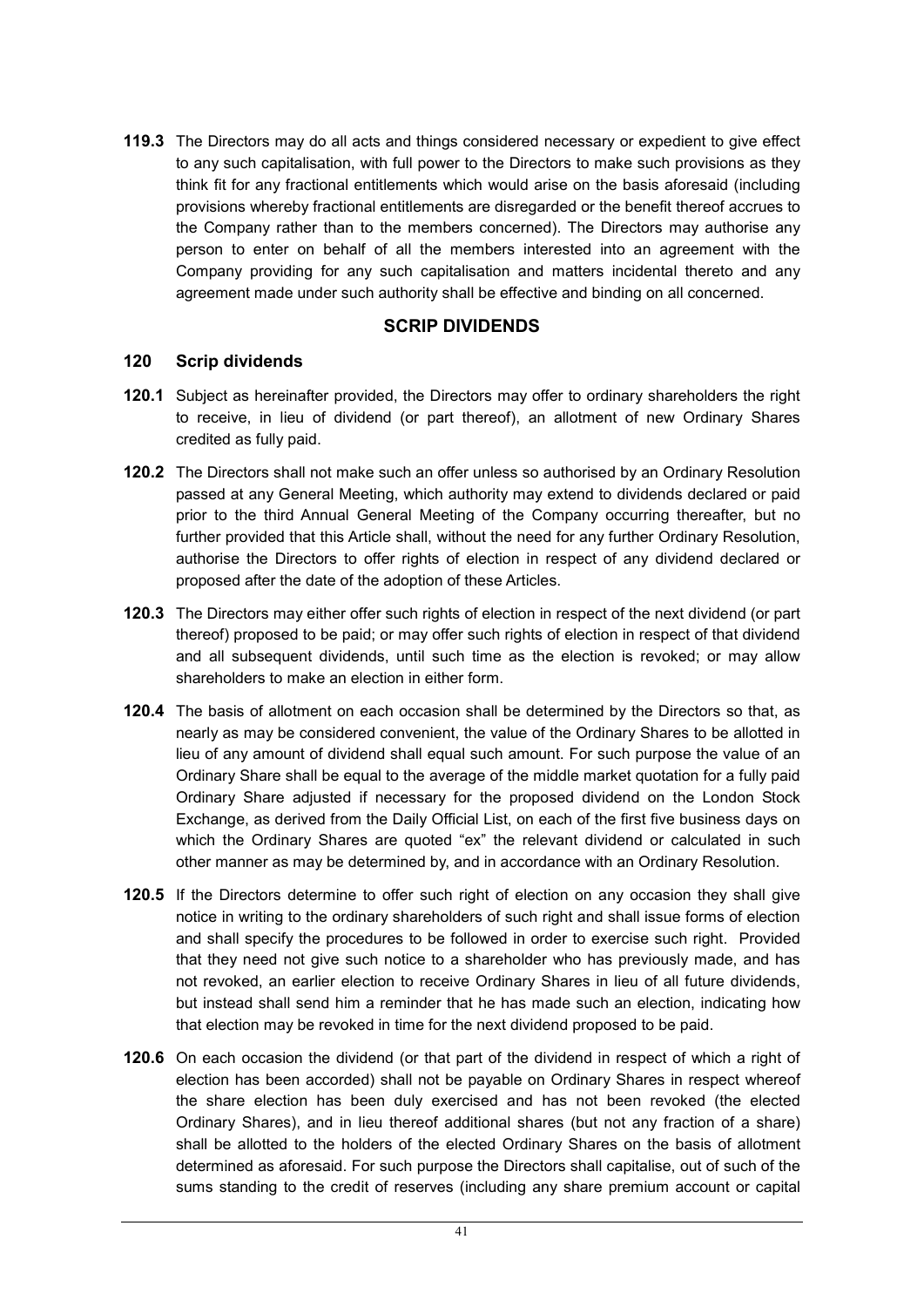**119.3** The Directors may do all acts and things considered necessary or expedient to give effect to any such capitalisation, with full power to the Directors to make such provisions as they think fit for any fractional entitlements which would arise on the basis aforesaid (including provisions whereby fractional entitlements are disregarded or the benefit thereof accrues to the Company rather than to the members concerned). The Directors may authorise any person to enter on behalf of all the members interested into an agreement with the Company providing for any such capitalisation and matters incidental thereto and any agreement made under such authority shall be effective and binding on all concerned.

## SCRIP DIVIDENDS

### 120 Scrip dividends

**120.1** Subject as hereinafter provided, the Directors may offer to ordinary shareholders the right to receive, in lieu of dividend (or part thereof), an allotment of new Ordinary Shares credited as fully paid.

**120.2** The Directors shall not make such an offer unless so authorised by an Ordinary Resolution passed at any General Meeting, which authority may extend to dividends declared or paid prior to the third Annual General Meeting of the Company occurring thereafter, but no further provided that this Article shall, without the need for any further Ordinary Resolution, authorise the Directors to offer rights of election in respect of any dividend declared or proposed after the date of the adoption of these Articles.

**120.3** The Directors may either offer such rights of election in respect of the next dividend (or part thereof) proposed to be paid; or may offer such rights of election in respect of that dividend and all subsequent dividends, until such time as the election is revoked; or may allow shareholders to make an election in either form.

**120.4** The basis of allotment on each occasion shall be determined by the Directors so that, as nearly as may be considered convenient, the value of the Ordinary Shares to be allotted in lieu of any amount of dividend shall equal such amount. For such purpose the value of an Ordinary Share shall be equal to the average of the middle market quotation for a fully paid Ordinary Share adjusted if necessary for the proposed dividend on the London Stock Exchange, as derived from the Daily Official List, on each of the first five business days on which the Ordinary Shares are quoted "ex" the relevant dividend or calculated in such other manner as may be determined by, and in accordance with an Ordinary Resolution.

**120.5** If the Directors determine to offer such right of election on any occasion they shall give notice in writing to the ordinary shareholders of such right and shall issue forms of election and shall specify the procedures to be followed in order to exercise such right. Provided that they need not give such notice to a shareholder who has previously made, and has not revoked, an earlier election to receive Ordinary Shares in lieu of all future dividends, but instead shall send him a reminder that he has made such an election, indicating how that election may be revoked in time for the next dividend proposed to be paid.

**120.6** On each occasion the dividend (or that part of the dividend in respect of which a right of election has been accorded) shall not be payable on Ordinary Shares in respect whereof the share election has been duly exercised and has not been revoked (the elected Ordinary Shares), and in lieu thereof additional shares (but not any fraction of a share) shall be allotted to the holders of the elected Ordinary Shares on the basis of allotment determined as aforesaid. For such purpose the Directors shall capitalise, out of such of the sums standing to the credit of reserves (including any share premium account or capital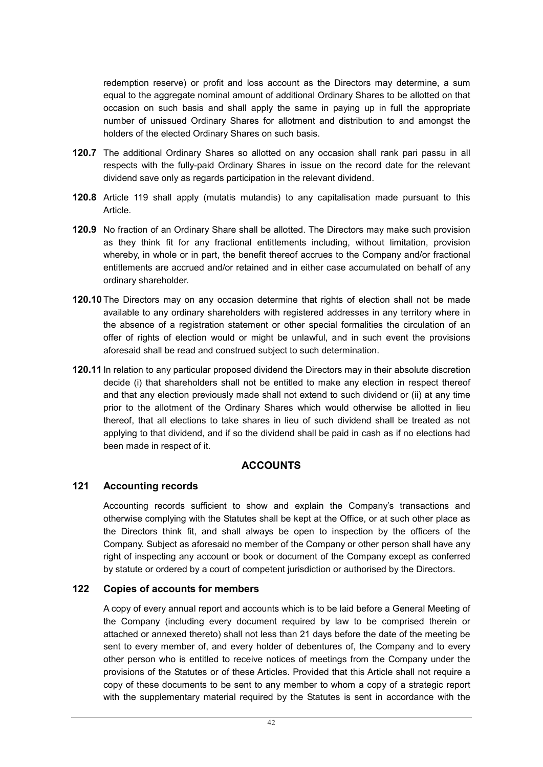redemption reserve) or profit and loss account as the Directors may determine, a sum equal to the aggregate nominal amount of additional Ordinary Shares to be allotted on that occasion on such basis and shall apply the same in paying up in full the appropriate number of unissued Ordinary Shares for allotment and distribution to and amongst the holders of the elected Ordinary Shares on such basis.

**120.7** The additional Ordinary Shares so allotted on any occasion shall rank pari passu in all respects with the fully-paid Ordinary Shares in issue on the record date for the relevant dividend save only as regards participation in the relevant dividend.

**120.8** Article 119 shall apply (mutatis mutandis) to any capitalisation made pursuant to this Article.

**120.9** No fraction of an Ordinary Share shall be allotted. The Directors may make such provision as they think fit for any fractional entitlements including, without limitation, provision whereby, in whole or in part, the benefit thereof accrues to the Company and/or fractional entitlements are accrued and/or retained and in either case accumulated on behalf of any ordinary shareholder.

**120.10** The Directors may on any occasion determine that rights of election shall not be made available to any ordinary shareholders with registered addresses in any territory where in the absence of a registration statement or other special formalities the circulation of an offer of rights of election would or might be unlawful, and in such event the provisions aforesaid shall be read and construed subject to such determination.

**120.11** In relation to any particular proposed dividend the Directors may in their absolute discretion decide (i) that shareholders shall not be entitled to make any election in respect thereof and that any election previously made shall not extend to such dividend or (ii) at any time prior to the allotment of the Ordinary Shares which would otherwise be allotted in lieu thereof, that all elections to take shares in lieu of such dividend shall be treated as not applying to that dividend, and if so the dividend shall be paid in cash as if no elections had been made in respect of it.

## ACCOUNTS

### 121 Accounting records

Accounting records sufficient to show and explain the Company's transactions and otherwise complying with the Statutes shall be kept at the Office, or at such other place as the Directors think fit, and shall always be open to inspection by the officers of the Company. Subject as aforesaid no member of the Company or other person shall have any right of inspecting any account or book or document of the Company except as conferred by statute or ordered by a court of competent jurisdiction or authorised by the Directors.

### 122 Copies of accounts for members

A copy of every annual report and accounts which is to be laid before a General Meeting of the Company (including every document required by law to be comprised therein or attached or annexed thereto) shall not less than 21 days before the date of the meeting be sent to every member of, and every holder of debentures of, the Company and to every other person who is entitled to receive notices of meetings from the Company under the provisions of the Statutes or of these Articles. Provided that this Article shall not require a copy of these documents to be sent to any member to whom a copy of a strategic report with the supplementary material required by the Statutes is sent in accordance with the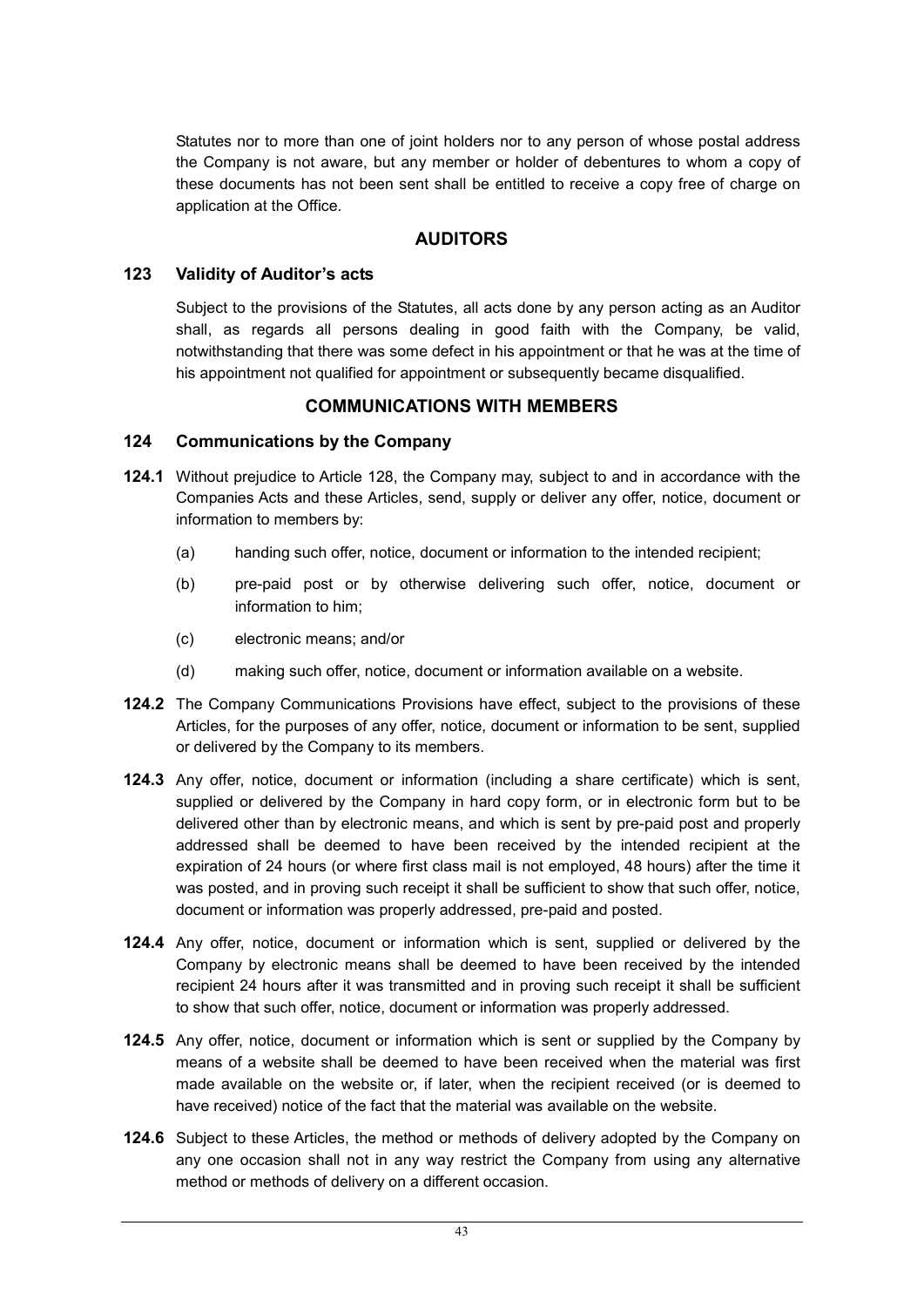Statutes nor to more than one of joint holders nor to any person of whose postal address the Company is not aware, but any member or holder of debentures to whom a copy of these documents has not been sent shall be entitled to receive a copy free of charge on application at the Office.

## AUDITORS

### 123 Validity of Auditor's acts

Subject to the provisions of the Statutes, all acts done by any person acting as an Auditor shall, as regards all persons dealing in good faith with the Company, be valid, notwithstanding that there was some defect in his appointment or that he was at the time of his appointment not qualified for appointment or subsequently became disqualified.

## COMMUNICATIONS WITH MEMBERS

### 124 Communications by the Company

**124.1** Without prejudice to Article 128, the Company may, subject to and in accordance with the Companies Acts and these Articles, send, supply or deliver any offer, notice, document or information to members by:

(a) handing such offer, notice, document or information to the intended recipient;

(b) pre-paid post or by otherwise delivering such offer, notice, document or information to him;

(c) electronic means; and/or

(d) making such offer, notice, document or information available on a website.

**124.2** The Company Communications Provisions have effect, subject to the provisions of these Articles, for the purposes of any offer, notice, document or information to be sent, supplied or delivered by the Company to its members.

**124.3** Any offer, notice, document or information (including a share certificate) which is sent, supplied or delivered by the Company in hard copy form, or in electronic form but to be delivered other than by electronic means, and which is sent by pre-paid post and properly addressed shall be deemed to have been received by the intended recipient at the expiration of 24 hours (or where first class mail is not employed, 48 hours) after the time it was posted, and in proving such receipt it shall be sufficient to show that such offer, notice, document or information was properly addressed, pre-paid and posted.

**124.4** Any offer, notice, document or information which is sent, supplied or delivered by the Company by electronic means shall be deemed to have been received by the intended recipient 24 hours after it was transmitted and in proving such receipt it shall be sufficient to show that such offer, notice, document or information was properly addressed.

**124.5** Any offer, notice, document or information which is sent or supplied by the Company by means of a website shall be deemed to have been received when the material was first made available on the website or, if later, when the recipient received (or is deemed to have received) notice of the fact that the material was available on the website.

**124.6** Subject to these Articles, the method or methods of delivery adopted by the Company on any one occasion shall not in any way restrict the Company from using any alternative method or methods of delivery on a different occasion.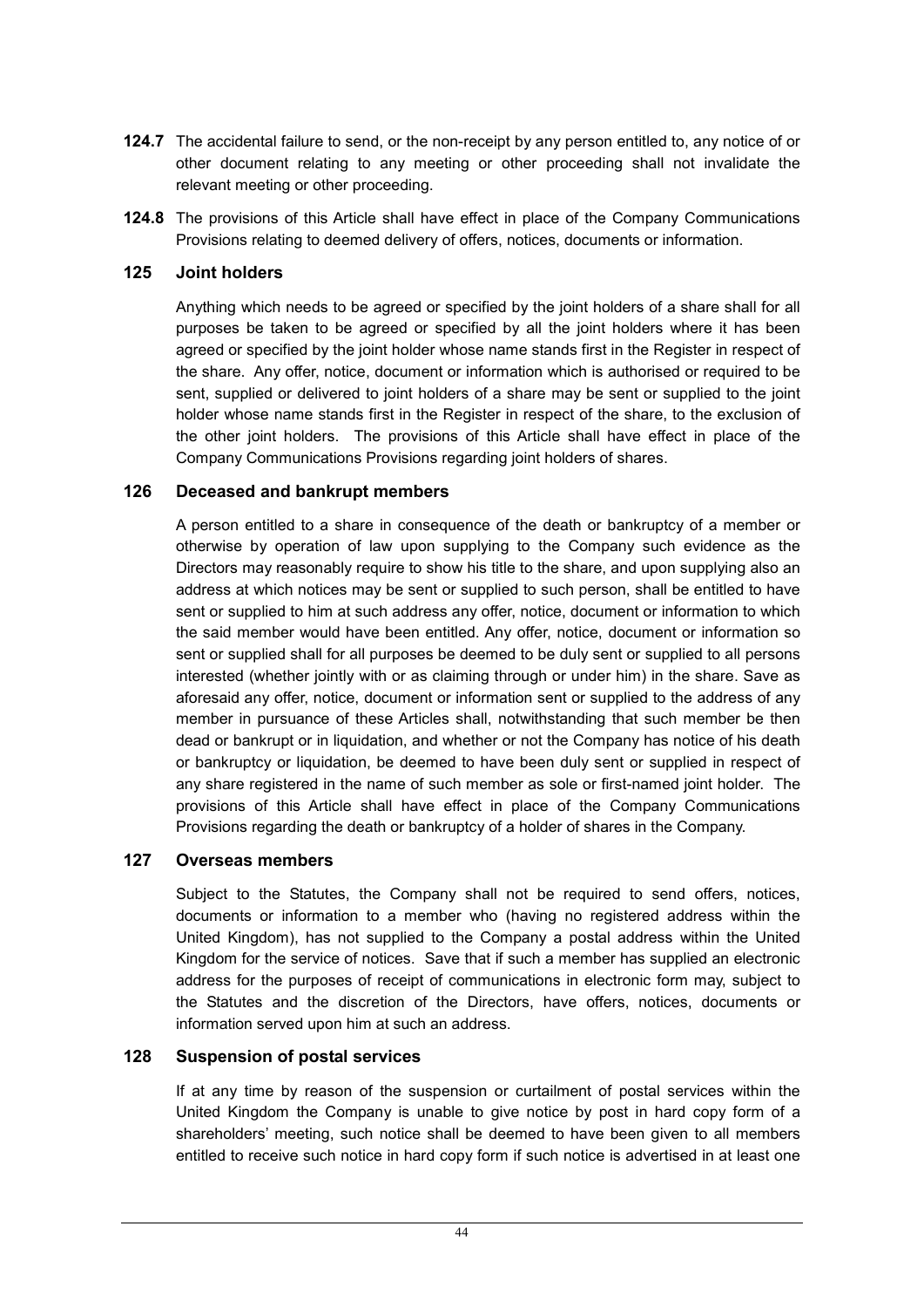**124.7** The accidental failure to send, or the non-receipt by any person entitled to, any notice of or other document relating to any meeting or other proceeding shall not invalidate the relevant meeting or other proceeding.

**124.8** The provisions of this Article shall have effect in place of the Company Communications Provisions relating to deemed delivery of offers, notices, documents or information.

## 125 Joint holders

Anything which needs to be agreed or specified by the joint holders of a share shall for all purposes be taken to be agreed or specified by all the joint holders where it has been agreed or specified by the joint holder whose name stands first in the Register in respect of the share. Any offer, notice, document or information which is authorised or required to be sent, supplied or delivered to joint holders of a share may be sent or supplied to the joint holder whose name stands first in the Register in respect of the share, to the exclusion of the other joint holders. The provisions of this Article shall have effect in place of the Company Communications Provisions regarding joint holders of shares.

## 126 Deceased and bankrupt members

A person entitled to a share in consequence of the death or bankruptcy of a member or otherwise by operation of law upon supplying to the Company such evidence as the Directors may reasonably require to show his title to the share, and upon supplying also an address at which notices may be sent or supplied to such person, shall be entitled to have sent or supplied to him at such address any offer, notice, document or information to which the said member would have been entitled. Any offer, notice, document or information so sent or supplied shall for all purposes be deemed to be duly sent or supplied to all persons interested (whether jointly with or as claiming through or under him) in the share. Save as aforesaid any offer, notice, document or information sent or supplied to the address of any member in pursuance of these Articles shall, notwithstanding that such member be then dead or bankrupt or in liquidation, and whether or not the Company has notice of his death or bankruptcy or liquidation, be deemed to have been duly sent or supplied in respect of any share registered in the name of such member as sole or first-named joint holder. The provisions of this Article shall have effect in place of the Company Communications Provisions regarding the death or bankruptcy of a holder of shares in the Company.

## 127 Overseas members

Subject to the Statutes, the Company shall not be required to send offers, notices, documents or information to a member who (having no registered address within the United Kingdom), has not supplied to the Company a postal address within the United Kingdom for the service of notices. Save that if such a member has supplied an electronic address for the purposes of receipt of communications in electronic form may, subject to the Statutes and the discretion of the Directors, have offers, notices, documents or information served upon him at such an address.

## 128 Suspension of postal services

If at any time by reason of the suspension or curtailment of postal services within the United Kingdom the Company is unable to give notice by post in hard copy form of a shareholders' meeting, such notice shall be deemed to have been given to all members entitled to receive such notice in hard copy form if such notice is advertised in at least one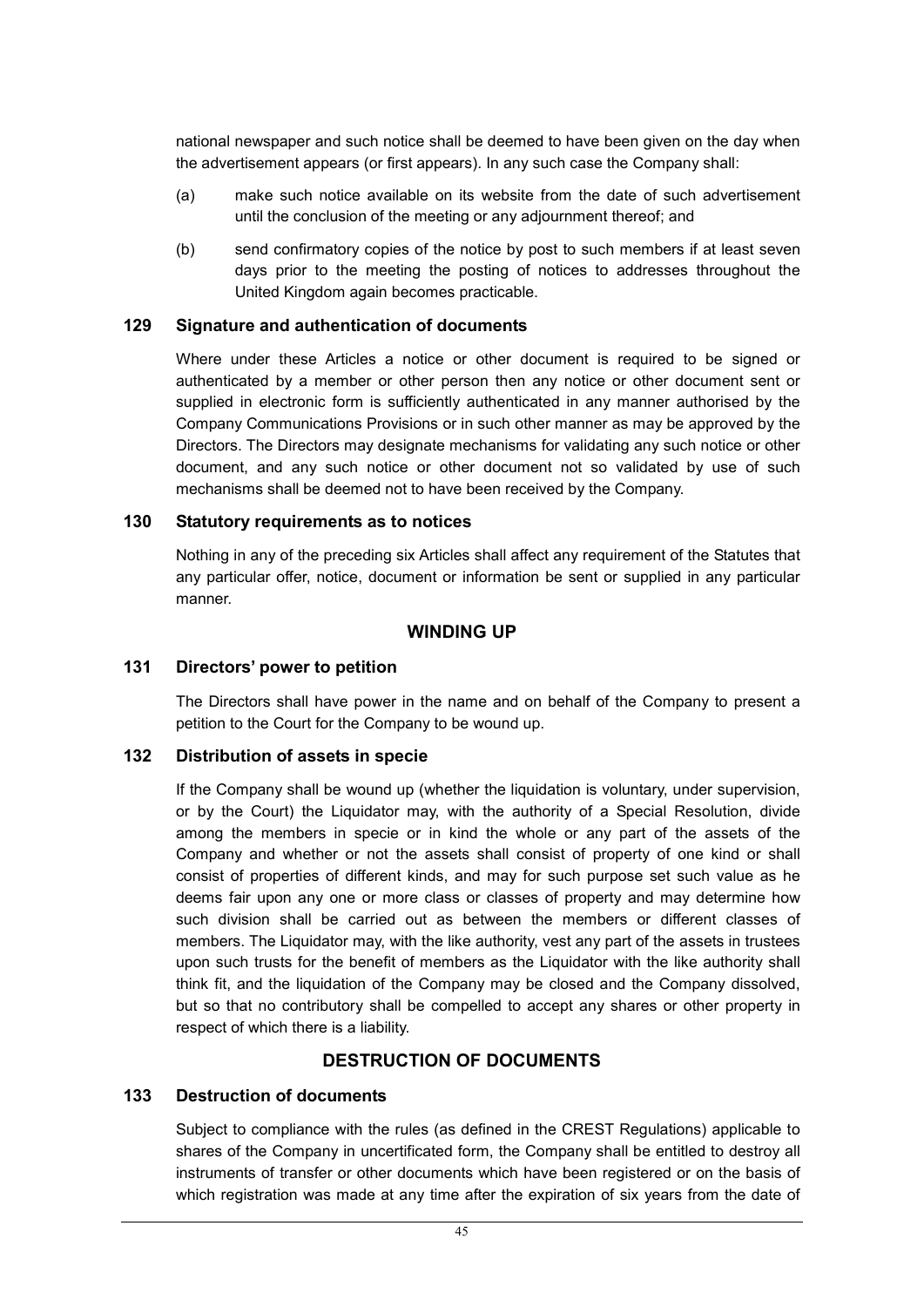national newspaper and such notice shall be deemed to have been given on the day when the advertisement appears (or first appears). In any such case the Company shall:

(a) make such notice available on its website from the date of such advertisement until the conclusion of the meeting or any adjournment thereof; and

(b) send confirmatory copies of the notice by post to such members if at least seven days prior to the meeting the posting of notices to addresses throughout the United Kingdom again becomes practicable.

### 129 Signature and authentication of documents

Where under these Articles a notice or other document is required to be signed or authenticated by a member or other person then any notice or other document sent or supplied in electronic form is sufficiently authenticated in any manner authorised by the Company Communications Provisions or in such other manner as may be approved by the Directors. The Directors may designate mechanisms for validating any such notice or other document, and any such notice or other document not so validated by use of such mechanisms shall be deemed not to have been received by the Company.

### 130 Statutory requirements as to notices

Nothing in any of the preceding six Articles shall affect any requirement of the Statutes that any particular offer, notice, document or information be sent or supplied in any particular manner.

## WINDING UP

### 131 Directors' power to petition

The Directors shall have power in the name and on behalf of the Company to present a petition to the Court for the Company to be wound up.

### 132 Distribution of assets in specie

If the Company shall be wound up (whether the liquidation is voluntary, under supervision, or by the Court) the Liquidator may, with the authority of a Special Resolution, divide among the members in specie or in kind the whole or any part of the assets of the Company and whether or not the assets shall consist of property of one kind or shall consist of properties of different kinds, and may for such purpose set such value as he deems fair upon any one or more class or classes of property and may determine how such division shall be carried out as between the members or different classes of members. The Liquidator may, with the like authority, vest any part of the assets in trustees upon such trusts for the benefit of members as the Liquidator with the like authority shall think fit, and the liquidation of the Company may be closed and the Company dissolved, but so that no contributory shall be compelled to accept any shares or other property in respect of which there is a liability.

## DESTRUCTION OF DOCUMENTS

### 133 Destruction of documents

Subject to compliance with the rules (as defined in the CREST Regulations) applicable to shares of the Company in uncertificated form, the Company shall be entitled to destroy all instruments of transfer or other documents which have been registered or on the basis of which registration was made at any time after the expiration of six years from the date of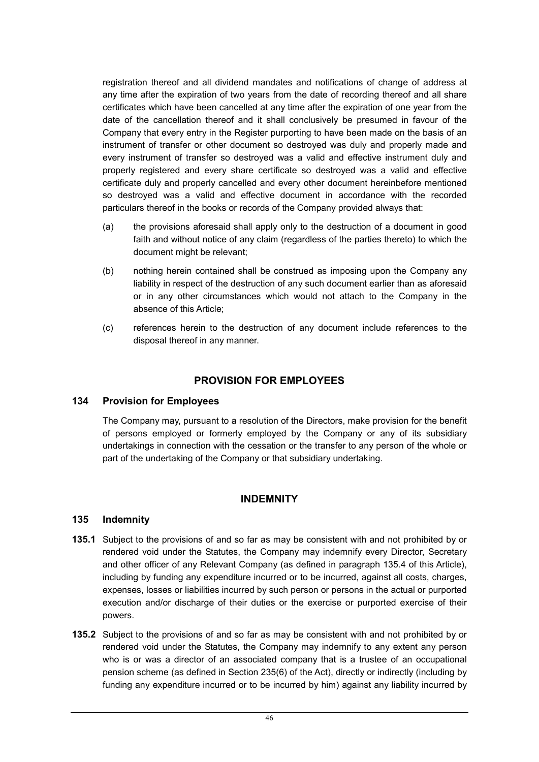registration thereof and all dividend mandates and notifications of change of address at any time after the expiration of two years from the date of recording thereof and all share certificates which have been cancelled at any time after the expiration of one year from the date of the cancellation thereof and it shall conclusively be presumed in favour of the Company that every entry in the Register purporting to have been made on the basis of an instrument of transfer or other document so destroyed was duly and properly made and every instrument of transfer so destroyed was a valid and effective instrument duly and properly registered and every share certificate so destroyed was a valid and effective certificate duly and properly cancelled and every other document hereinbefore mentioned so destroyed was a valid and effective document in accordance with the recorded particulars thereof in the books or records of the Company provided always that:

(a) the provisions aforesaid shall apply only to the destruction of a document in good faith and without notice of any claim (regardless of the parties thereto) to which the document might be relevant;

(b) nothing herein contained shall be construed as imposing upon the Company any liability in respect of the destruction of any such document earlier than as aforesaid or in any other circumstances which would not attach to the Company in the absence of this Article;

(c) references herein to the destruction of any document include references to the disposal thereof in any manner.

## PROVISION FOR EMPLOYEES

### 134 Provision for Employees

The Company may, pursuant to a resolution of the Directors, make provision for the benefit of persons employed or formerly employed by the Company or any of its subsidiary undertakings in connection with the cessation or the transfer to any person of the whole or part of the undertaking of the Company or that subsidiary undertaking.

## INDEMNITY

### 135 Indemnity

**135.1** Subject to the provisions of and so far as may be consistent with and not prohibited by or rendered void under the Statutes, the Company may indemnify every Director, Secretary and other officer of any Relevant Company (as defined in paragraph 135.4 of this Article), including by funding any expenditure incurred or to be incurred, against all costs, charges, expenses, losses or liabilities incurred by such person or persons in the actual or purported execution and/or discharge of their duties or the exercise or purported exercise of their powers.

**135.2** Subject to the provisions of and so far as may be consistent with and not prohibited by or rendered void under the Statutes, the Company may indemnify to any extent any person who is or was a director of an associated company that is a trustee of an occupational pension scheme (as defined in Section 235(6) of the Act), directly or indirectly (including by funding any expenditure incurred or to be incurred by him) against any liability incurred by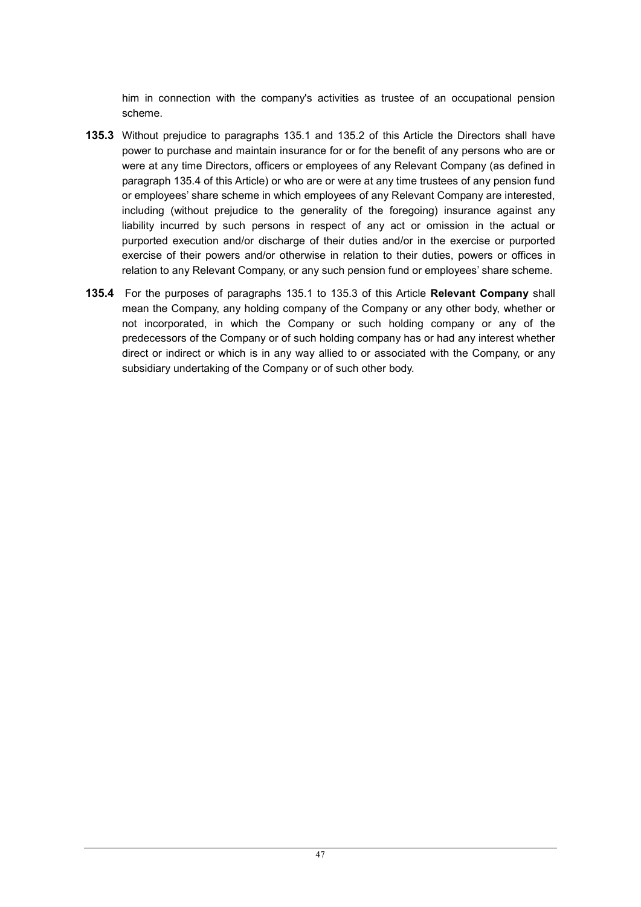him in connection with the company's activities as trustee of an occupational pension scheme.

**135.3** Without prejudice to paragraphs 135.1 and 135.2 of this Article the Directors shall have power to purchase and maintain insurance for or for the benefit of any persons who are or were at any time Directors, officers or employees of any Relevant Company (as defined in paragraph 135.4 of this Article) or who are or were at any time trustees of any pension fund or employees' share scheme in which employees of any Relevant Company are interested, including (without prejudice to the generality of the foregoing) insurance against any liability incurred by such persons in respect of any act or omission in the actual or purported execution and/or discharge of their duties and/or in the exercise or purported exercise of their powers and/or otherwise in relation to their duties, powers or offices in relation to any Relevant Company, or any such pension fund or employees' share scheme.

**135.4** For the purposes of paragraphs 135.1 to 135.3 of this Article **Relevant Company** shall mean the Company, any holding company of the Company or any other body, whether or not incorporated, in which the Company or such holding company or any of the predecessors of the Company or of such holding company has or had any interest whether direct or indirect or which is in any way allied to or associated with the Company, or any subsidiary undertaking of the Company or of such other body.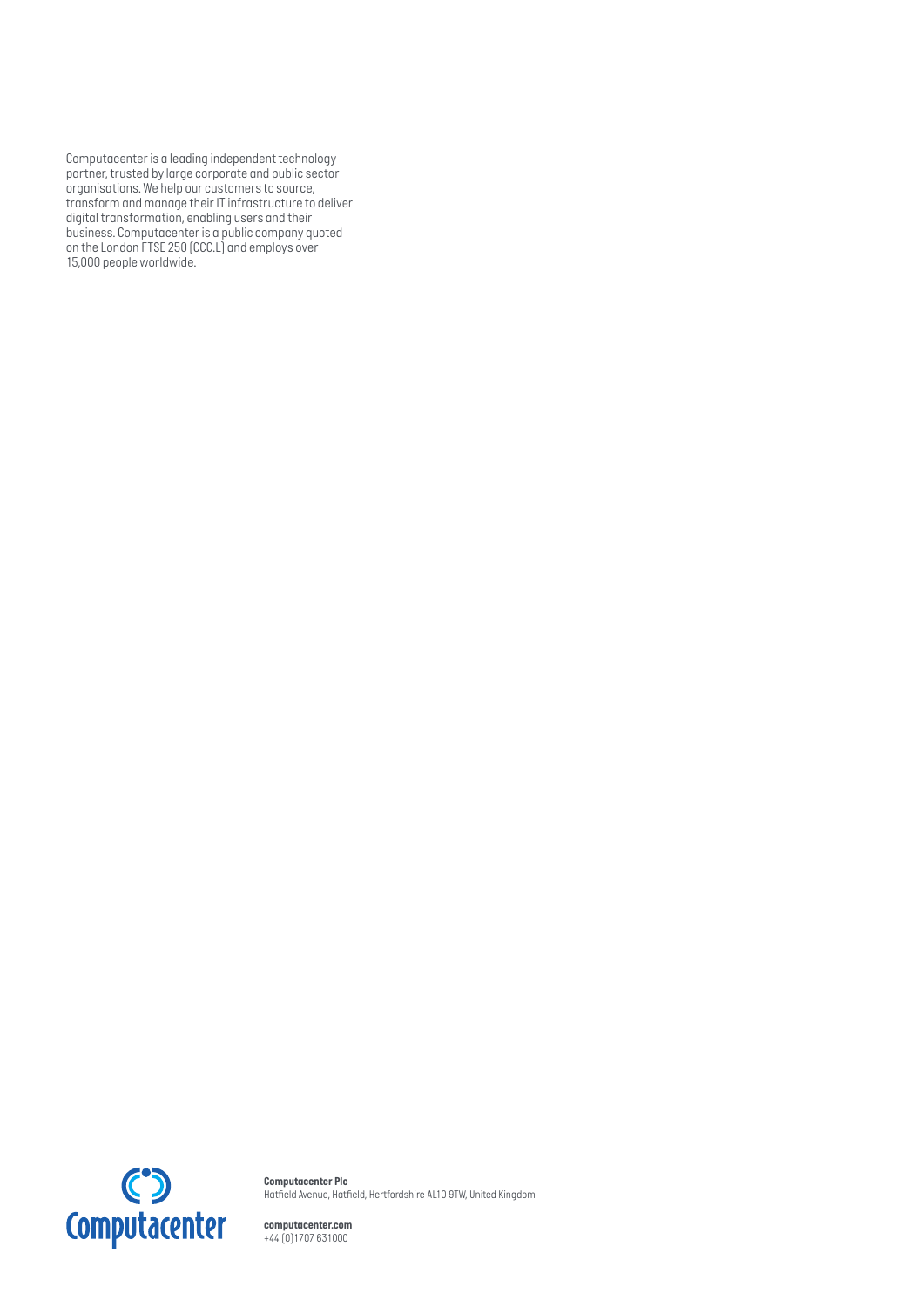Computacenter is a leading independent technology partner, trusted by large corporate and public sector organisations. We help our customers to source, transform and manage their IT infrastructure to deliver digital transformation, enabling users and their business. Computacenter is a public company quoted on the London FTSE 250 (CCC.L) and employs over 15,000 people worldwide.

Computacenter

**Computacenter Plc**
Hatfield Avenue, Hatfield, Hertfordshire AL10 9TW, United Kingdom

**computacenter.com**
+44 (0)1707 631000